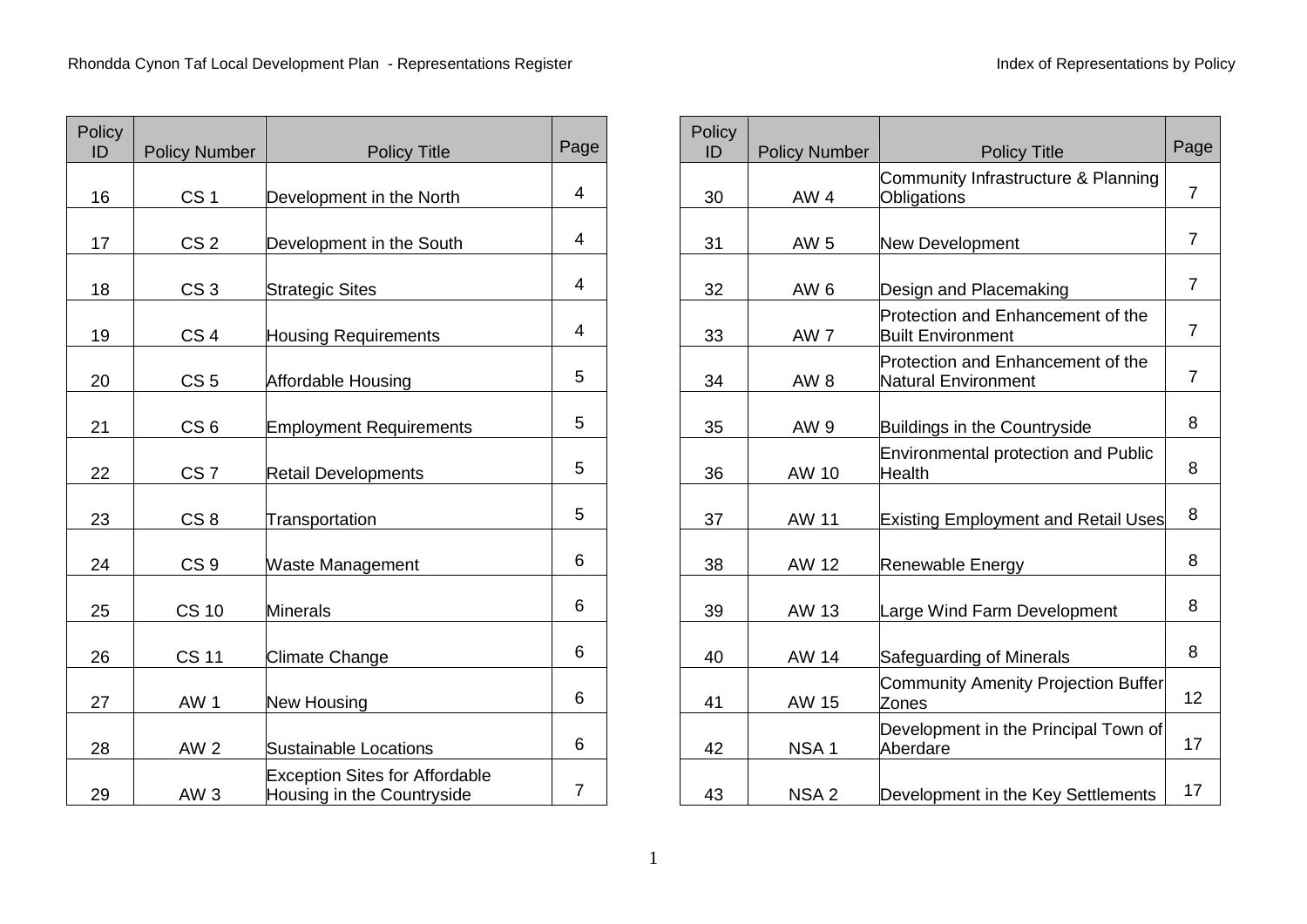| Policy ID | Policy Number | Policy Title | Page |
|---|---|---|---|
| 16 | CS 1 | Development in the North | 4 |
| 17 | CS 2 | Development in the South | 4 |
| 18 | CS 3 | Strategic Sites | 4 |
| 19 | CS 4 | Housing Requirements | 4 |
| 20 | CS 5 | Affordable Housing | 5 |
| 21 | CS 6 | Employment Requirements | 5 |
| 22 | CS 7 | Retail Developments | 5 |
| 23 | CS 8 | Transportation | 5 |
| 24 | CS 9 | Waste Management | 6 |
| 25 | CS 10 | Minerals | 6 |
| 26 | CS 11 | Climate Change | 6 |
| 27 | AW 1 | New Housing | 6 |
| 28 | AW 2 | Sustainable Locations | 6 |
| 29 | AW 3 | Exception Sites for Affordable Housing in the Countryside | 7 |
| 30 | AW 4 | Community Infrastructure & Planning Obligations | 7 |
| 31 | AW 5 | New Development | 7 |
| 32 | AW 6 | Design and Placemaking | 7 |
| 33 | AW 7 | Protection and Enhancement of the Built Environment | 7 |
| 34 | AW 8 | Protection and Enhancement of the Natural Environment | 7 |
| 35 | AW 9 | Buildings in the Countryside | 8 |
| 36 | AW 10 | Environmental protection and Public Health | 8 |
| 37 | AW 11 | Existing Employment and Retail Uses | 8 |
| 38 | AW 12 | Renewable Energy | 8 |
| 39 | AW 13 | Large Wind Farm Development | 8 |
| 40 | AW 14 | Safeguarding of Minerals | 8 |
| 41 | AW 15 | Community Amenity Projection Buffer Zones | 12 |
| 42 | NSA 1 | Development in the Principal Town of Aberdare | 17 |
| 43 | NSA 2 | Development in the Key Settlements | 17 |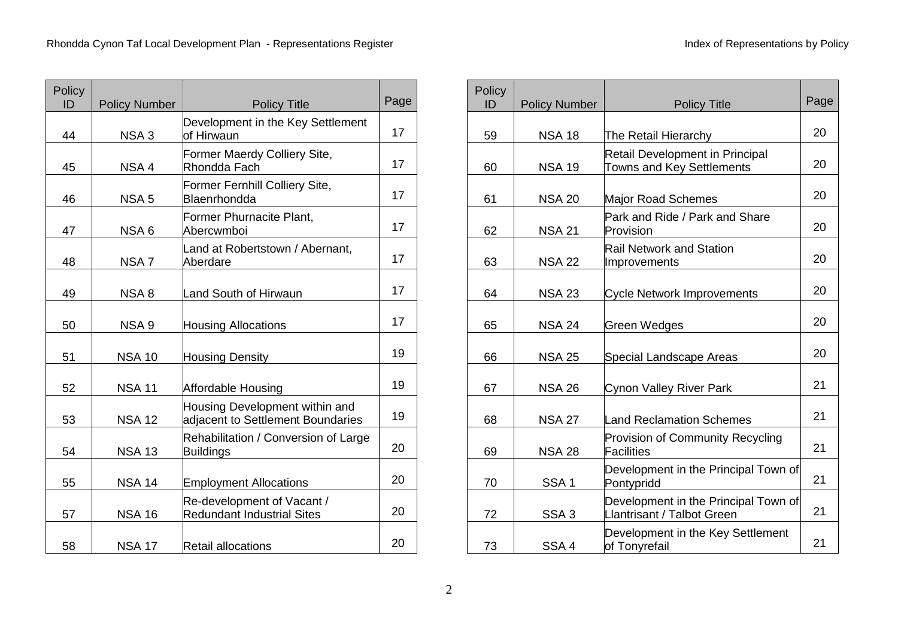| Policy ID | Policy Number | Policy Title | Page |
|---|---|---|---|
| 44 | NSA 3 | Development in the Key Settlement of Hirwaun | 17 |
| 45 | NSA 4 | Former Maerdy Colliery Site, Rhondda Fach | 17 |
| 46 | NSA 5 | Former Fernhill Colliery Site, Blaenrhondda | 17 |
| 47 | NSA 6 | Former Phurnacite Plant, Abercwmboi | 17 |
| 48 | NSA 7 | Land at Robertstown / Abernant, Aberdare | 17 |
| 49 | NSA 8 | Land South of Hirwaun | 17 |
| 50 | NSA 9 | Housing Allocations | 17 |
| 51 | NSA 10 | Housing Density | 19 |
| 52 | NSA 11 | Affordable Housing | 19 |
| 53 | NSA 12 | Housing Development within and adjacent to Settlement Boundaries | 19 |
| 54 | NSA 13 | Rehabilitation / Conversion of Large Buildings | 20 |
| 55 | NSA 14 | Employment Allocations | 20 |
| 57 | NSA 16 | Re-development of Vacant / Redundant Industrial Sites | 20 |
| 58 | NSA 17 | Retail allocations | 20 |
| 59 | NSA 18 | The Retail Hierarchy | 20 |
| 60 | NSA 19 | Retail Development in Principal Towns and Key Settlements | 20 |
| 61 | NSA 20 | Major Road Schemes | 20 |
| 62 | NSA 21 | Park and Ride / Park and Share Provision | 20 |
| 63 | NSA 22 | Rail Network and Station Improvements | 20 |
| 64 | NSA 23 | Cycle Network Improvements | 20 |
| 65 | NSA 24 | Green Wedges | 20 |
| 66 | NSA 25 | Special Landscape Areas | 20 |
| 67 | NSA 26 | Cynon Valley River Park | 21 |
| 68 | NSA 27 | Land Reclamation Schemes | 21 |
| 69 | NSA 28 | Provision of Community Recycling Facilities | 21 |
| 70 | SSA 1 | Development in the Principal Town of Pontypridd | 21 |
| 72 | SSA 3 | Development in the Principal Town of Llantrisant / Talbot Green | 21 |
| 73 | SSA 4 | Development in the Key Settlement of Tonyrefail | 21 |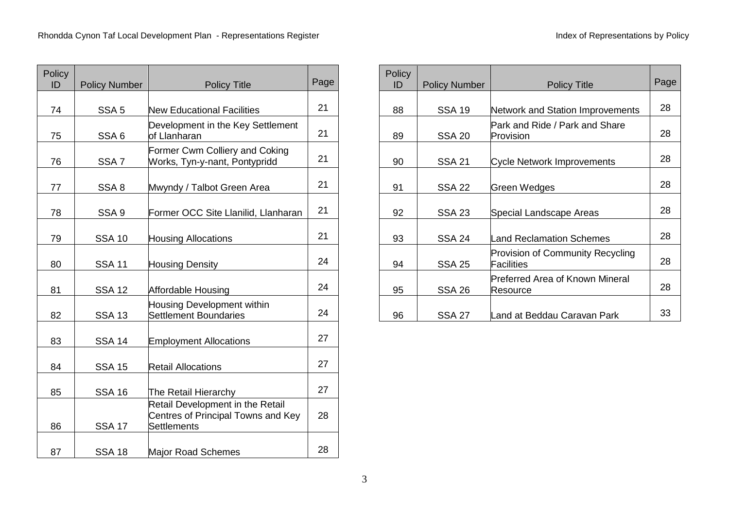| Policy ID | Policy Number | Policy Title | Page |
|---|---|---|---|
| 74 | SSA 5 | New Educational Facilities | 21 |
| 75 | SSA 6 | Development in the Key Settlement of Llanharan | 21 |
| 76 | SSA 7 | Former Cwm Colliery and Coking Works, Tyn-y-nant, Pontypridd | 21 |
| 77 | SSA 8 | Mwyndy / Talbot Green Area | 21 |
| 78 | SSA 9 | Former OCC Site Llanilid, Llanharan | 21 |
| 79 | SSA 10 | Housing Allocations | 21 |
| 80 | SSA 11 | Housing Density | 24 |
| 81 | SSA 12 | Affordable Housing | 24 |
| 82 | SSA 13 | Housing Development within Settlement Boundaries | 24 |
| 83 | SSA 14 | Employment Allocations | 27 |
| 84 | SSA 15 | Retail Allocations | 27 |
| 85 | SSA 16 | The Retail Hierarchy | 27 |
| 86 | SSA 17 | Retail Development in the Retail Centres of Principal Towns and Key Settlements | 28 |
| 87 | SSA 18 | Major Road Schemes | 28 |
| 88 | SSA 19 | Network and Station Improvements | 28 |
| 89 | SSA 20 | Park and Ride / Park and Share Provision | 28 |
| 90 | SSA 21 | Cycle Network Improvements | 28 |
| 91 | SSA 22 | Green Wedges | 28 |
| 92 | SSA 23 | Special Landscape Areas | 28 |
| 93 | SSA 24 | Land Reclamation Schemes | 28 |
| 94 | SSA 25 | Provision of Community Recycling Facilities | 28 |
| 95 | SSA 26 | Preferred Area of Known Mineral Resource | 28 |
| 96 | SSA 27 | Land at Beddau Caravan Park | 33 |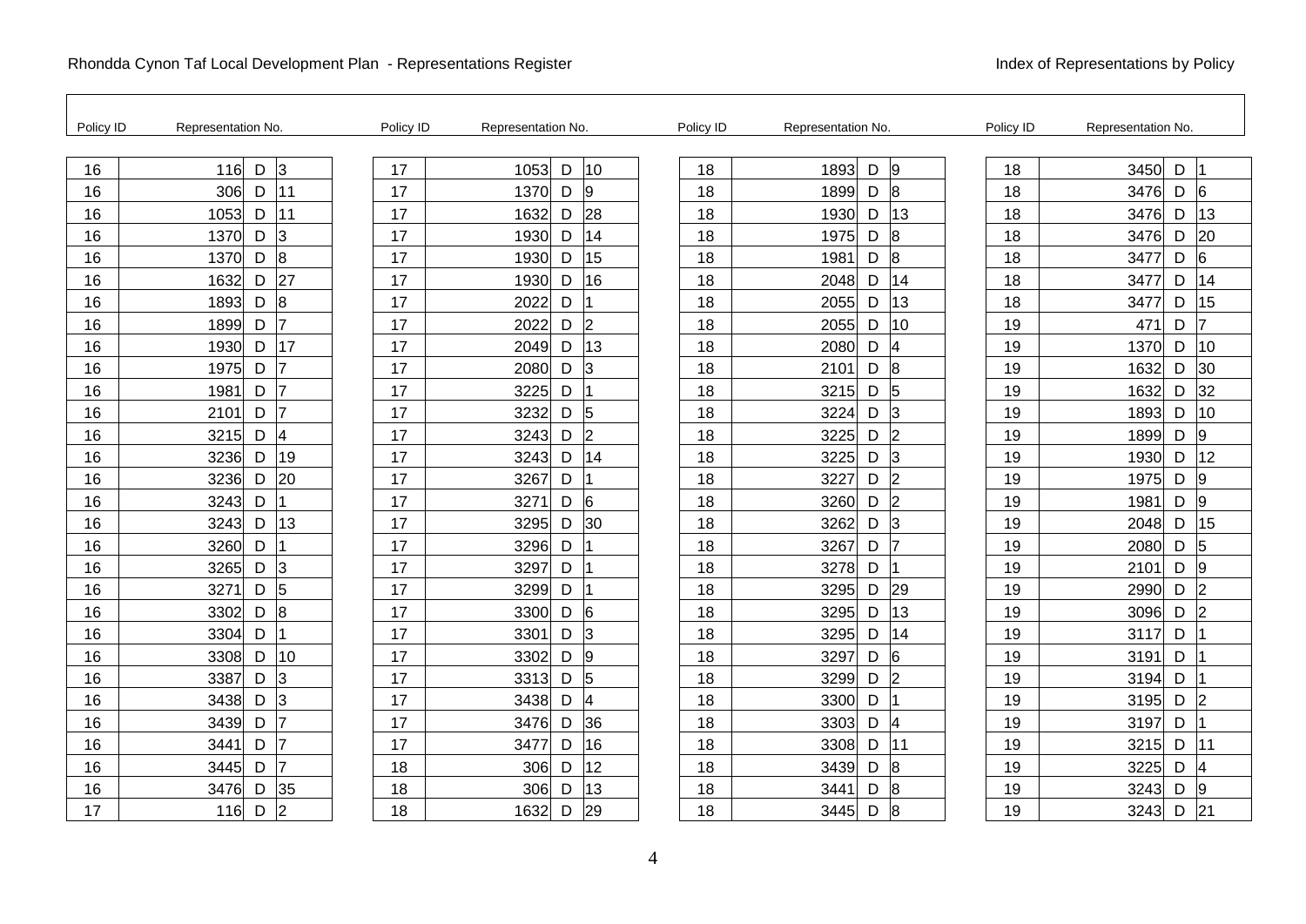| Policy ID | Representation No. | | |
|---|---|---|---|
| 16 | 116 | D | 3 |
| 16 | 306 | D | 11 |
| 16 | 1053 | D | 11 |
| 16 | 1370 | D | 3 |
| 16 | 1370 | D | 8 |
| 16 | 1632 | D | 27 |
| 16 | 1893 | D | 8 |
| 16 | 1899 | D | 7 |
| 16 | 1930 | D | 17 |
| 16 | 1975 | D | 7 |
| 16 | 1981 | D | 7 |
| 16 | 2101 | D | 7 |
| 16 | 3215 | D | 4 |
| 16 | 3236 | D | 19 |
| 16 | 3236 | D | 20 |
| 16 | 3243 | D | 1 |
| 16 | 3243 | D | 13 |
| 16 | 3260 | D | 1 |
| 16 | 3265 | D | 3 |
| 16 | 3271 | D | 5 |
| 16 | 3302 | D | 8 |
| 16 | 3304 | D | 1 |
| 16 | 3308 | D | 10 |
| 16 | 3387 | D | 3 |
| 16 | 3438 | D | 3 |
| 16 | 3439 | D | 7 |
| 16 | 3441 | D | 7 |
| 16 | 3445 | D | 7 |
| 16 | 3476 | D | 35 |
| 17 | 116 | D | 2 |
| 17 | 1053 | D | 10 |
| 17 | 1370 | D | 9 |
| 17 | 1632 | D | 28 |
| 17 | 1930 | D | 14 |
| 17 | 1930 | D | 15 |
| 17 | 1930 | D | 16 |
| 17 | 2022 | D | 1 |
| 17 | 2022 | D | 2 |
| 17 | 2049 | D | 13 |
| 17 | 2080 | D | 3 |
| 17 | 3225 | D | 1 |
| 17 | 3232 | D | 5 |
| 17 | 3243 | D | 2 |
| 17 | 3243 | D | 14 |
| 17 | 3267 | D | 1 |
| 17 | 3271 | D | 6 |
| 17 | 3295 | D | 30 |
| 17 | 3296 | D | 1 |
| 17 | 3297 | D | 1 |
| 17 | 3299 | D | 1 |
| 17 | 3300 | D | 6 |
| 17 | 3301 | D | 3 |
| 17 | 3302 | D | 9 |
| 17 | 3313 | D | 5 |
| 17 | 3438 | D | 4 |
| 17 | 3476 | D | 36 |
| 17 | 3477 | D | 16 |
| 18 | 306 | D | 12 |
| 18 | 306 | D | 13 |
| 18 | 1632 | D | 29 |
| 18 | 1893 | D | 9 |
| 18 | 1899 | D | 8 |
| 18 | 1930 | D | 13 |
| 18 | 1975 | D | 8 |
| 18 | 1981 | D | 8 |
| 18 | 2048 | D | 14 |
| 18 | 2055 | D | 13 |
| 18 | 2055 | D | 10 |
| 18 | 2080 | D | 4 |
| 18 | 2101 | D | 8 |
| 18 | 3215 | D | 5 |
| 18 | 3224 | D | 3 |
| 18 | 3225 | D | 2 |
| 18 | 3225 | D | 3 |
| 18 | 3227 | D | 2 |
| 18 | 3260 | D | 2 |
| 18 | 3262 | D | 3 |
| 18 | 3267 | D | 7 |
| 18 | 3278 | D | 1 |
| 18 | 3295 | D | 29 |
| 18 | 3295 | D | 13 |
| 18 | 3295 | D | 14 |
| 18 | 3297 | D | 6 |
| 18 | 3299 | D | 2 |
| 18 | 3300 | D | 1 |
| 18 | 3303 | D | 4 |
| 18 | 3308 | D | 11 |
| 18 | 3439 | D | 8 |
| 18 | 3441 | D | 8 |
| 18 | 3445 | D | 8 |
| 18 | 3450 | D | 1 |
| 18 | 3476 | D | 6 |
| 18 | 3476 | D | 13 |
| 18 | 3476 | D | 20 |
| 18 | 3477 | D | 6 |
| 18 | 3477 | D | 14 |
| 18 | 3477 | D | 15 |
| 19 | 471 | D | 7 |
| 19 | 1370 | D | 10 |
| 19 | 1632 | D | 30 |
| 19 | 1632 | D | 32 |
| 19 | 1893 | D | 10 |
| 19 | 1899 | D | 9 |
| 19 | 1930 | D | 12 |
| 19 | 1975 | D | 9 |
| 19 | 1981 | D | 9 |
| 19 | 2048 | D | 15 |
| 19 | 2080 | D | 5 |
| 19 | 2101 | D | 9 |
| 19 | 2990 | D | 2 |
| 19 | 3096 | D | 2 |
| 19 | 3117 | D | 1 |
| 19 | 3191 | D | 1 |
| 19 | 3194 | D | 1 |
| 19 | 3195 | D | 2 |
| 19 | 3197 | D | 1 |
| 19 | 3215 | D | 11 |
| 19 | 3225 | D | 4 |
| 19 | 3243 | D | 9 |
| 19 | 3243 | D | 21 |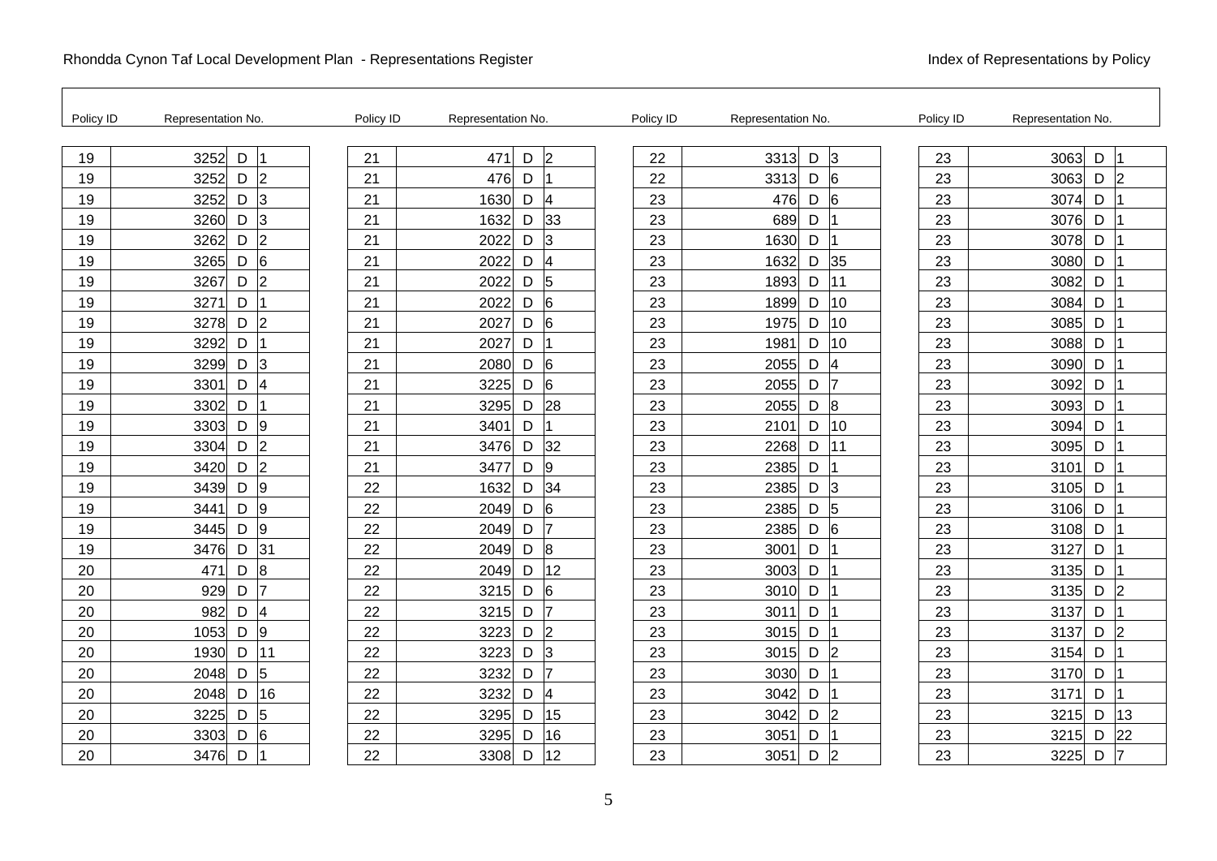Rhondda Cynon Taf Local Development Plan - Representations Register

Index of Representations by Policy

| Policy ID | Representation No. | | |
|---|---|---|---|
| 19 | 3252 | D | 1 |
| 19 | 3252 | D | 2 |
| 19 | 3252 | D | 3 |
| 19 | 3260 | D | 3 |
| 19 | 3262 | D | 2 |
| 19 | 3265 | D | 6 |
| 19 | 3267 | D | 2 |
| 19 | 3271 | D | 1 |
| 19 | 3278 | D | 2 |
| 19 | 3292 | D | 1 |
| 19 | 3299 | D | 3 |
| 19 | 3301 | D | 4 |
| 19 | 3302 | D | 1 |
| 19 | 3303 | D | 9 |
| 19 | 3304 | D | 2 |
| 19 | 3420 | D | 2 |
| 19 | 3439 | D | 9 |
| 19 | 3441 | D | 9 |
| 19 | 3445 | D | 9 |
| 19 | 3476 | D | 31 |
| 20 | 471 | D | 8 |
| 20 | 929 | D | 7 |
| 20 | 982 | D | 4 |
| 20 | 1053 | D | 9 |
| 20 | 1930 | D | 11 |
| 20 | 2048 | D | 5 |
| 20 | 2048 | D | 16 |
| 20 | 3225 | D | 5 |
| 20 | 3303 | D | 6 |
| 20 | 3476 | D | 1 |
| 21 | 471 | D | 2 |
| 21 | 476 | D | 1 |
| 21 | 1630 | D | 4 |
| 21 | 1632 | D | 33 |
| 21 | 2022 | D | 3 |
| 21 | 2022 | D | 4 |
| 21 | 2022 | D | 5 |
| 21 | 2022 | D | 6 |
| 21 | 2027 | D | 6 |
| 21 | 2027 | D | 1 |
| 21 | 2080 | D | 6 |
| 21 | 3225 | D | 6 |
| 21 | 3295 | D | 28 |
| 21 | 3401 | D | 1 |
| 21 | 3476 | D | 32 |
| 21 | 3477 | D | 9 |
| 22 | 1632 | D | 34 |
| 22 | 2049 | D | 6 |
| 22 | 2049 | D | 7 |
| 22 | 2049 | D | 8 |
| 22 | 2049 | D | 12 |
| 22 | 3215 | D | 6 |
| 22 | 3215 | D | 7 |
| 22 | 3223 | D | 2 |
| 22 | 3223 | D | 3 |
| 22 | 3232 | D | 7 |
| 22 | 3232 | D | 4 |
| 22 | 3295 | D | 15 |
| 22 | 3295 | D | 16 |
| 22 | 3308 | D | 12 |
| 22 | 3313 | D | 3 |
| 22 | 3313 | D | 6 |
| 23 | 476 | D | 6 |
| 23 | 689 | D | 1 |
| 23 | 1630 | D | 1 |
| 23 | 1632 | D | 35 |
| 23 | 1893 | D | 11 |
| 23 | 1899 | D | 10 |
| 23 | 1975 | D | 10 |
| 23 | 1981 | D | 10 |
| 23 | 2055 | D | 4 |
| 23 | 2055 | D | 7 |
| 23 | 2055 | D | 8 |
| 23 | 2101 | D | 10 |
| 23 | 2268 | D | 11 |
| 23 | 2385 | D | 1 |
| 23 | 2385 | D | 3 |
| 23 | 2385 | D | 5 |
| 23 | 2385 | D | 6 |
| 23 | 3001 | D | 1 |
| 23 | 3003 | D | 1 |
| 23 | 3010 | D | 1 |
| 23 | 3011 | D | 1 |
| 23 | 3015 | D | 1 |
| 23 | 3015 | D | 2 |
| 23 | 3030 | D | 1 |
| 23 | 3042 | D | 1 |
| 23 | 3042 | D | 2 |
| 23 | 3051 | D | 1 |
| 23 | 3051 | D | 2 |
| 23 | 3063 | D | 1 |
| 23 | 3063 | D | 2 |
| 23 | 3074 | D | 1 |
| 23 | 3076 | D | 1 |
| 23 | 3078 | D | 1 |
| 23 | 3080 | D | 1 |
| 23 | 3082 | D | 1 |
| 23 | 3084 | D | 1 |
| 23 | 3085 | D | 1 |
| 23 | 3088 | D | 1 |
| 23 | 3090 | D | 1 |
| 23 | 3092 | D | 1 |
| 23 | 3093 | D | 1 |
| 23 | 3094 | D | 1 |
| 23 | 3095 | D | 1 |
| 23 | 3101 | D | 1 |
| 23 | 3105 | D | 1 |
| 23 | 3106 | D | 1 |
| 23 | 3108 | D | 1 |
| 23 | 3127 | D | 1 |
| 23 | 3135 | D | 1 |
| 23 | 3135 | D | 2 |
| 23 | 3137 | D | 1 |
| 23 | 3137 | D | 2 |
| 23 | 3154 | D | 1 |
| 23 | 3170 | D | 1 |
| 23 | 3171 | D | 1 |
| 23 | 3215 | D | 13 |
| 23 | 3215 | D | 22 |
| 23 | 3225 | D | 7 |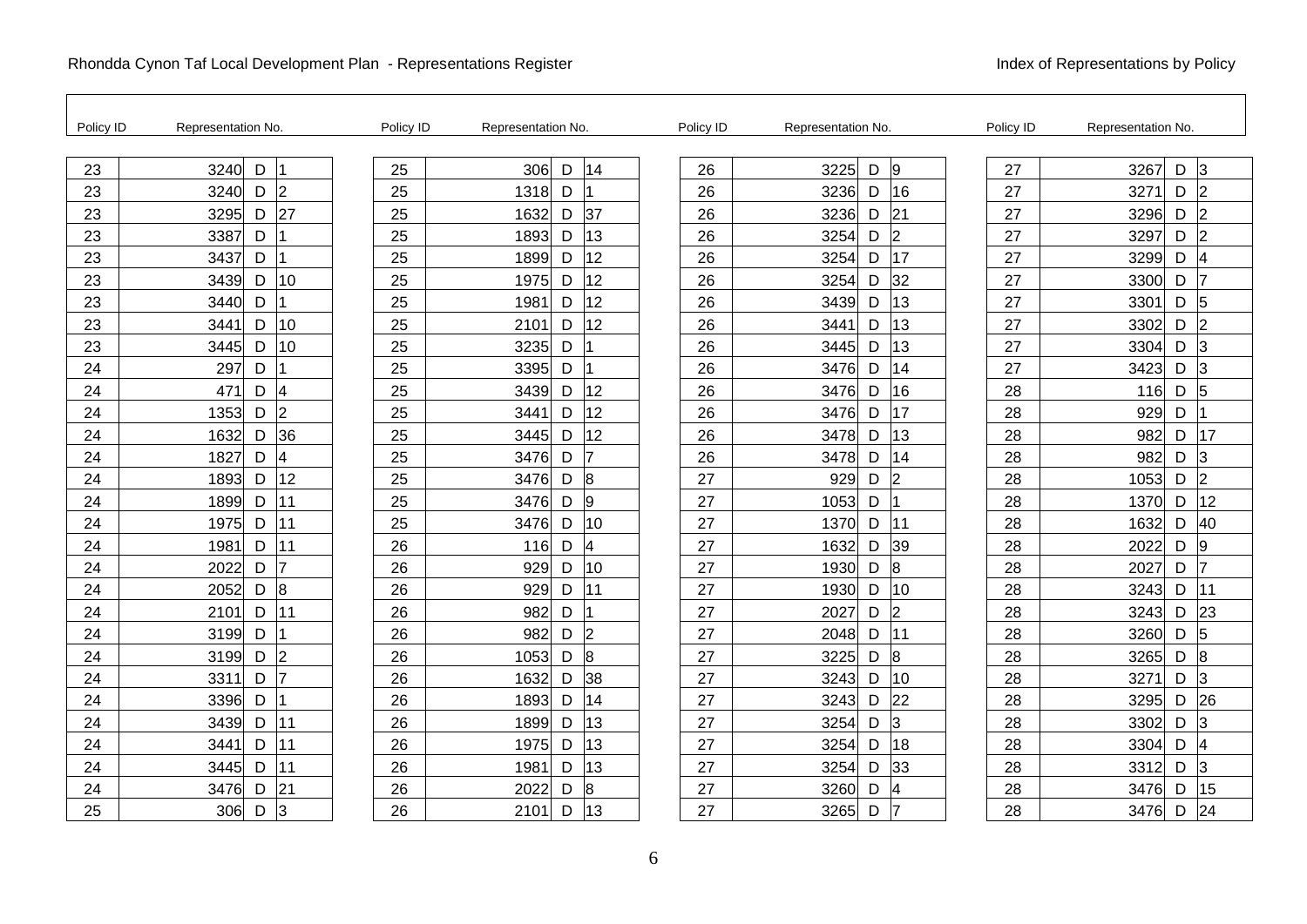Rhondda Cynon Taf Local Development Plan - Representations Register

Index of Representations by Policy

| Policy ID | Representation No. | | |
|---|---|---|---|
| 23 | 3240 | D | 1 |
| 23 | 3240 | D | 2 |
| 23 | 3295 | D | 27 |
| 23 | 3387 | D | 1 |
| 23 | 3437 | D | 1 |
| 23 | 3439 | D | 10 |
| 23 | 3440 | D | 1 |
| 23 | 3441 | D | 10 |
| 23 | 3445 | D | 10 |
| 24 | 297 | D | 1 |
| 24 | 471 | D | 4 |
| 24 | 1353 | D | 2 |
| 24 | 1632 | D | 36 |
| 24 | 1827 | D | 4 |
| 24 | 1893 | D | 12 |
| 24 | 1899 | D | 11 |
| 24 | 1975 | D | 11 |
| 24 | 1981 | D | 11 |
| 24 | 2022 | D | 7 |
| 24 | 2052 | D | 8 |
| 24 | 2101 | D | 11 |
| 24 | 3199 | D | 1 |
| 24 | 3199 | D | 2 |
| 24 | 3311 | D | 7 |
| 24 | 3396 | D | 1 |
| 24 | 3439 | D | 11 |
| 24 | 3441 | D | 11 |
| 24 | 3445 | D | 11 |
| 24 | 3476 | D | 21 |
| 25 | 306 | D | 3 |
| 25 | 306 | D | 14 |
| 25 | 1318 | D | 1 |
| 25 | 1632 | D | 37 |
| 25 | 1893 | D | 13 |
| 25 | 1899 | D | 12 |
| 25 | 1975 | D | 12 |
| 25 | 1981 | D | 12 |
| 25 | 2101 | D | 12 |
| 25 | 3235 | D | 1 |
| 25 | 3395 | D | 1 |
| 25 | 3439 | D | 12 |
| 25 | 3441 | D | 12 |
| 25 | 3445 | D | 12 |
| 25 | 3476 | D | 7 |
| 25 | 3476 | D | 8 |
| 25 | 3476 | D | 9 |
| 25 | 3476 | D | 10 |
| 26 | 116 | D | 4 |
| 26 | 929 | D | 10 |
| 26 | 929 | D | 11 |
| 26 | 982 | D | 1 |
| 26 | 982 | D | 2 |
| 26 | 1053 | D | 8 |
| 26 | 1632 | D | 38 |
| 26 | 1893 | D | 14 |
| 26 | 1899 | D | 13 |
| 26 | 1975 | D | 13 |
| 26 | 1981 | D | 13 |
| 26 | 2022 | D | 8 |
| 26 | 2101 | D | 13 |
| 26 | 3225 | D | 9 |
| 26 | 3236 | D | 16 |
| 26 | 3236 | D | 21 |
| 26 | 3254 | D | 2 |
| 26 | 3254 | D | 17 |
| 26 | 3254 | D | 32 |
| 26 | 3439 | D | 13 |
| 26 | 3441 | D | 13 |
| 26 | 3445 | D | 13 |
| 26 | 3476 | D | 14 |
| 26 | 3476 | D | 16 |
| 26 | 3476 | D | 17 |
| 26 | 3478 | D | 13 |
| 26 | 3478 | D | 14 |
| 27 | 929 | D | 2 |
| 27 | 1053 | D | 1 |
| 27 | 1370 | D | 11 |
| 27 | 1632 | D | 39 |
| 27 | 1930 | D | 8 |
| 27 | 1930 | D | 10 |
| 27 | 2027 | D | 2 |
| 27 | 2048 | D | 11 |
| 27 | 3225 | D | 8 |
| 27 | 3243 | D | 10 |
| 27 | 3243 | D | 22 |
| 27 | 3254 | D | 3 |
| 27 | 3254 | D | 18 |
| 27 | 3254 | D | 33 |
| 27 | 3260 | D | 4 |
| 27 | 3265 | D | 7 |
| 27 | 3267 | D | 3 |
| 27 | 3271 | D | 2 |
| 27 | 3296 | D | 2 |
| 27 | 3297 | D | 2 |
| 27 | 3299 | D | 4 |
| 27 | 3300 | D | 7 |
| 27 | 3301 | D | 5 |
| 27 | 3302 | D | 2 |
| 27 | 3304 | D | 3 |
| 27 | 3423 | D | 3 |
| 28 | 116 | D | 5 |
| 28 | 929 | D | 1 |
| 28 | 982 | D | 17 |
| 28 | 982 | D | 3 |
| 28 | 1053 | D | 2 |
| 28 | 1370 | D | 12 |
| 28 | 1632 | D | 40 |
| 28 | 2022 | D | 9 |
| 28 | 2027 | D | 7 |
| 28 | 3243 | D | 11 |
| 28 | 3243 | D | 23 |
| 28 | 3260 | D | 5 |
| 28 | 3265 | D | 8 |
| 28 | 3271 | D | 3 |
| 28 | 3295 | D | 26 |
| 28 | 3302 | D | 3 |
| 28 | 3304 | D | 4 |
| 28 | 3312 | D | 3 |
| 28 | 3476 | D | 15 |
| 28 | 3476 | D | 24 |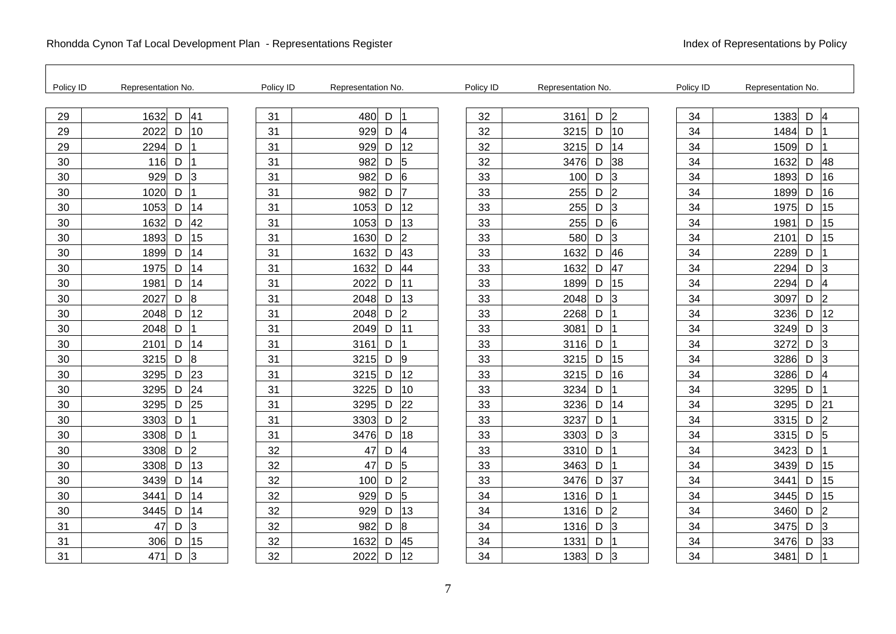| Policy ID | Representation No. | | | Policy ID | Representation No. | | | Policy ID | Representation No. | | | Policy ID | Representation No. | | |
|---|---|---|---|---|---|---|---|---|---|---|---|---|---|---|---|
| 29 | 1632 | D | 41 | 31 | 480 | D | 1 | 32 | 3161 | D | 2 | 34 | 1383 | D | 4 |
| 29 | 2022 | D | 10 | 31 | 929 | D | 4 | 32 | 3215 | D | 10 | 34 | 1484 | D | 1 |
| 29 | 2294 | D | 1 | 31 | 929 | D | 12 | 32 | 3215 | D | 14 | 34 | 1509 | D | 1 |
| 30 | 116 | D | 1 | 31 | 982 | D | 5 | 32 | 3476 | D | 38 | 34 | 1632 | D | 48 |
| 30 | 929 | D | 3 | 31 | 982 | D | 6 | 33 | 100 | D | 3 | 34 | 1893 | D | 16 |
| 30 | 1020 | D | 1 | 31 | 982 | D | 7 | 33 | 255 | D | 2 | 34 | 1899 | D | 16 |
| 30 | 1053 | D | 14 | 31 | 1053 | D | 12 | 33 | 255 | D | 3 | 34 | 1975 | D | 15 |
| 30 | 1632 | D | 42 | 31 | 1053 | D | 13 | 33 | 255 | D | 6 | 34 | 1981 | D | 15 |
| 30 | 1893 | D | 15 | 31 | 1630 | D | 2 | 33 | 580 | D | 3 | 34 | 2101 | D | 15 |
| 30 | 1899 | D | 14 | 31 | 1632 | D | 43 | 33 | 1632 | D | 46 | 34 | 2289 | D | 1 |
| 30 | 1975 | D | 14 | 31 | 1632 | D | 44 | 33 | 1632 | D | 47 | 34 | 2294 | D | 3 |
| 30 | 1981 | D | 14 | 31 | 2022 | D | 11 | 33 | 1899 | D | 15 | 34 | 2294 | D | 4 |
| 30 | 2027 | D | 8 | 31 | 2048 | D | 13 | 33 | 2048 | D | 3 | 34 | 3097 | D | 2 |
| 30 | 2048 | D | 12 | 31 | 2048 | D | 2 | 33 | 2268 | D | 1 | 34 | 3236 | D | 12 |
| 30 | 2048 | D | 1 | 31 | 2049 | D | 11 | 33 | 3081 | D | 1 | 34 | 3249 | D | 3 |
| 30 | 2101 | D | 14 | 31 | 3161 | D | 1 | 33 | 3116 | D | 1 | 34 | 3272 | D | 3 |
| 30 | 3215 | D | 8 | 31 | 3215 | D | 9 | 33 | 3215 | D | 15 | 34 | 3286 | D | 3 |
| 30 | 3295 | D | 23 | 31 | 3215 | D | 12 | 33 | 3215 | D | 16 | 34 | 3286 | D | 4 |
| 30 | 3295 | D | 24 | 31 | 3225 | D | 10 | 33 | 3234 | D | 1 | 34 | 3295 | D | 1 |
| 30 | 3295 | D | 25 | 31 | 3295 | D | 22 | 33 | 3236 | D | 14 | 34 | 3295 | D | 21 |
| 30 | 3303 | D | 1 | 31 | 3303 | D | 2 | 33 | 3237 | D | 1 | 34 | 3315 | D | 2 |
| 30 | 3308 | D | 1 | 31 | 3476 | D | 18 | 33 | 3303 | D | 3 | 34 | 3315 | D | 5 |
| 30 | 3308 | D | 2 | 32 | 47 | D | 4 | 33 | 3310 | D | 1 | 34 | 3423 | D | 1 |
| 30 | 3308 | D | 13 | 32 | 47 | D | 5 | 33 | 3463 | D | 1 | 34 | 3439 | D | 15 |
| 30 | 3439 | D | 14 | 32 | 100 | D | 2 | 33 | 3476 | D | 37 | 34 | 3441 | D | 15 |
| 30 | 3441 | D | 14 | 32 | 929 | D | 5 | 34 | 1316 | D | 1 | 34 | 3445 | D | 15 |
| 30 | 3445 | D | 14 | 32 | 929 | D | 13 | 34 | 1316 | D | 2 | 34 | 3460 | D | 2 |
| 31 | 47 | D | 3 | 32 | 982 | D | 8 | 34 | 1316 | D | 3 | 34 | 3475 | D | 3 |
| 31 | 306 | D | 15 | 32 | 1632 | D | 45 | 34 | 1331 | D | 1 | 34 | 3476 | D | 33 |
| 31 | 471 | D | 3 | 32 | 2022 | D | 12 | 34 | 1383 | D | 3 | 34 | 3481 | D | 1 |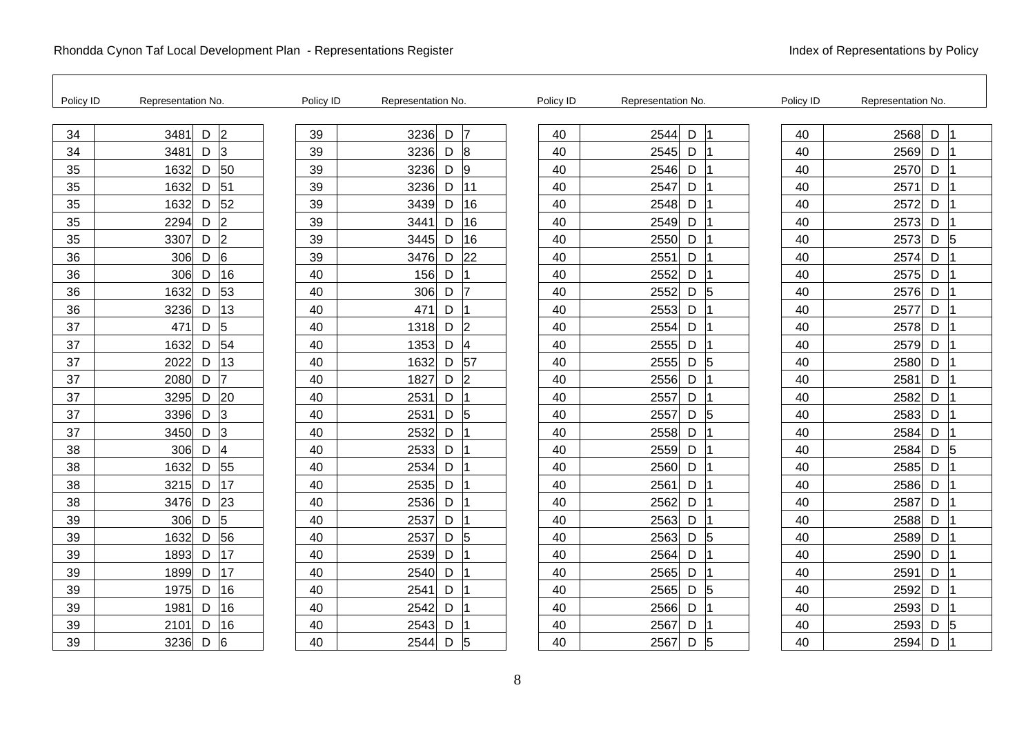Rhondda Cynon Taf Local Development Plan - Representations Register

Index of Representations by Policy

| Policy ID | Representation No. | | |
|---|---|---|---|
| 34 | 3481 | D | 2 |
| 34 | 3481 | D | 3 |
| 35 | 1632 | D | 50 |
| 35 | 1632 | D | 51 |
| 35 | 1632 | D | 52 |
| 35 | 2294 | D | 2 |
| 35 | 3307 | D | 2 |
| 36 | 306 | D | 6 |
| 36 | 306 | D | 16 |
| 36 | 1632 | D | 53 |
| 36 | 3236 | D | 13 |
| 37 | 471 | D | 5 |
| 37 | 1632 | D | 54 |
| 37 | 2022 | D | 13 |
| 37 | 2080 | D | 7 |
| 37 | 3295 | D | 20 |
| 37 | 3396 | D | 3 |
| 37 | 3450 | D | 3 |
| 38 | 306 | D | 4 |
| 38 | 1632 | D | 55 |
| 38 | 3215 | D | 17 |
| 38 | 3476 | D | 23 |
| 39 | 306 | D | 5 |
| 39 | 1632 | D | 56 |
| 39 | 1893 | D | 17 |
| 39 | 1899 | D | 17 |
| 39 | 1975 | D | 16 |
| 39 | 1981 | D | 16 |
| 39 | 2101 | D | 16 |
| 39 | 3236 | D | 6 |
| 39 | 3236 | D | 7 |
| 39 | 3236 | D | 8 |
| 39 | 3236 | D | 9 |
| 39 | 3236 | D | 11 |
| 39 | 3439 | D | 16 |
| 39 | 3441 | D | 16 |
| 39 | 3445 | D | 16 |
| 39 | 3476 | D | 22 |
| 40 | 156 | D | 1 |
| 40 | 306 | D | 7 |
| 40 | 471 | D | 1 |
| 40 | 1318 | D | 2 |
| 40 | 1353 | D | 4 |
| 40 | 1632 | D | 57 |
| 40 | 1827 | D | 2 |
| 40 | 2531 | D | 1 |
| 40 | 2531 | D | 5 |
| 40 | 2532 | D | 1 |
| 40 | 2533 | D | 1 |
| 40 | 2534 | D | 1 |
| 40 | 2535 | D | 1 |
| 40 | 2536 | D | 1 |
| 40 | 2537 | D | 1 |
| 40 | 2537 | D | 5 |
| 40 | 2539 | D | 1 |
| 40 | 2540 | D | 1 |
| 40 | 2541 | D | 1 |
| 40 | 2542 | D | 1 |
| 40 | 2543 | D | 1 |
| 40 | 2544 | D | 5 |
| 40 | 2544 | D | 1 |
| 40 | 2545 | D | 1 |
| 40 | 2546 | D | 1 |
| 40 | 2547 | D | 1 |
| 40 | 2548 | D | 1 |
| 40 | 2549 | D | 1 |
| 40 | 2550 | D | 1 |
| 40 | 2551 | D | 1 |
| 40 | 2552 | D | 1 |
| 40 | 2552 | D | 5 |
| 40 | 2553 | D | 1 |
| 40 | 2554 | D | 1 |
| 40 | 2555 | D | 1 |
| 40 | 2555 | D | 5 |
| 40 | 2556 | D | 1 |
| 40 | 2557 | D | 1 |
| 40 | 2557 | D | 5 |
| 40 | 2558 | D | 1 |
| 40 | 2559 | D | 1 |
| 40 | 2560 | D | 1 |
| 40 | 2561 | D | 1 |
| 40 | 2562 | D | 1 |
| 40 | 2563 | D | 1 |
| 40 | 2563 | D | 5 |
| 40 | 2564 | D | 1 |
| 40 | 2565 | D | 1 |
| 40 | 2565 | D | 5 |
| 40 | 2566 | D | 1 |
| 40 | 2567 | D | 1 |
| 40 | 2567 | D | 5 |
| 40 | 2568 | D | 1 |
| 40 | 2569 | D | 1 |
| 40 | 2570 | D | 1 |
| 40 | 2571 | D | 1 |
| 40 | 2572 | D | 1 |
| 40 | 2573 | D | 1 |
| 40 | 2573 | D | 5 |
| 40 | 2574 | D | 1 |
| 40 | 2575 | D | 1 |
| 40 | 2576 | D | 1 |
| 40 | 2577 | D | 1 |
| 40 | 2578 | D | 1 |
| 40 | 2579 | D | 1 |
| 40 | 2580 | D | 1 |
| 40 | 2581 | D | 1 |
| 40 | 2582 | D | 1 |
| 40 | 2583 | D | 1 |
| 40 | 2584 | D | 1 |
| 40 | 2584 | D | 5 |
| 40 | 2585 | D | 1 |
| 40 | 2586 | D | 1 |
| 40 | 2587 | D | 1 |
| 40 | 2588 | D | 1 |
| 40 | 2589 | D | 1 |
| 40 | 2590 | D | 1 |
| 40 | 2591 | D | 1 |
| 40 | 2592 | D | 1 |
| 40 | 2593 | D | 1 |
| 40 | 2593 | D | 5 |
| 40 | 2594 | D | 1 |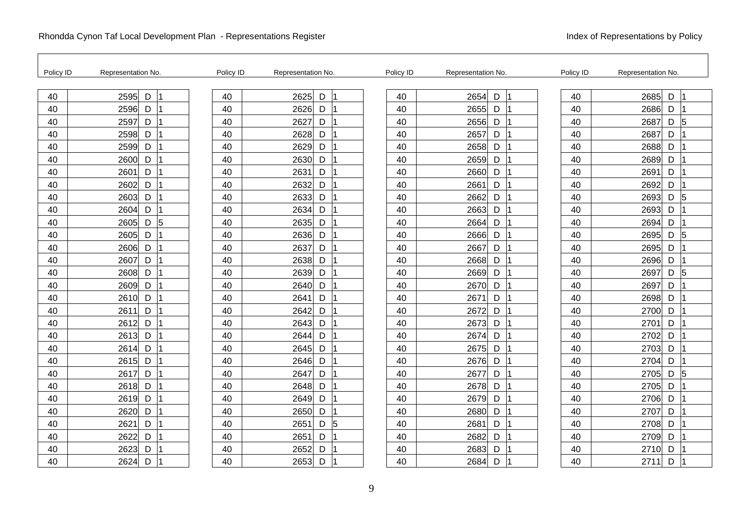Rhondda Cynon Taf Local Development Plan - Representations Register

Index of Representations by Policy

| Policy ID | Representation No. | | |
|---|---|---|---|
| 40 | 2595 | D | 1 |
| 40 | 2596 | D | 1 |
| 40 | 2597 | D | 1 |
| 40 | 2598 | D | 1 |
| 40 | 2599 | D | 1 |
| 40 | 2600 | D | 1 |
| 40 | 2601 | D | 1 |
| 40 | 2602 | D | 1 |
| 40 | 2603 | D | 1 |
| 40 | 2604 | D | 1 |
| 40 | 2605 | D | 5 |
| 40 | 2605 | D | 1 |
| 40 | 2606 | D | 1 |
| 40 | 2607 | D | 1 |
| 40 | 2608 | D | 1 |
| 40 | 2609 | D | 1 |
| 40 | 2610 | D | 1 |
| 40 | 2611 | D | 1 |
| 40 | 2612 | D | 1 |
| 40 | 2613 | D | 1 |
| 40 | 2614 | D | 1 |
| 40 | 2615 | D | 1 |
| 40 | 2617 | D | 1 |
| 40 | 2618 | D | 1 |
| 40 | 2619 | D | 1 |
| 40 | 2620 | D | 1 |
| 40 | 2621 | D | 1 |
| 40 | 2622 | D | 1 |
| 40 | 2623 | D | 1 |
| 40 | 2624 | D | 1 |
| 40 | 2625 | D | 1 |
| 40 | 2626 | D | 1 |
| 40 | 2627 | D | 1 |
| 40 | 2628 | D | 1 |
| 40 | 2629 | D | 1 |
| 40 | 2630 | D | 1 |
| 40 | 2631 | D | 1 |
| 40 | 2632 | D | 1 |
| 40 | 2633 | D | 1 |
| 40 | 2634 | D | 1 |
| 40 | 2635 | D | 1 |
| 40 | 2636 | D | 1 |
| 40 | 2637 | D | 1 |
| 40 | 2638 | D | 1 |
| 40 | 2639 | D | 1 |
| 40 | 2640 | D | 1 |
| 40 | 2641 | D | 1 |
| 40 | 2642 | D | 1 |
| 40 | 2643 | D | 1 |
| 40 | 2644 | D | 1 |
| 40 | 2645 | D | 1 |
| 40 | 2646 | D | 1 |
| 40 | 2647 | D | 1 |
| 40 | 2648 | D | 1 |
| 40 | 2649 | D | 1 |
| 40 | 2650 | D | 1 |
| 40 | 2651 | D | 5 |
| 40 | 2651 | D | 1 |
| 40 | 2652 | D | 1 |
| 40 | 2653 | D | 1 |
| 40 | 2654 | D | 1 |
| 40 | 2655 | D | 1 |
| 40 | 2656 | D | 1 |
| 40 | 2657 | D | 1 |
| 40 | 2658 | D | 1 |
| 40 | 2659 | D | 1 |
| 40 | 2660 | D | 1 |
| 40 | 2661 | D | 1 |
| 40 | 2662 | D | 1 |
| 40 | 2663 | D | 1 |
| 40 | 2664 | D | 1 |
| 40 | 2666 | D | 1 |
| 40 | 2667 | D | 1 |
| 40 | 2668 | D | 1 |
| 40 | 2669 | D | 1 |
| 40 | 2670 | D | 1 |
| 40 | 2671 | D | 1 |
| 40 | 2672 | D | 1 |
| 40 | 2673 | D | 1 |
| 40 | 2674 | D | 1 |
| 40 | 2675 | D | 1 |
| 40 | 2676 | D | 1 |
| 40 | 2677 | D | 1 |
| 40 | 2678 | D | 1 |
| 40 | 2679 | D | 1 |
| 40 | 2680 | D | 1 |
| 40 | 2681 | D | 1 |
| 40 | 2682 | D | 1 |
| 40 | 2683 | D | 1 |
| 40 | 2684 | D | 1 |
| 40 | 2685 | D | 1 |
| 40 | 2686 | D | 1 |
| 40 | 2687 | D | 5 |
| 40 | 2687 | D | 1 |
| 40 | 2688 | D | 1 |
| 40 | 2689 | D | 1 |
| 40 | 2691 | D | 1 |
| 40 | 2692 | D | 1 |
| 40 | 2693 | D | 5 |
| 40 | 2693 | D | 1 |
| 40 | 2694 | D | 1 |
| 40 | 2695 | D | 5 |
| 40 | 2695 | D | 1 |
| 40 | 2696 | D | 1 |
| 40 | 2697 | D | 5 |
| 40 | 2697 | D | 1 |
| 40 | 2698 | D | 1 |
| 40 | 2700 | D | 1 |
| 40 | 2701 | D | 1 |
| 40 | 2702 | D | 1 |
| 40 | 2703 | D | 1 |
| 40 | 2704 | D | 1 |
| 40 | 2705 | D | 5 |
| 40 | 2705 | D | 1 |
| 40 | 2706 | D | 1 |
| 40 | 2707 | D | 1 |
| 40 | 2708 | D | 1 |
| 40 | 2709 | D | 1 |
| 40 | 2710 | D | 1 |
| 40 | 2711 | D | 1 |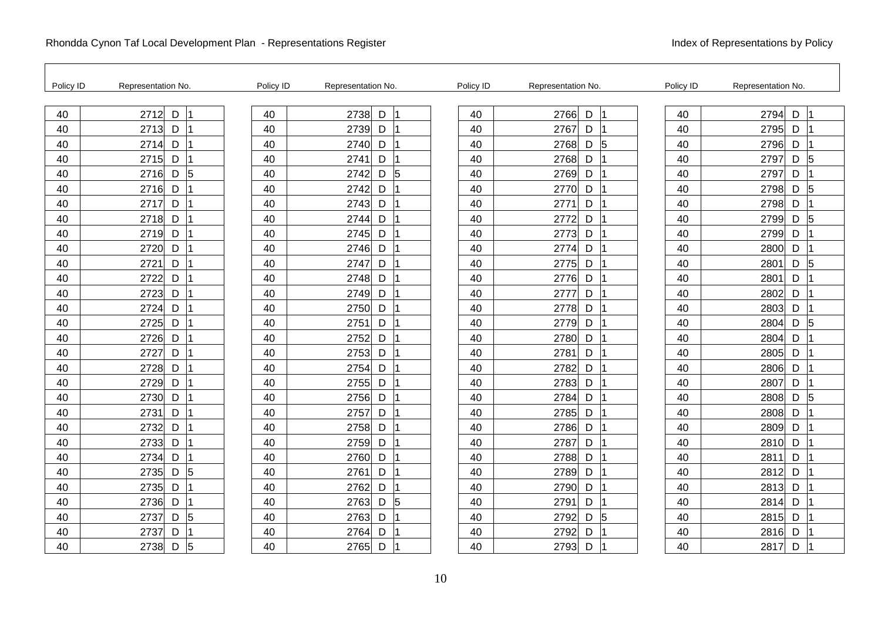Rhondda Cynon Taf Local Development Plan - Representations Register

Index of Representations by Policy

| Policy ID | Representation No. | | | Policy ID | Representation No. | | | Policy ID | Representation No. | | | Policy ID | Representation No. | | |
|---|---|---|---|---|---|---|---|---|---|---|---|---|---|---|---|
| 40 | 2712 | D | 1 | 40 | 2738 | D | 1 | 40 | 2766 | D | 1 | 40 | 2794 | D | 1 |
| 40 | 2713 | D | 1 | 40 | 2739 | D | 1 | 40 | 2767 | D | 1 | 40 | 2795 | D | 1 |
| 40 | 2714 | D | 1 | 40 | 2740 | D | 1 | 40 | 2768 | D | 5 | 40 | 2796 | D | 1 |
| 40 | 2715 | D | 1 | 40 | 2741 | D | 1 | 40 | 2768 | D | 1 | 40 | 2797 | D | 5 |
| 40 | 2716 | D | 5 | 40 | 2742 | D | 5 | 40 | 2769 | D | 1 | 40 | 2797 | D | 1 |
| 40 | 2716 | D | 1 | 40 | 2742 | D | 1 | 40 | 2770 | D | 1 | 40 | 2798 | D | 5 |
| 40 | 2717 | D | 1 | 40 | 2743 | D | 1 | 40 | 2771 | D | 1 | 40 | 2798 | D | 1 |
| 40 | 2718 | D | 1 | 40 | 2744 | D | 1 | 40 | 2772 | D | 1 | 40 | 2799 | D | 5 |
| 40 | 2719 | D | 1 | 40 | 2745 | D | 1 | 40 | 2773 | D | 1 | 40 | 2799 | D | 1 |
| 40 | 2720 | D | 1 | 40 | 2746 | D | 1 | 40 | 2774 | D | 1 | 40 | 2800 | D | 1 |
| 40 | 2721 | D | 1 | 40 | 2747 | D | 1 | 40 | 2775 | D | 1 | 40 | 2801 | D | 5 |
| 40 | 2722 | D | 1 | 40 | 2748 | D | 1 | 40 | 2776 | D | 1 | 40 | 2801 | D | 1 |
| 40 | 2723 | D | 1 | 40 | 2749 | D | 1 | 40 | 2777 | D | 1 | 40 | 2802 | D | 1 |
| 40 | 2724 | D | 1 | 40 | 2750 | D | 1 | 40 | 2778 | D | 1 | 40 | 2803 | D | 1 |
| 40 | 2725 | D | 1 | 40 | 2751 | D | 1 | 40 | 2779 | D | 1 | 40 | 2804 | D | 5 |
| 40 | 2726 | D | 1 | 40 | 2752 | D | 1 | 40 | 2780 | D | 1 | 40 | 2804 | D | 1 |
| 40 | 2727 | D | 1 | 40 | 2753 | D | 1 | 40 | 2781 | D | 1 | 40 | 2805 | D | 1 |
| 40 | 2728 | D | 1 | 40 | 2754 | D | 1 | 40 | 2782 | D | 1 | 40 | 2806 | D | 1 |
| 40 | 2729 | D | 1 | 40 | 2755 | D | 1 | 40 | 2783 | D | 1 | 40 | 2807 | D | 1 |
| 40 | 2730 | D | 1 | 40 | 2756 | D | 1 | 40 | 2784 | D | 1 | 40 | 2808 | D | 5 |
| 40 | 2731 | D | 1 | 40 | 2757 | D | 1 | 40 | 2785 | D | 1 | 40 | 2808 | D | 1 |
| 40 | 2732 | D | 1 | 40 | 2758 | D | 1 | 40 | 2786 | D | 1 | 40 | 2809 | D | 1 |
| 40 | 2733 | D | 1 | 40 | 2759 | D | 1 | 40 | 2787 | D | 1 | 40 | 2810 | D | 1 |
| 40 | 2734 | D | 1 | 40 | 2760 | D | 1 | 40 | 2788 | D | 1 | 40 | 2811 | D | 1 |
| 40 | 2735 | D | 5 | 40 | 2761 | D | 1 | 40 | 2789 | D | 1 | 40 | 2812 | D | 1 |
| 40 | 2735 | D | 1 | 40 | 2762 | D | 1 | 40 | 2790 | D | 1 | 40 | 2813 | D | 1 |
| 40 | 2736 | D | 1 | 40 | 2763 | D | 5 | 40 | 2791 | D | 1 | 40 | 2814 | D | 1 |
| 40 | 2737 | D | 5 | 40 | 2763 | D | 1 | 40 | 2792 | D | 5 | 40 | 2815 | D | 1 |
| 40 | 2737 | D | 1 | 40 | 2764 | D | 1 | 40 | 2792 | D | 1 | 40 | 2816 | D | 1 |
| 40 | 2738 | D | 5 | 40 | 2765 | D | 1 | 40 | 2793 | D | 1 | 40 | 2817 | D | 1 |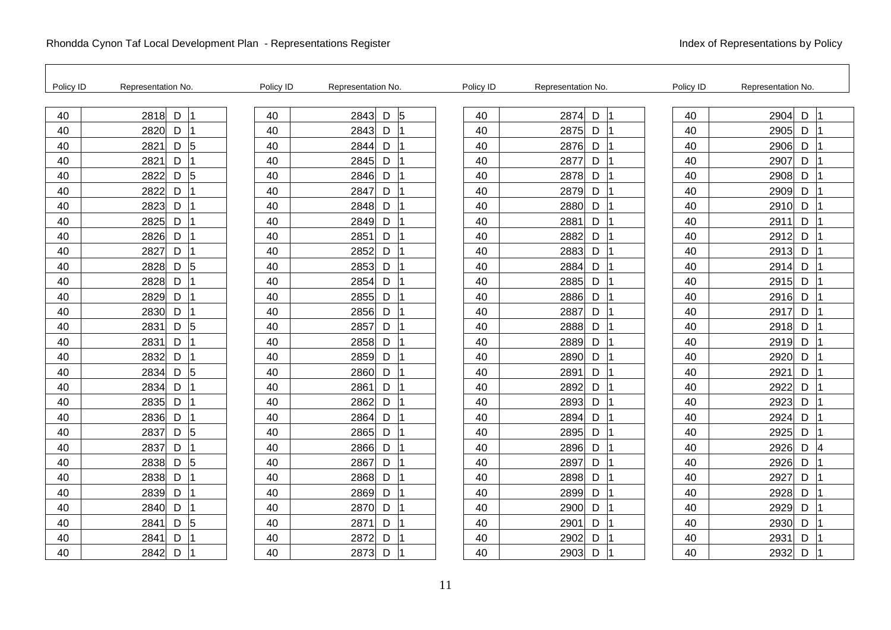Rhondda Cynon Taf Local Development Plan - Representations Register

Index of Representations by Policy

| Policy ID | Representation No. | | | Policy ID | Representation No. | | | Policy ID | Representation No. | | | Policy ID | Representation No. | | |
|---|---|---|---|---|---|---|---|---|---|---|---|---|---|---|---|
| 40 | 2818 | D | 1 | 40 | 2843 | D | 5 | 40 | 2874 | D | 1 | 40 | 2904 | D | 1 |
| 40 | 2820 | D | 1 | 40 | 2843 | D | 1 | 40 | 2875 | D | 1 | 40 | 2905 | D | 1 |
| 40 | 2821 | D | 5 | 40 | 2844 | D | 1 | 40 | 2876 | D | 1 | 40 | 2906 | D | 1 |
| 40 | 2821 | D | 1 | 40 | 2845 | D | 1 | 40 | 2877 | D | 1 | 40 | 2907 | D | 1 |
| 40 | 2822 | D | 5 | 40 | 2846 | D | 1 | 40 | 2878 | D | 1 | 40 | 2908 | D | 1 |
| 40 | 2822 | D | 1 | 40 | 2847 | D | 1 | 40 | 2879 | D | 1 | 40 | 2909 | D | 1 |
| 40 | 2823 | D | 1 | 40 | 2848 | D | 1 | 40 | 2880 | D | 1 | 40 | 2910 | D | 1 |
| 40 | 2825 | D | 1 | 40 | 2849 | D | 1 | 40 | 2881 | D | 1 | 40 | 2911 | D | 1 |
| 40 | 2826 | D | 1 | 40 | 2851 | D | 1 | 40 | 2882 | D | 1 | 40 | 2912 | D | 1 |
| 40 | 2827 | D | 1 | 40 | 2852 | D | 1 | 40 | 2883 | D | 1 | 40 | 2913 | D | 1 |
| 40 | 2828 | D | 5 | 40 | 2853 | D | 1 | 40 | 2884 | D | 1 | 40 | 2914 | D | 1 |
| 40 | 2828 | D | 1 | 40 | 2854 | D | 1 | 40 | 2885 | D | 1 | 40 | 2915 | D | 1 |
| 40 | 2829 | D | 1 | 40 | 2855 | D | 1 | 40 | 2886 | D | 1 | 40 | 2916 | D | 1 |
| 40 | 2830 | D | 1 | 40 | 2856 | D | 1 | 40 | 2887 | D | 1 | 40 | 2917 | D | 1 |
| 40 | 2831 | D | 5 | 40 | 2857 | D | 1 | 40 | 2888 | D | 1 | 40 | 2918 | D | 1 |
| 40 | 2831 | D | 1 | 40 | 2858 | D | 1 | 40 | 2889 | D | 1 | 40 | 2919 | D | 1 |
| 40 | 2832 | D | 1 | 40 | 2859 | D | 1 | 40 | 2890 | D | 1 | 40 | 2920 | D | 1 |
| 40 | 2834 | D | 5 | 40 | 2860 | D | 1 | 40 | 2891 | D | 1 | 40 | 2921 | D | 1 |
| 40 | 2834 | D | 1 | 40 | 2861 | D | 1 | 40 | 2892 | D | 1 | 40 | 2922 | D | 1 |
| 40 | 2835 | D | 1 | 40 | 2862 | D | 1 | 40 | 2893 | D | 1 | 40 | 2923 | D | 1 |
| 40 | 2836 | D | 1 | 40 | 2864 | D | 1 | 40 | 2894 | D | 1 | 40 | 2924 | D | 1 |
| 40 | 2837 | D | 5 | 40 | 2865 | D | 1 | 40 | 2895 | D | 1 | 40 | 2925 | D | 1 |
| 40 | 2837 | D | 1 | 40 | 2866 | D | 1 | 40 | 2896 | D | 1 | 40 | 2926 | D | 4 |
| 40 | 2838 | D | 5 | 40 | 2867 | D | 1 | 40 | 2897 | D | 1 | 40 | 2926 | D | 1 |
| 40 | 2838 | D | 1 | 40 | 2868 | D | 1 | 40 | 2898 | D | 1 | 40 | 2927 | D | 1 |
| 40 | 2839 | D | 1 | 40 | 2869 | D | 1 | 40 | 2899 | D | 1 | 40 | 2928 | D | 1 |
| 40 | 2840 | D | 1 | 40 | 2870 | D | 1 | 40 | 2900 | D | 1 | 40 | 2929 | D | 1 |
| 40 | 2841 | D | 5 | 40 | 2871 | D | 1 | 40 | 2901 | D | 1 | 40 | 2930 | D | 1 |
| 40 | 2841 | D | 1 | 40 | 2872 | D | 1 | 40 | 2902 | D | 1 | 40 | 2931 | D | 1 |
| 40 | 2842 | D | 1 | 40 | 2873 | D | 1 | 40 | 2903 | D | 1 | 40 | 2932 | D | 1 |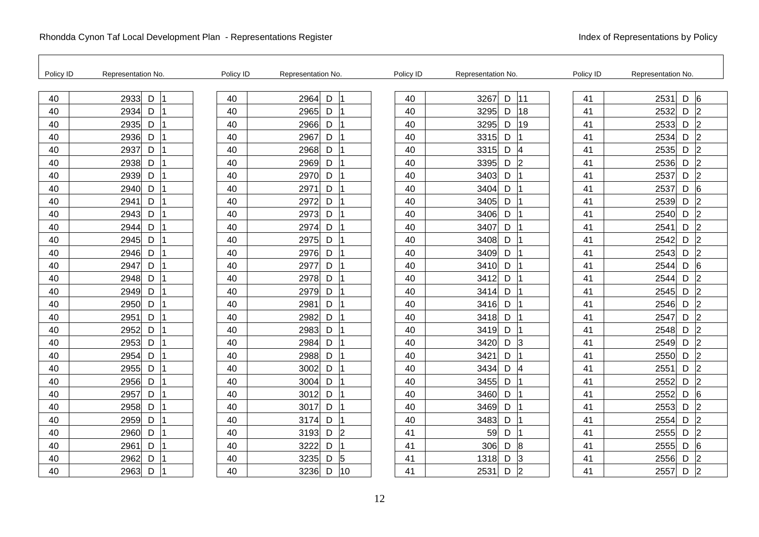| Policy ID | Representation No. | | |
|---|---|---|---|
| 40 | 2933 | D | 1 |
| 40 | 2934 | D | 1 |
| 40 | 2935 | D | 1 |
| 40 | 2936 | D | 1 |
| 40 | 2937 | D | 1 |
| 40 | 2938 | D | 1 |
| 40 | 2939 | D | 1 |
| 40 | 2940 | D | 1 |
| 40 | 2941 | D | 1 |
| 40 | 2943 | D | 1 |
| 40 | 2944 | D | 1 |
| 40 | 2945 | D | 1 |
| 40 | 2946 | D | 1 |
| 40 | 2947 | D | 1 |
| 40 | 2948 | D | 1 |
| 40 | 2949 | D | 1 |
| 40 | 2950 | D | 1 |
| 40 | 2951 | D | 1 |
| 40 | 2952 | D | 1 |
| 40 | 2953 | D | 1 |
| 40 | 2954 | D | 1 |
| 40 | 2955 | D | 1 |
| 40 | 2956 | D | 1 |
| 40 | 2957 | D | 1 |
| 40 | 2958 | D | 1 |
| 40 | 2959 | D | 1 |
| 40 | 2960 | D | 1 |
| 40 | 2961 | D | 1 |
| 40 | 2962 | D | 1 |
| 40 | 2963 | D | 1 |
| 40 | 2964 | D | 1 |
| 40 | 2965 | D | 1 |
| 40 | 2966 | D | 1 |
| 40 | 2967 | D | 1 |
| 40 | 2968 | D | 1 |
| 40 | 2969 | D | 1 |
| 40 | 2970 | D | 1 |
| 40 | 2971 | D | 1 |
| 40 | 2972 | D | 1 |
| 40 | 2973 | D | 1 |
| 40 | 2974 | D | 1 |
| 40 | 2975 | D | 1 |
| 40 | 2976 | D | 1 |
| 40 | 2977 | D | 1 |
| 40 | 2978 | D | 1 |
| 40 | 2979 | D | 1 |
| 40 | 2981 | D | 1 |
| 40 | 2982 | D | 1 |
| 40 | 2983 | D | 1 |
| 40 | 2984 | D | 1 |
| 40 | 2988 | D | 1 |
| 40 | 3002 | D | 1 |
| 40 | 3004 | D | 1 |
| 40 | 3012 | D | 1 |
| 40 | 3017 | D | 1 |
| 40 | 3174 | D | 1 |
| 40 | 3193 | D | 2 |
| 40 | 3222 | D | 1 |
| 40 | 3235 | D | 5 |
| 40 | 3236 | D | 10 |
| 40 | 3267 | D | 11 |
| 40 | 3295 | D | 18 |
| 40 | 3295 | D | 19 |
| 40 | 3315 | D | 1 |
| 40 | 3315 | D | 4 |
| 40 | 3395 | D | 2 |
| 40 | 3403 | D | 1 |
| 40 | 3404 | D | 1 |
| 40 | 3405 | D | 1 |
| 40 | 3406 | D | 1 |
| 40 | 3407 | D | 1 |
| 40 | 3408 | D | 1 |
| 40 | 3409 | D | 1 |
| 40 | 3410 | D | 1 |
| 40 | 3412 | D | 1 |
| 40 | 3414 | D | 1 |
| 40 | 3416 | D | 1 |
| 40 | 3418 | D | 1 |
| 40 | 3419 | D | 1 |
| 40 | 3420 | D | 3 |
| 40 | 3421 | D | 1 |
| 40 | 3434 | D | 4 |
| 40 | 3455 | D | 1 |
| 40 | 3460 | D | 1 |
| 40 | 3469 | D | 1 |
| 40 | 3483 | D | 1 |
| 41 | 59 | D | 1 |
| 41 | 306 | D | 8 |
| 41 | 1318 | D | 3 |
| 41 | 2531 | D | 2 |
| 41 | 2531 | D | 6 |
| 41 | 2532 | D | 2 |
| 41 | 2533 | D | 2 |
| 41 | 2534 | D | 2 |
| 41 | 2535 | D | 2 |
| 41 | 2536 | D | 2 |
| 41 | 2537 | D | 2 |
| 41 | 2537 | D | 6 |
| 41 | 2539 | D | 2 |
| 41 | 2540 | D | 2 |
| 41 | 2541 | D | 2 |
| 41 | 2542 | D | 2 |
| 41 | 2543 | D | 2 |
| 41 | 2544 | D | 6 |
| 41 | 2544 | D | 2 |
| 41 | 2545 | D | 2 |
| 41 | 2546 | D | 2 |
| 41 | 2547 | D | 2 |
| 41 | 2548 | D | 2 |
| 41 | 2549 | D | 2 |
| 41 | 2550 | D | 2 |
| 41 | 2551 | D | 2 |
| 41 | 2552 | D | 2 |
| 41 | 2552 | D | 6 |
| 41 | 2553 | D | 2 |
| 41 | 2554 | D | 2 |
| 41 | 2555 | D | 2 |
| 41 | 2555 | D | 6 |
| 41 | 2556 | D | 2 |
| 41 | 2557 | D | 2 |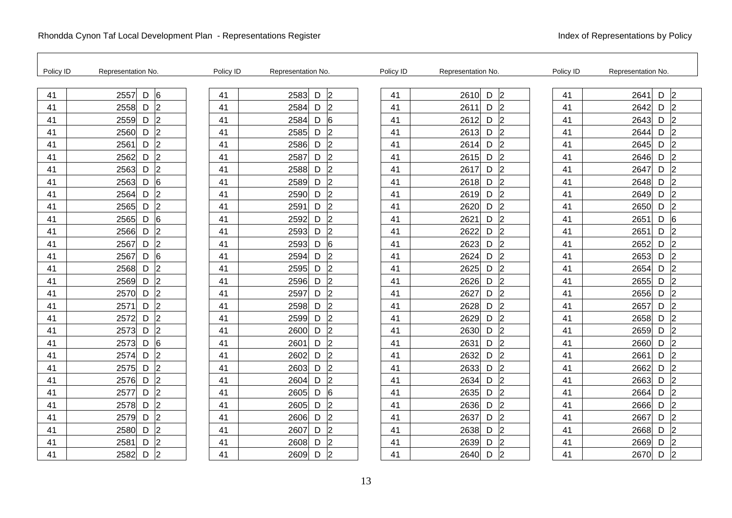Rhondda Cynon Taf Local Development Plan - Representations Register

Index of Representations by Policy

| Policy ID | Representation No. | | |
|---|---|---|---|
| 41 | 2557 | D | 6 |
| 41 | 2558 | D | 2 |
| 41 | 2559 | D | 2 |
| 41 | 2560 | D | 2 |
| 41 | 2561 | D | 2 |
| 41 | 2562 | D | 2 |
| 41 | 2563 | D | 2 |
| 41 | 2563 | D | 6 |
| 41 | 2564 | D | 2 |
| 41 | 2565 | D | 2 |
| 41 | 2565 | D | 6 |
| 41 | 2566 | D | 2 |
| 41 | 2567 | D | 2 |
| 41 | 2567 | D | 6 |
| 41 | 2568 | D | 2 |
| 41 | 2569 | D | 2 |
| 41 | 2570 | D | 2 |
| 41 | 2571 | D | 2 |
| 41 | 2572 | D | 2 |
| 41 | 2573 | D | 2 |
| 41 | 2573 | D | 6 |
| 41 | 2574 | D | 2 |
| 41 | 2575 | D | 2 |
| 41 | 2576 | D | 2 |
| 41 | 2577 | D | 2 |
| 41 | 2578 | D | 2 |
| 41 | 2579 | D | 2 |
| 41 | 2580 | D | 2 |
| 41 | 2581 | D | 2 |
| 41 | 2582 | D | 2 |
| 41 | 2583 | D | 2 |
| 41 | 2584 | D | 2 |
| 41 | 2584 | D | 6 |
| 41 | 2585 | D | 2 |
| 41 | 2586 | D | 2 |
| 41 | 2587 | D | 2 |
| 41 | 2588 | D | 2 |
| 41 | 2589 | D | 2 |
| 41 | 2590 | D | 2 |
| 41 | 2591 | D | 2 |
| 41 | 2592 | D | 2 |
| 41 | 2593 | D | 2 |
| 41 | 2593 | D | 6 |
| 41 | 2594 | D | 2 |
| 41 | 2595 | D | 2 |
| 41 | 2596 | D | 2 |
| 41 | 2597 | D | 2 |
| 41 | 2598 | D | 2 |
| 41 | 2599 | D | 2 |
| 41 | 2600 | D | 2 |
| 41 | 2601 | D | 2 |
| 41 | 2602 | D | 2 |
| 41 | 2603 | D | 2 |
| 41 | 2604 | D | 2 |
| 41 | 2605 | D | 6 |
| 41 | 2605 | D | 2 |
| 41 | 2606 | D | 2 |
| 41 | 2607 | D | 2 |
| 41 | 2608 | D | 2 |
| 41 | 2609 | D | 2 |
| 41 | 2610 | D | 2 |
| 41 | 2611 | D | 2 |
| 41 | 2612 | D | 2 |
| 41 | 2613 | D | 2 |
| 41 | 2614 | D | 2 |
| 41 | 2615 | D | 2 |
| 41 | 2617 | D | 2 |
| 41 | 2618 | D | 2 |
| 41 | 2619 | D | 2 |
| 41 | 2620 | D | 2 |
| 41 | 2621 | D | 2 |
| 41 | 2622 | D | 2 |
| 41 | 2623 | D | 2 |
| 41 | 2624 | D | 2 |
| 41 | 2625 | D | 2 |
| 41 | 2626 | D | 2 |
| 41 | 2627 | D | 2 |
| 41 | 2628 | D | 2 |
| 41 | 2629 | D | 2 |
| 41 | 2630 | D | 2 |
| 41 | 2631 | D | 2 |
| 41 | 2632 | D | 2 |
| 41 | 2633 | D | 2 |
| 41 | 2634 | D | 2 |
| 41 | 2635 | D | 2 |
| 41 | 2636 | D | 2 |
| 41 | 2637 | D | 2 |
| 41 | 2638 | D | 2 |
| 41 | 2639 | D | 2 |
| 41 | 2640 | D | 2 |
| 41 | 2641 | D | 2 |
| 41 | 2642 | D | 2 |
| 41 | 2643 | D | 2 |
| 41 | 2644 | D | 2 |
| 41 | 2645 | D | 2 |
| 41 | 2646 | D | 2 |
| 41 | 2647 | D | 2 |
| 41 | 2648 | D | 2 |
| 41 | 2649 | D | 2 |
| 41 | 2650 | D | 2 |
| 41 | 2651 | D | 6 |
| 41 | 2651 | D | 2 |
| 41 | 2652 | D | 2 |
| 41 | 2653 | D | 2 |
| 41 | 2654 | D | 2 |
| 41 | 2655 | D | 2 |
| 41 | 2656 | D | 2 |
| 41 | 2657 | D | 2 |
| 41 | 2658 | D | 2 |
| 41 | 2659 | D | 2 |
| 41 | 2660 | D | 2 |
| 41 | 2661 | D | 2 |
| 41 | 2662 | D | 2 |
| 41 | 2663 | D | 2 |
| 41 | 2664 | D | 2 |
| 41 | 2666 | D | 2 |
| 41 | 2667 | D | 2 |
| 41 | 2668 | D | 2 |
| 41 | 2669 | D | 2 |
| 41 | 2670 | D | 2 |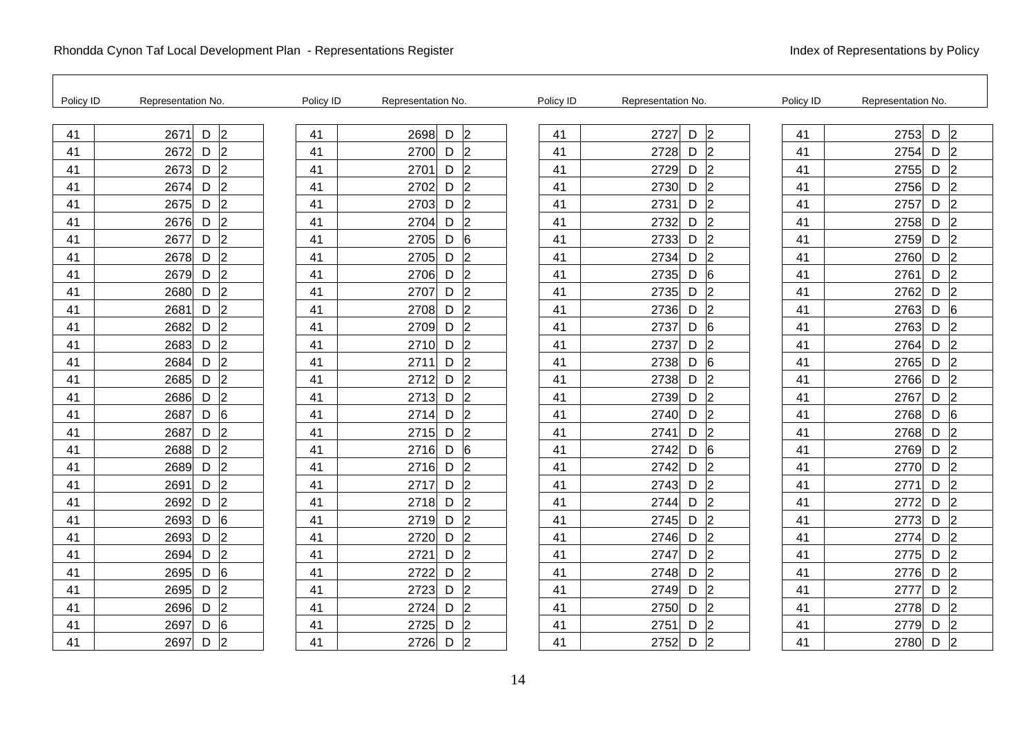| Policy ID | Representation No. | | |
|---|---|---|---|
| 41 | 2671 | D | 2 |
| 41 | 2672 | D | 2 |
| 41 | 2673 | D | 2 |
| 41 | 2674 | D | 2 |
| 41 | 2675 | D | 2 |
| 41 | 2676 | D | 2 |
| 41 | 2677 | D | 2 |
| 41 | 2678 | D | 2 |
| 41 | 2679 | D | 2 |
| 41 | 2680 | D | 2 |
| 41 | 2681 | D | 2 |
| 41 | 2682 | D | 2 |
| 41 | 2683 | D | 2 |
| 41 | 2684 | D | 2 |
| 41 | 2685 | D | 2 |
| 41 | 2686 | D | 2 |
| 41 | 2687 | D | 6 |
| 41 | 2687 | D | 2 |
| 41 | 2688 | D | 2 |
| 41 | 2689 | D | 2 |
| 41 | 2691 | D | 2 |
| 41 | 2692 | D | 2 |
| 41 | 2693 | D | 6 |
| 41 | 2693 | D | 2 |
| 41 | 2694 | D | 2 |
| 41 | 2695 | D | 6 |
| 41 | 2695 | D | 2 |
| 41 | 2696 | D | 2 |
| 41 | 2697 | D | 6 |
| 41 | 2697 | D | 2 |
| 41 | 2698 | D | 2 |
| 41 | 2700 | D | 2 |
| 41 | 2701 | D | 2 |
| 41 | 2702 | D | 2 |
| 41 | 2703 | D | 2 |
| 41 | 2704 | D | 2 |
| 41 | 2705 | D | 6 |
| 41 | 2705 | D | 2 |
| 41 | 2706 | D | 2 |
| 41 | 2707 | D | 2 |
| 41 | 2708 | D | 2 |
| 41 | 2709 | D | 2 |
| 41 | 2710 | D | 2 |
| 41 | 2711 | D | 2 |
| 41 | 2712 | D | 2 |
| 41 | 2713 | D | 2 |
| 41 | 2714 | D | 2 |
| 41 | 2715 | D | 2 |
| 41 | 2716 | D | 6 |
| 41 | 2716 | D | 2 |
| 41 | 2717 | D | 2 |
| 41 | 2718 | D | 2 |
| 41 | 2719 | D | 2 |
| 41 | 2720 | D | 2 |
| 41 | 2721 | D | 2 |
| 41 | 2722 | D | 2 |
| 41 | 2723 | D | 2 |
| 41 | 2724 | D | 2 |
| 41 | 2725 | D | 2 |
| 41 | 2726 | D | 2 |
| 41 | 2727 | D | 2 |
| 41 | 2728 | D | 2 |
| 41 | 2729 | D | 2 |
| 41 | 2730 | D | 2 |
| 41 | 2731 | D | 2 |
| 41 | 2732 | D | 2 |
| 41 | 2733 | D | 2 |
| 41 | 2734 | D | 2 |
| 41 | 2735 | D | 6 |
| 41 | 2735 | D | 2 |
| 41 | 2736 | D | 2 |
| 41 | 2737 | D | 6 |
| 41 | 2737 | D | 2 |
| 41 | 2738 | D | 6 |
| 41 | 2738 | D | 2 |
| 41 | 2739 | D | 2 |
| 41 | 2740 | D | 2 |
| 41 | 2741 | D | 2 |
| 41 | 2742 | D | 6 |
| 41 | 2742 | D | 2 |
| 41 | 2743 | D | 2 |
| 41 | 2744 | D | 2 |
| 41 | 2745 | D | 2 |
| 41 | 2746 | D | 2 |
| 41 | 2747 | D | 2 |
| 41 | 2748 | D | 2 |
| 41 | 2749 | D | 2 |
| 41 | 2750 | D | 2 |
| 41 | 2751 | D | 2 |
| 41 | 2752 | D | 2 |
| 41 | 2753 | D | 2 |
| 41 | 2754 | D | 2 |
| 41 | 2755 | D | 2 |
| 41 | 2756 | D | 2 |
| 41 | 2757 | D | 2 |
| 41 | 2758 | D | 2 |
| 41 | 2759 | D | 2 |
| 41 | 2760 | D | 2 |
| 41 | 2761 | D | 2 |
| 41 | 2762 | D | 2 |
| 41 | 2763 | D | 6 |
| 41 | 2763 | D | 2 |
| 41 | 2764 | D | 2 |
| 41 | 2765 | D | 2 |
| 41 | 2766 | D | 2 |
| 41 | 2767 | D | 2 |
| 41 | 2768 | D | 6 |
| 41 | 2768 | D | 2 |
| 41 | 2769 | D | 2 |
| 41 | 2770 | D | 2 |
| 41 | 2771 | D | 2 |
| 41 | 2772 | D | 2 |
| 41 | 2773 | D | 2 |
| 41 | 2774 | D | 2 |
| 41 | 2775 | D | 2 |
| 41 | 2776 | D | 2 |
| 41 | 2777 | D | 2 |
| 41 | 2778 | D | 2 |
| 41 | 2779 | D | 2 |
| 41 | 2780 | D | 2 |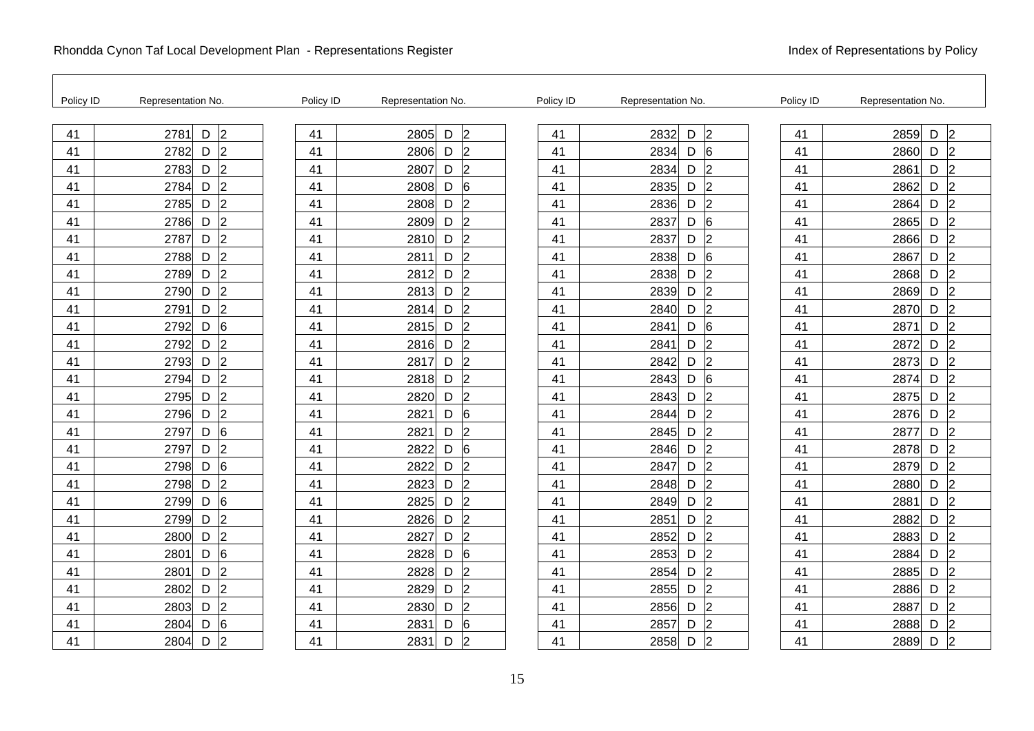Rhondda Cynon Taf Local Development Plan - Representations Register

Index of Representations by Policy

| Policy ID | Representation No. | | | Policy ID | Representation No. | | | Policy ID | Representation No. | | | Policy ID | Representation No. | | |
|---|---|---|---|---|---|---|---|---|---|---|---|---|---|---|---|
| 41 | 2781 | D | 2 | 41 | 2805 | D | 2 | 41 | 2832 | D | 2 | 41 | 2859 | D | 2 |
| 41 | 2782 | D | 2 | 41 | 2806 | D | 2 | 41 | 2834 | D | 6 | 41 | 2860 | D | 2 |
| 41 | 2783 | D | 2 | 41 | 2807 | D | 2 | 41 | 2834 | D | 2 | 41 | 2861 | D | 2 |
| 41 | 2784 | D | 2 | 41 | 2808 | D | 6 | 41 | 2835 | D | 2 | 41 | 2862 | D | 2 |
| 41 | 2785 | D | 2 | 41 | 2808 | D | 2 | 41 | 2836 | D | 2 | 41 | 2864 | D | 2 |
| 41 | 2786 | D | 2 | 41 | 2809 | D | 2 | 41 | 2837 | D | 6 | 41 | 2865 | D | 2 |
| 41 | 2787 | D | 2 | 41 | 2810 | D | 2 | 41 | 2837 | D | 2 | 41 | 2866 | D | 2 |
| 41 | 2788 | D | 2 | 41 | 2811 | D | 2 | 41 | 2838 | D | 6 | 41 | 2867 | D | 2 |
| 41 | 2789 | D | 2 | 41 | 2812 | D | 2 | 41 | 2838 | D | 2 | 41 | 2868 | D | 2 |
| 41 | 2790 | D | 2 | 41 | 2813 | D | 2 | 41 | 2839 | D | 2 | 41 | 2869 | D | 2 |
| 41 | 2791 | D | 2 | 41 | 2814 | D | 2 | 41 | 2840 | D | 2 | 41 | 2870 | D | 2 |
| 41 | 2792 | D | 6 | 41 | 2815 | D | 2 | 41 | 2841 | D | 6 | 41 | 2871 | D | 2 |
| 41 | 2792 | D | 2 | 41 | 2816 | D | 2 | 41 | 2841 | D | 2 | 41 | 2872 | D | 2 |
| 41 | 2793 | D | 2 | 41 | 2817 | D | 2 | 41 | 2842 | D | 2 | 41 | 2873 | D | 2 |
| 41 | 2794 | D | 2 | 41 | 2818 | D | 2 | 41 | 2843 | D | 6 | 41 | 2874 | D | 2 |
| 41 | 2795 | D | 2 | 41 | 2820 | D | 2 | 41 | 2843 | D | 2 | 41 | 2875 | D | 2 |
| 41 | 2796 | D | 2 | 41 | 2821 | D | 6 | 41 | 2844 | D | 2 | 41 | 2876 | D | 2 |
| 41 | 2797 | D | 6 | 41 | 2821 | D | 2 | 41 | 2845 | D | 2 | 41 | 2877 | D | 2 |
| 41 | 2797 | D | 2 | 41 | 2822 | D | 6 | 41 | 2846 | D | 2 | 41 | 2878 | D | 2 |
| 41 | 2798 | D | 6 | 41 | 2822 | D | 2 | 41 | 2847 | D | 2 | 41 | 2879 | D | 2 |
| 41 | 2798 | D | 2 | 41 | 2823 | D | 2 | 41 | 2848 | D | 2 | 41 | 2880 | D | 2 |
| 41 | 2799 | D | 6 | 41 | 2825 | D | 2 | 41 | 2849 | D | 2 | 41 | 2881 | D | 2 |
| 41 | 2799 | D | 2 | 41 | 2826 | D | 2 | 41 | 2851 | D | 2 | 41 | 2882 | D | 2 |
| 41 | 2800 | D | 2 | 41 | 2827 | D | 2 | 41 | 2852 | D | 2 | 41 | 2883 | D | 2 |
| 41 | 2801 | D | 6 | 41 | 2828 | D | 6 | 41 | 2853 | D | 2 | 41 | 2884 | D | 2 |
| 41 | 2801 | D | 2 | 41 | 2828 | D | 2 | 41 | 2854 | D | 2 | 41 | 2885 | D | 2 |
| 41 | 2802 | D | 2 | 41 | 2829 | D | 2 | 41 | 2855 | D | 2 | 41 | 2886 | D | 2 |
| 41 | 2803 | D | 2 | 41 | 2830 | D | 2 | 41 | 2856 | D | 2 | 41 | 2887 | D | 2 |
| 41 | 2804 | D | 6 | 41 | 2831 | D | 6 | 41 | 2857 | D | 2 | 41 | 2888 | D | 2 |
| 41 | 2804 | D | 2 | 41 | 2831 | D | 2 | 41 | 2858 | D | 2 | 41 | 2889 | D | 2 |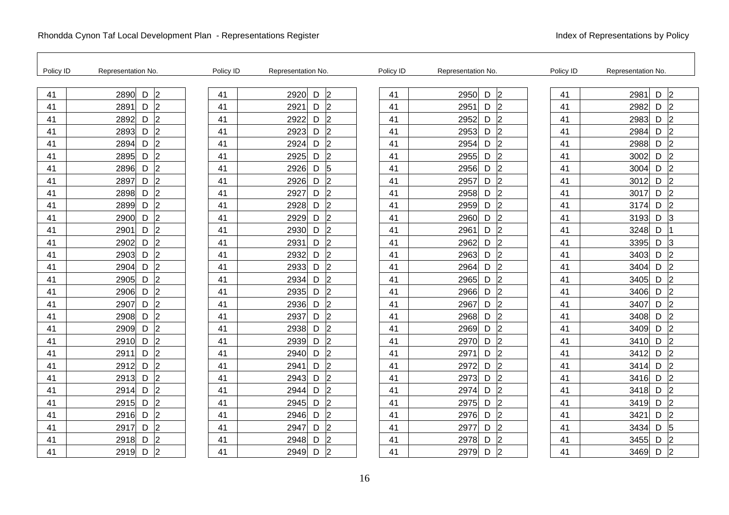| Policy ID | Representation No. | | |
|---|---|---|---|
| 41 | 2890 | D | 2 |
| 41 | 2891 | D | 2 |
| 41 | 2892 | D | 2 |
| 41 | 2893 | D | 2 |
| 41 | 2894 | D | 2 |
| 41 | 2895 | D | 2 |
| 41 | 2896 | D | 2 |
| 41 | 2897 | D | 2 |
| 41 | 2898 | D | 2 |
| 41 | 2899 | D | 2 |
| 41 | 2900 | D | 2 |
| 41 | 2901 | D | 2 |
| 41 | 2902 | D | 2 |
| 41 | 2903 | D | 2 |
| 41 | 2904 | D | 2 |
| 41 | 2905 | D | 2 |
| 41 | 2906 | D | 2 |
| 41 | 2907 | D | 2 |
| 41 | 2908 | D | 2 |
| 41 | 2909 | D | 2 |
| 41 | 2910 | D | 2 |
| 41 | 2911 | D | 2 |
| 41 | 2912 | D | 2 |
| 41 | 2913 | D | 2 |
| 41 | 2914 | D | 2 |
| 41 | 2915 | D | 2 |
| 41 | 2916 | D | 2 |
| 41 | 2917 | D | 2 |
| 41 | 2918 | D | 2 |
| 41 | 2919 | D | 2 |
| 41 | 2920 | D | 2 |
| 41 | 2921 | D | 2 |
| 41 | 2922 | D | 2 |
| 41 | 2923 | D | 2 |
| 41 | 2924 | D | 2 |
| 41 | 2925 | D | 2 |
| 41 | 2926 | D | 5 |
| 41 | 2926 | D | 2 |
| 41 | 2927 | D | 2 |
| 41 | 2928 | D | 2 |
| 41 | 2929 | D | 2 |
| 41 | 2930 | D | 2 |
| 41 | 2931 | D | 2 |
| 41 | 2932 | D | 2 |
| 41 | 2933 | D | 2 |
| 41 | 2934 | D | 2 |
| 41 | 2935 | D | 2 |
| 41 | 2936 | D | 2 |
| 41 | 2937 | D | 2 |
| 41 | 2938 | D | 2 |
| 41 | 2939 | D | 2 |
| 41 | 2940 | D | 2 |
| 41 | 2941 | D | 2 |
| 41 | 2943 | D | 2 |
| 41 | 2944 | D | 2 |
| 41 | 2945 | D | 2 |
| 41 | 2946 | D | 2 |
| 41 | 2947 | D | 2 |
| 41 | 2948 | D | 2 |
| 41 | 2949 | D | 2 |
| 41 | 2950 | D | 2 |
| 41 | 2951 | D | 2 |
| 41 | 2952 | D | 2 |
| 41 | 2953 | D | 2 |
| 41 | 2954 | D | 2 |
| 41 | 2955 | D | 2 |
| 41 | 2956 | D | 2 |
| 41 | 2957 | D | 2 |
| 41 | 2958 | D | 2 |
| 41 | 2959 | D | 2 |
| 41 | 2960 | D | 2 |
| 41 | 2961 | D | 2 |
| 41 | 2962 | D | 2 |
| 41 | 2963 | D | 2 |
| 41 | 2964 | D | 2 |
| 41 | 2965 | D | 2 |
| 41 | 2966 | D | 2 |
| 41 | 2967 | D | 2 |
| 41 | 2968 | D | 2 |
| 41 | 2969 | D | 2 |
| 41 | 2970 | D | 2 |
| 41 | 2971 | D | 2 |
| 41 | 2972 | D | 2 |
| 41 | 2973 | D | 2 |
| 41 | 2974 | D | 2 |
| 41 | 2975 | D | 2 |
| 41 | 2976 | D | 2 |
| 41 | 2977 | D | 2 |
| 41 | 2978 | D | 2 |
| 41 | 2979 | D | 2 |
| 41 | 2981 | D | 2 |
| 41 | 2982 | D | 2 |
| 41 | 2983 | D | 2 |
| 41 | 2984 | D | 2 |
| 41 | 2988 | D | 2 |
| 41 | 3002 | D | 2 |
| 41 | 3004 | D | 2 |
| 41 | 3012 | D | 2 |
| 41 | 3017 | D | 2 |
| 41 | 3174 | D | 2 |
| 41 | 3193 | D | 3 |
| 41 | 3248 | D | 1 |
| 41 | 3395 | D | 3 |
| 41 | 3403 | D | 2 |
| 41 | 3404 | D | 2 |
| 41 | 3405 | D | 2 |
| 41 | 3406 | D | 2 |
| 41 | 3407 | D | 2 |
| 41 | 3408 | D | 2 |
| 41 | 3409 | D | 2 |
| 41 | 3410 | D | 2 |
| 41 | 3412 | D | 2 |
| 41 | 3414 | D | 2 |
| 41 | 3416 | D | 2 |
| 41 | 3418 | D | 2 |
| 41 | 3419 | D | 2 |
| 41 | 3421 | D | 2 |
| 41 | 3434 | D | 5 |
| 41 | 3455 | D | 2 |
| 41 | 3469 | D | 2 |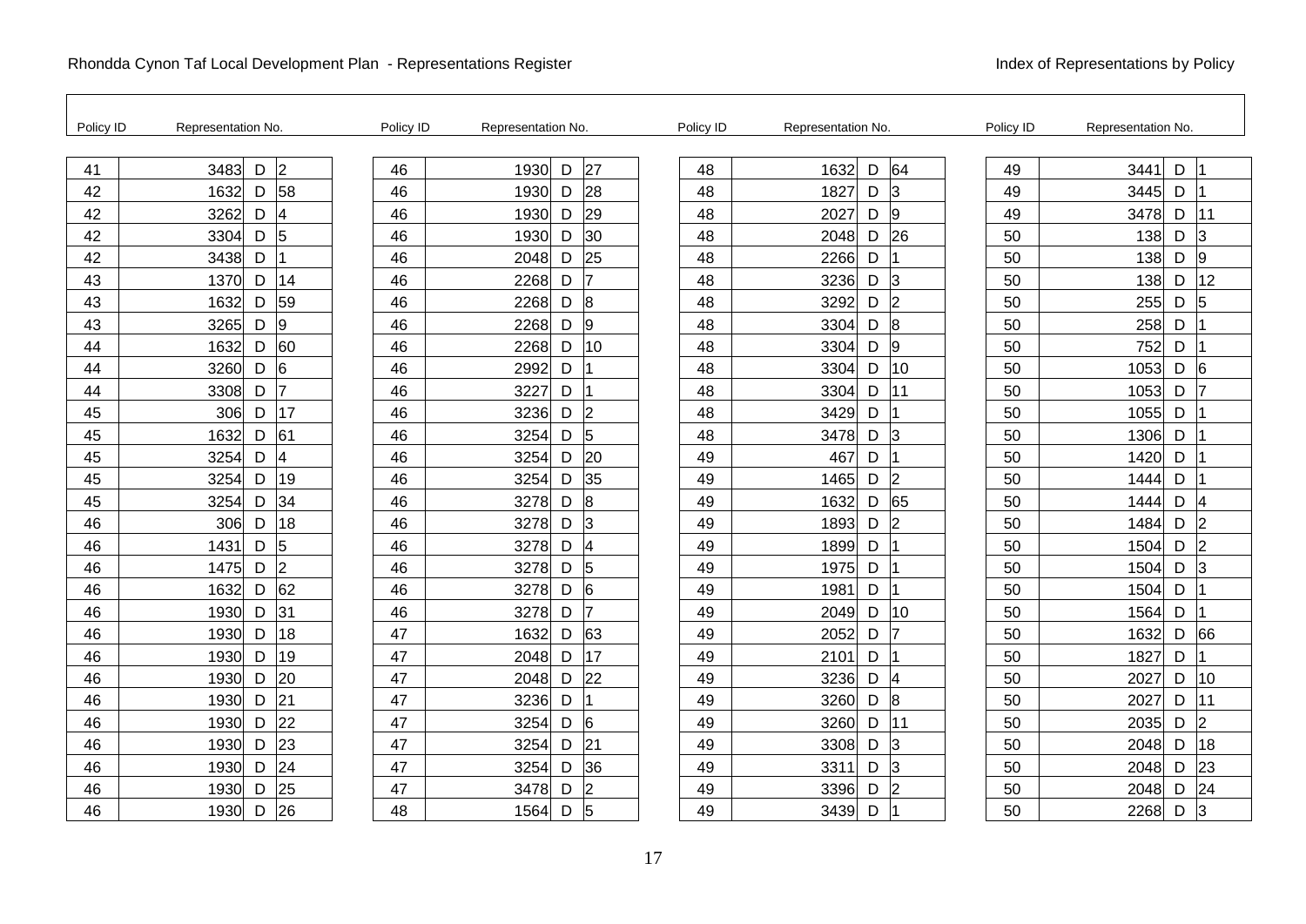Rhondda Cynon Taf Local Development Plan - Representations Register

Index of Representations by Policy

| Policy ID | Representation No. | | | Policy ID | Representation No. | | | Policy ID | Representation No. | | | Policy ID | Representation No. | | |
|---|---|---|---|---|---|---|---|---|---|---|---|---|---|---|---|
| 41 | 3483 | D | 2 | 46 | 1930 | D | 27 | 48 | 1632 | D | 64 | 49 | 3441 | D | 1 |
| 42 | 1632 | D | 58 | 46 | 1930 | D | 28 | 48 | 1827 | D | 3 | 49 | 3445 | D | 1 |
| 42 | 3262 | D | 4 | 46 | 1930 | D | 29 | 48 | 2027 | D | 9 | 49 | 3478 | D | 11 |
| 42 | 3304 | D | 5 | 46 | 1930 | D | 30 | 48 | 2048 | D | 26 | 50 | 138 | D | 3 |
| 42 | 3438 | D | 1 | 46 | 2048 | D | 25 | 48 | 2266 | D | 1 | 50 | 138 | D | 9 |
| 43 | 1370 | D | 14 | 46 | 2268 | D | 7 | 48 | 3236 | D | 3 | 50 | 138 | D | 12 |
| 43 | 1632 | D | 59 | 46 | 2268 | D | 8 | 48 | 3292 | D | 2 | 50 | 255 | D | 5 |
| 43 | 3265 | D | 9 | 46 | 2268 | D | 9 | 48 | 3304 | D | 8 | 50 | 258 | D | 1 |
| 44 | 1632 | D | 60 | 46 | 2268 | D | 10 | 48 | 3304 | D | 9 | 50 | 752 | D | 1 |
| 44 | 3260 | D | 6 | 46 | 2992 | D | 1 | 48 | 3304 | D | 10 | 50 | 1053 | D | 6 |
| 44 | 3308 | D | 7 | 46 | 3227 | D | 1 | 48 | 3304 | D | 11 | 50 | 1053 | D | 7 |
| 45 | 306 | D | 17 | 46 | 3236 | D | 2 | 48 | 3429 | D | 1 | 50 | 1055 | D | 1 |
| 45 | 1632 | D | 61 | 46 | 3254 | D | 5 | 48 | 3478 | D | 3 | 50 | 1306 | D | 1 |
| 45 | 3254 | D | 4 | 46 | 3254 | D | 20 | 49 | 467 | D | 1 | 50 | 1420 | D | 1 |
| 45 | 3254 | D | 19 | 46 | 3254 | D | 35 | 49 | 1465 | D | 2 | 50 | 1444 | D | 1 |
| 45 | 3254 | D | 34 | 46 | 3278 | D | 8 | 49 | 1632 | D | 65 | 50 | 1444 | D | 4 |
| 46 | 306 | D | 18 | 46 | 3278 | D | 3 | 49 | 1893 | D | 2 | 50 | 1484 | D | 2 |
| 46 | 1431 | D | 5 | 46 | 3278 | D | 4 | 49 | 1899 | D | 1 | 50 | 1504 | D | 2 |
| 46 | 1475 | D | 2 | 46 | 3278 | D | 5 | 49 | 1975 | D | 1 | 50 | 1504 | D | 3 |
| 46 | 1632 | D | 62 | 46 | 3278 | D | 6 | 49 | 1981 | D | 1 | 50 | 1504 | D | 1 |
| 46 | 1930 | D | 31 | 46 | 3278 | D | 7 | 49 | 2049 | D | 10 | 50 | 1564 | D | 1 |
| 46 | 1930 | D | 18 | 47 | 1632 | D | 63 | 49 | 2052 | D | 7 | 50 | 1632 | D | 66 |
| 46 | 1930 | D | 19 | 47 | 2048 | D | 17 | 49 | 2101 | D | 1 | 50 | 1827 | D | 1 |
| 46 | 1930 | D | 20 | 47 | 2048 | D | 22 | 49 | 3236 | D | 4 | 50 | 2027 | D | 10 |
| 46 | 1930 | D | 21 | 47 | 3236 | D | 1 | 49 | 3260 | D | 8 | 50 | 2027 | D | 11 |
| 46 | 1930 | D | 22 | 47 | 3254 | D | 6 | 49 | 3260 | D | 11 | 50 | 2035 | D | 2 |
| 46 | 1930 | D | 23 | 47 | 3254 | D | 21 | 49 | 3308 | D | 3 | 50 | 2048 | D | 18 |
| 46 | 1930 | D | 24 | 47 | 3254 | D | 36 | 49 | 3311 | D | 3 | 50 | 2048 | D | 23 |
| 46 | 1930 | D | 25 | 47 | 3478 | D | 2 | 49 | 3396 | D | 2 | 50 | 2048 | D | 24 |
| 46 | 1930 | D | 26 | 48 | 1564 | D | 5 | 49 | 3439 | D | 1 | 50 | 2268 | D | 3 |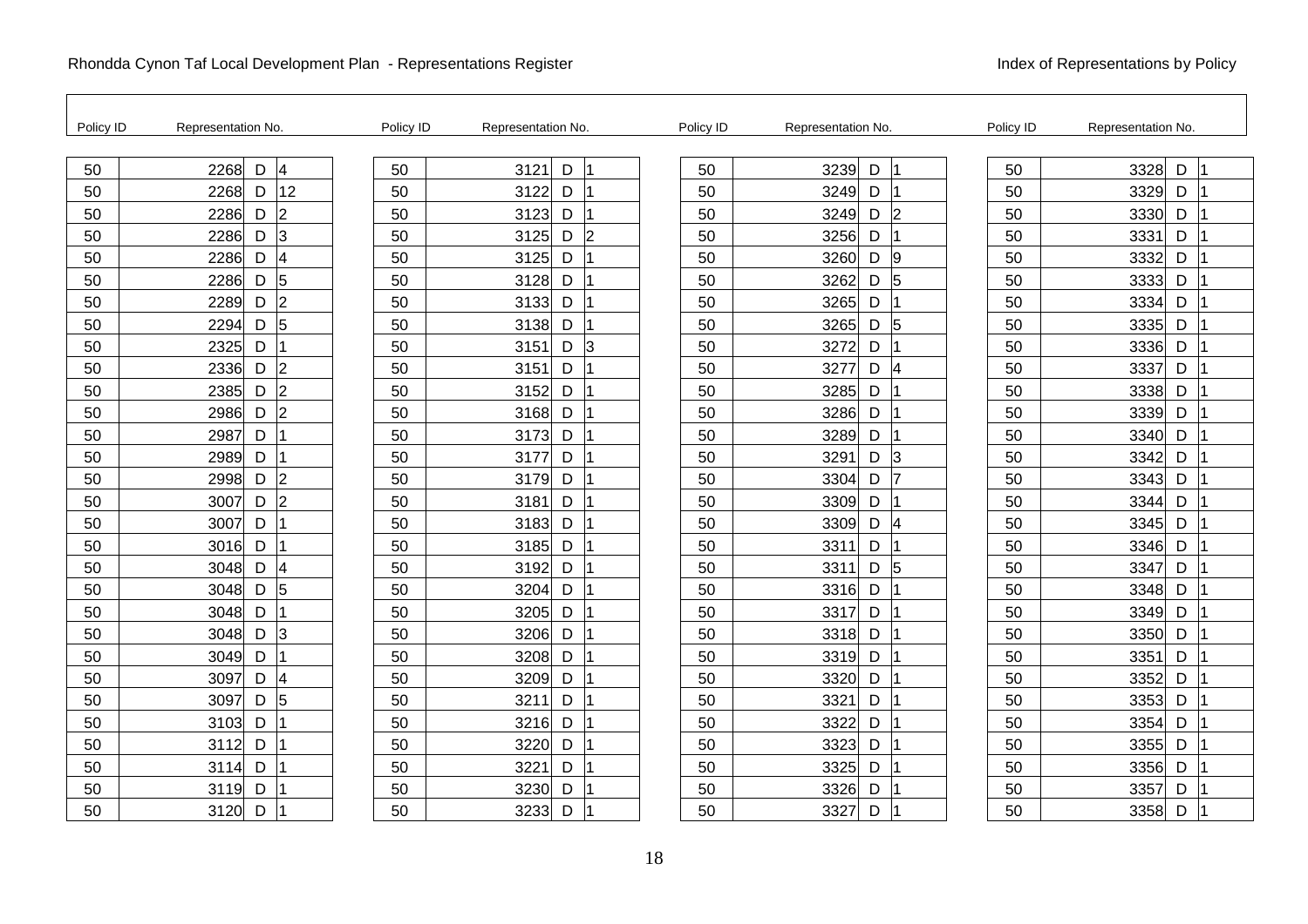Rhondda Cynon Taf Local Development Plan - Representations Register — Index of Representations by Policy

| Policy ID | Representation No. | | | Policy ID | Representation No. | | | Policy ID | Representation No. | | | Policy ID | Representation No. | | |
|---|---|---|---|---|---|---|---|---|---|---|---|---|---|---|---|
| 50 | 2268 | D | 4 | 50 | 3121 | D | 1 | 50 | 3239 | D | 1 | 50 | 3328 | D | 1 |
| 50 | 2268 | D | 12 | 50 | 3122 | D | 1 | 50 | 3249 | D | 1 | 50 | 3329 | D | 1 |
| 50 | 2286 | D | 2 | 50 | 3123 | D | 1 | 50 | 3249 | D | 2 | 50 | 3330 | D | 1 |
| 50 | 2286 | D | 3 | 50 | 3125 | D | 2 | 50 | 3256 | D | 1 | 50 | 3331 | D | 1 |
| 50 | 2286 | D | 4 | 50 | 3125 | D | 1 | 50 | 3260 | D | 9 | 50 | 3332 | D | 1 |
| 50 | 2286 | D | 5 | 50 | 3128 | D | 1 | 50 | 3262 | D | 5 | 50 | 3333 | D | 1 |
| 50 | 2289 | D | 2 | 50 | 3133 | D | 1 | 50 | 3265 | D | 1 | 50 | 3334 | D | 1 |
| 50 | 2294 | D | 5 | 50 | 3138 | D | 1 | 50 | 3265 | D | 5 | 50 | 3335 | D | 1 |
| 50 | 2325 | D | 1 | 50 | 3151 | D | 3 | 50 | 3272 | D | 1 | 50 | 3336 | D | 1 |
| 50 | 2336 | D | 2 | 50 | 3151 | D | 1 | 50 | 3277 | D | 4 | 50 | 3337 | D | 1 |
| 50 | 2385 | D | 2 | 50 | 3152 | D | 1 | 50 | 3285 | D | 1 | 50 | 3338 | D | 1 |
| 50 | 2986 | D | 2 | 50 | 3168 | D | 1 | 50 | 3286 | D | 1 | 50 | 3339 | D | 1 |
| 50 | 2987 | D | 1 | 50 | 3173 | D | 1 | 50 | 3289 | D | 1 | 50 | 3340 | D | 1 |
| 50 | 2989 | D | 1 | 50 | 3177 | D | 1 | 50 | 3291 | D | 3 | 50 | 3342 | D | 1 |
| 50 | 2998 | D | 2 | 50 | 3179 | D | 1 | 50 | 3304 | D | 7 | 50 | 3343 | D | 1 |
| 50 | 3007 | D | 2 | 50 | 3181 | D | 1 | 50 | 3309 | D | 1 | 50 | 3344 | D | 1 |
| 50 | 3007 | D | 1 | 50 | 3183 | D | 1 | 50 | 3309 | D | 4 | 50 | 3345 | D | 1 |
| 50 | 3016 | D | 1 | 50 | 3185 | D | 1 | 50 | 3311 | D | 1 | 50 | 3346 | D | 1 |
| 50 | 3048 | D | 4 | 50 | 3192 | D | 1 | 50 | 3311 | D | 5 | 50 | 3347 | D | 1 |
| 50 | 3048 | D | 5 | 50 | 3204 | D | 1 | 50 | 3316 | D | 1 | 50 | 3348 | D | 1 |
| 50 | 3048 | D | 1 | 50 | 3205 | D | 1 | 50 | 3317 | D | 1 | 50 | 3349 | D | 1 |
| 50 | 3048 | D | 3 | 50 | 3206 | D | 1 | 50 | 3318 | D | 1 | 50 | 3350 | D | 1 |
| 50 | 3049 | D | 1 | 50 | 3208 | D | 1 | 50 | 3319 | D | 1 | 50 | 3351 | D | 1 |
| 50 | 3097 | D | 4 | 50 | 3209 | D | 1 | 50 | 3320 | D | 1 | 50 | 3352 | D | 1 |
| 50 | 3097 | D | 5 | 50 | 3211 | D | 1 | 50 | 3321 | D | 1 | 50 | 3353 | D | 1 |
| 50 | 3103 | D | 1 | 50 | 3216 | D | 1 | 50 | 3322 | D | 1 | 50 | 3354 | D | 1 |
| 50 | 3112 | D | 1 | 50 | 3220 | D | 1 | 50 | 3323 | D | 1 | 50 | 3355 | D | 1 |
| 50 | 3114 | D | 1 | 50 | 3221 | D | 1 | 50 | 3325 | D | 1 | 50 | 3356 | D | 1 |
| 50 | 3119 | D | 1 | 50 | 3230 | D | 1 | 50 | 3326 | D | 1 | 50 | 3357 | D | 1 |
| 50 | 3120 | D | 1 | 50 | 3233 | D | 1 | 50 | 3327 | D | 1 | 50 | 3358 | D | 1 |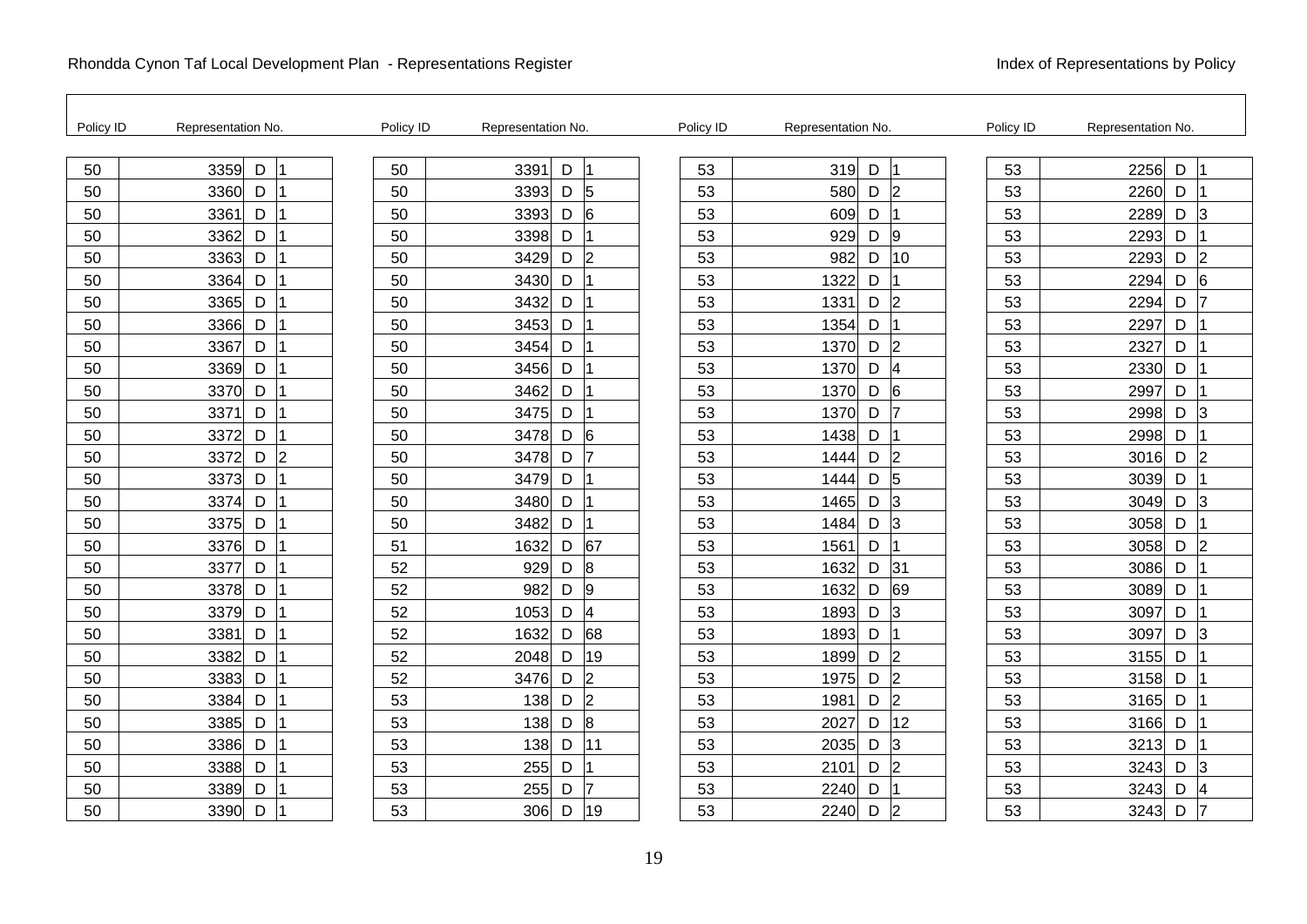| Policy ID | Representation No. | | |
|---|---|---|---|
| 50 | 3359 | D | 1 |
| 50 | 3360 | D | 1 |
| 50 | 3361 | D | 1 |
| 50 | 3362 | D | 1 |
| 50 | 3363 | D | 1 |
| 50 | 3364 | D | 1 |
| 50 | 3365 | D | 1 |
| 50 | 3366 | D | 1 |
| 50 | 3367 | D | 1 |
| 50 | 3369 | D | 1 |
| 50 | 3370 | D | 1 |
| 50 | 3371 | D | 1 |
| 50 | 3372 | D | 1 |
| 50 | 3372 | D | 2 |
| 50 | 3373 | D | 1 |
| 50 | 3374 | D | 1 |
| 50 | 3375 | D | 1 |
| 50 | 3376 | D | 1 |
| 50 | 3377 | D | 1 |
| 50 | 3378 | D | 1 |
| 50 | 3379 | D | 1 |
| 50 | 3381 | D | 1 |
| 50 | 3382 | D | 1 |
| 50 | 3383 | D | 1 |
| 50 | 3384 | D | 1 |
| 50 | 3385 | D | 1 |
| 50 | 3386 | D | 1 |
| 50 | 3388 | D | 1 |
| 50 | 3389 | D | 1 |
| 50 | 3390 | D | 1 |
| 50 | 3391 | D | 1 |
| 50 | 3393 | D | 5 |
| 50 | 3393 | D | 6 |
| 50 | 3398 | D | 1 |
| 50 | 3429 | D | 2 |
| 50 | 3430 | D | 1 |
| 50 | 3432 | D | 1 |
| 50 | 3453 | D | 1 |
| 50 | 3454 | D | 1 |
| 50 | 3456 | D | 1 |
| 50 | 3462 | D | 1 |
| 50 | 3475 | D | 1 |
| 50 | 3478 | D | 6 |
| 50 | 3478 | D | 7 |
| 50 | 3479 | D | 1 |
| 50 | 3480 | D | 1 |
| 50 | 3482 | D | 1 |
| 51 | 1632 | D | 67 |
| 52 | 929 | D | 8 |
| 52 | 982 | D | 9 |
| 52 | 1053 | D | 4 |
| 52 | 1632 | D | 68 |
| 52 | 2048 | D | 19 |
| 52 | 3476 | D | 2 |
| 53 | 138 | D | 2 |
| 53 | 138 | D | 8 |
| 53 | 138 | D | 11 |
| 53 | 255 | D | 1 |
| 53 | 255 | D | 7 |
| 53 | 306 | D | 19 |
| 53 | 319 | D | 1 |
| 53 | 580 | D | 2 |
| 53 | 609 | D | 1 |
| 53 | 929 | D | 9 |
| 53 | 982 | D | 10 |
| 53 | 1322 | D | 1 |
| 53 | 1331 | D | 2 |
| 53 | 1354 | D | 1 |
| 53 | 1370 | D | 2 |
| 53 | 1370 | D | 4 |
| 53 | 1370 | D | 6 |
| 53 | 1370 | D | 7 |
| 53 | 1438 | D | 1 |
| 53 | 1444 | D | 2 |
| 53 | 1444 | D | 5 |
| 53 | 1465 | D | 3 |
| 53 | 1484 | D | 3 |
| 53 | 1561 | D | 1 |
| 53 | 1632 | D | 31 |
| 53 | 1632 | D | 69 |
| 53 | 1893 | D | 3 |
| 53 | 1893 | D | 1 |
| 53 | 1899 | D | 2 |
| 53 | 1975 | D | 2 |
| 53 | 1981 | D | 2 |
| 53 | 2027 | D | 12 |
| 53 | 2035 | D | 3 |
| 53 | 2101 | D | 2 |
| 53 | 2240 | D | 1 |
| 53 | 2240 | D | 2 |
| 53 | 2256 | D | 1 |
| 53 | 2260 | D | 1 |
| 53 | 2289 | D | 3 |
| 53 | 2293 | D | 1 |
| 53 | 2293 | D | 2 |
| 53 | 2294 | D | 6 |
| 53 | 2294 | D | 7 |
| 53 | 2297 | D | 1 |
| 53 | 2327 | D | 1 |
| 53 | 2330 | D | 1 |
| 53 | 2997 | D | 1 |
| 53 | 2998 | D | 3 |
| 53 | 2998 | D | 1 |
| 53 | 3016 | D | 2 |
| 53 | 3039 | D | 1 |
| 53 | 3049 | D | 3 |
| 53 | 3058 | D | 1 |
| 53 | 3058 | D | 2 |
| 53 | 3086 | D | 1 |
| 53 | 3089 | D | 1 |
| 53 | 3097 | D | 1 |
| 53 | 3097 | D | 3 |
| 53 | 3155 | D | 1 |
| 53 | 3158 | D | 1 |
| 53 | 3165 | D | 1 |
| 53 | 3166 | D | 1 |
| 53 | 3213 | D | 1 |
| 53 | 3243 | D | 3 |
| 53 | 3243 | D | 4 |
| 53 | 3243 | D | 7 |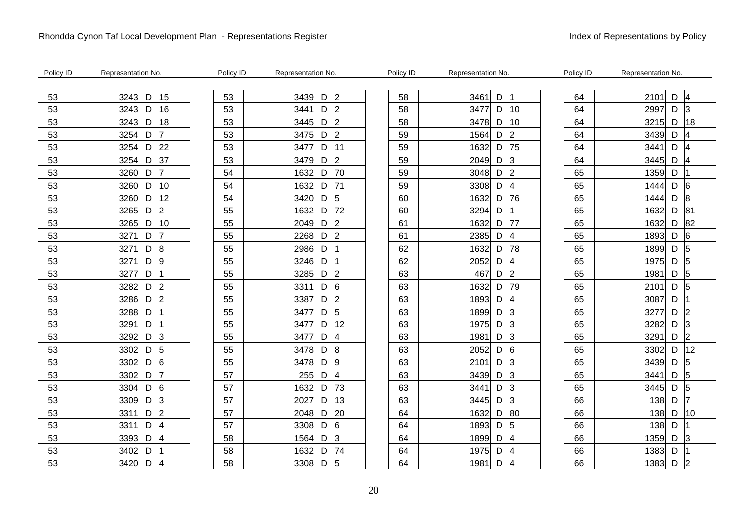| Policy ID | Representation No. | | |
|---|---|---|---|
| 53 | 3243 | D | 15 |
| 53 | 3243 | D | 16 |
| 53 | 3243 | D | 18 |
| 53 | 3254 | D | 7 |
| 53 | 3254 | D | 22 |
| 53 | 3254 | D | 37 |
| 53 | 3260 | D | 7 |
| 53 | 3260 | D | 10 |
| 53 | 3260 | D | 12 |
| 53 | 3265 | D | 2 |
| 53 | 3265 | D | 10 |
| 53 | 3271 | D | 7 |
| 53 | 3271 | D | 8 |
| 53 | 3271 | D | 9 |
| 53 | 3277 | D | 1 |
| 53 | 3282 | D | 2 |
| 53 | 3286 | D | 2 |
| 53 | 3288 | D | 1 |
| 53 | 3291 | D | 1 |
| 53 | 3292 | D | 3 |
| 53 | 3302 | D | 5 |
| 53 | 3302 | D | 6 |
| 53 | 3302 | D | 7 |
| 53 | 3304 | D | 6 |
| 53 | 3309 | D | 3 |
| 53 | 3311 | D | 2 |
| 53 | 3311 | D | 4 |
| 53 | 3393 | D | 4 |
| 53 | 3402 | D | 1 |
| 53 | 3420 | D | 4 |
| 53 | 3439 | D | 2 |
| 53 | 3441 | D | 2 |
| 53 | 3445 | D | 2 |
| 53 | 3475 | D | 2 |
| 53 | 3477 | D | 11 |
| 53 | 3479 | D | 2 |
| 54 | 1632 | D | 70 |
| 54 | 1632 | D | 71 |
| 54 | 3420 | D | 5 |
| 55 | 1632 | D | 72 |
| 55 | 2049 | D | 2 |
| 55 | 2268 | D | 2 |
| 55 | 2986 | D | 1 |
| 55 | 3246 | D | 1 |
| 55 | 3285 | D | 2 |
| 55 | 3311 | D | 6 |
| 55 | 3387 | D | 2 |
| 55 | 3477 | D | 5 |
| 55 | 3477 | D | 12 |
| 55 | 3477 | D | 4 |
| 55 | 3478 | D | 8 |
| 55 | 3478 | D | 9 |
| 57 | 255 | D | 4 |
| 57 | 1632 | D | 73 |
| 57 | 2027 | D | 13 |
| 57 | 2048 | D | 20 |
| 57 | 3308 | D | 6 |
| 58 | 1564 | D | 3 |
| 58 | 1632 | D | 74 |
| 58 | 3308 | D | 5 |
| 58 | 3461 | D | 1 |
| 58 | 3477 | D | 10 |
| 58 | 3478 | D | 10 |
| 59 | 1564 | D | 2 |
| 59 | 1632 | D | 75 |
| 59 | 2049 | D | 3 |
| 59 | 3048 | D | 2 |
| 59 | 3308 | D | 4 |
| 60 | 1632 | D | 76 |
| 60 | 3294 | D | 1 |
| 61 | 1632 | D | 77 |
| 61 | 2385 | D | 4 |
| 62 | 1632 | D | 78 |
| 62 | 2052 | D | 4 |
| 63 | 467 | D | 2 |
| 63 | 1632 | D | 79 |
| 63 | 1893 | D | 4 |
| 63 | 1899 | D | 3 |
| 63 | 1975 | D | 3 |
| 63 | 1981 | D | 3 |
| 63 | 2052 | D | 6 |
| 63 | 2101 | D | 3 |
| 63 | 3439 | D | 3 |
| 63 | 3441 | D | 3 |
| 63 | 3445 | D | 3 |
| 64 | 1632 | D | 80 |
| 64 | 1893 | D | 5 |
| 64 | 1899 | D | 4 |
| 64 | 1975 | D | 4 |
| 64 | 1981 | D | 4 |
| 64 | 2101 | D | 4 |
| 64 | 2997 | D | 3 |
| 64 | 3215 | D | 18 |
| 64 | 3439 | D | 4 |
| 64 | 3441 | D | 4 |
| 64 | 3445 | D | 4 |
| 65 | 1359 | D | 1 |
| 65 | 1444 | D | 6 |
| 65 | 1444 | D | 8 |
| 65 | 1632 | D | 81 |
| 65 | 1632 | D | 82 |
| 65 | 1893 | D | 6 |
| 65 | 1899 | D | 5 |
| 65 | 1975 | D | 5 |
| 65 | 1981 | D | 5 |
| 65 | 2101 | D | 5 |
| 65 | 3087 | D | 1 |
| 65 | 3277 | D | 2 |
| 65 | 3282 | D | 3 |
| 65 | 3291 | D | 2 |
| 65 | 3302 | D | 12 |
| 65 | 3439 | D | 5 |
| 65 | 3441 | D | 5 |
| 65 | 3445 | D | 5 |
| 66 | 138 | D | 7 |
| 66 | 138 | D | 10 |
| 66 | 138 | D | 1 |
| 66 | 1359 | D | 3 |
| 66 | 1383 | D | 1 |
| 66 | 1383 | D | 2 |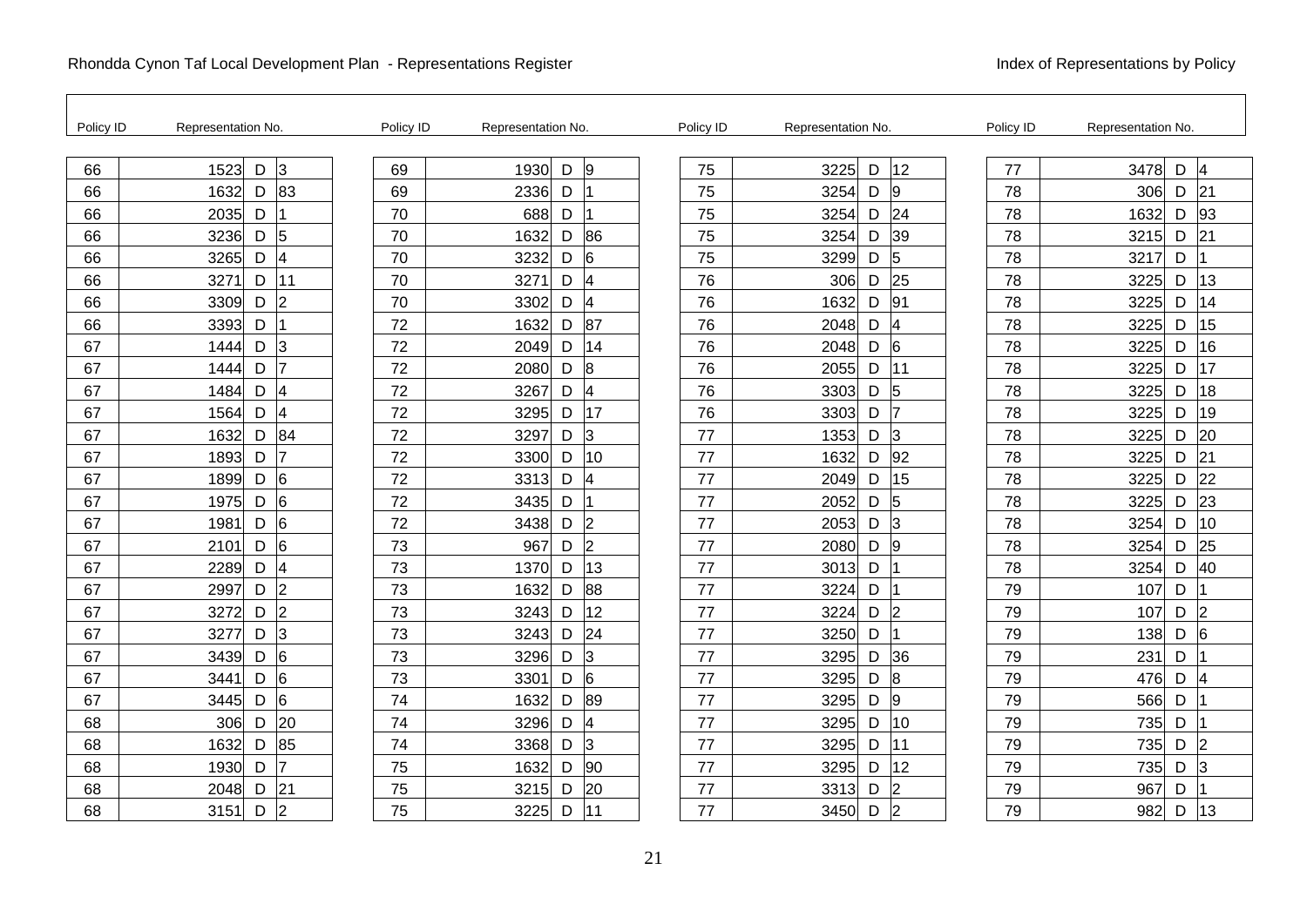| Policy ID | Representation No. | | |
|---|---|---|---|
| 66 | 1523 | D | 3 |
| 66 | 1632 | D | 83 |
| 66 | 2035 | D | 1 |
| 66 | 3236 | D | 5 |
| 66 | 3265 | D | 4 |
| 66 | 3271 | D | 11 |
| 66 | 3309 | D | 2 |
| 66 | 3393 | D | 1 |
| 67 | 1444 | D | 3 |
| 67 | 1444 | D | 7 |
| 67 | 1484 | D | 4 |
| 67 | 1564 | D | 4 |
| 67 | 1632 | D | 84 |
| 67 | 1893 | D | 7 |
| 67 | 1899 | D | 6 |
| 67 | 1975 | D | 6 |
| 67 | 1981 | D | 6 |
| 67 | 2101 | D | 6 |
| 67 | 2289 | D | 4 |
| 67 | 2997 | D | 2 |
| 67 | 3272 | D | 2 |
| 67 | 3277 | D | 3 |
| 67 | 3439 | D | 6 |
| 67 | 3441 | D | 6 |
| 67 | 3445 | D | 6 |
| 68 | 306 | D | 20 |
| 68 | 1632 | D | 85 |
| 68 | 1930 | D | 7 |
| 68 | 2048 | D | 21 |
| 68 | 3151 | D | 2 |
| 69 | 1930 | D | 9 |
| 69 | 2336 | D | 1 |
| 70 | 688 | D | 1 |
| 70 | 1632 | D | 86 |
| 70 | 3232 | D | 6 |
| 70 | 3271 | D | 4 |
| 70 | 3302 | D | 4 |
| 72 | 1632 | D | 87 |
| 72 | 2049 | D | 14 |
| 72 | 2080 | D | 8 |
| 72 | 3267 | D | 4 |
| 72 | 3295 | D | 17 |
| 72 | 3297 | D | 3 |
| 72 | 3300 | D | 10 |
| 72 | 3313 | D | 4 |
| 72 | 3435 | D | 1 |
| 72 | 3438 | D | 2 |
| 73 | 967 | D | 2 |
| 73 | 1370 | D | 13 |
| 73 | 1632 | D | 88 |
| 73 | 3243 | D | 12 |
| 73 | 3243 | D | 24 |
| 73 | 3296 | D | 3 |
| 73 | 3301 | D | 6 |
| 74 | 1632 | D | 89 |
| 74 | 3296 | D | 4 |
| 74 | 3368 | D | 3 |
| 75 | 1632 | D | 90 |
| 75 | 3215 | D | 20 |
| 75 | 3225 | D | 11 |
| 75 | 3225 | D | 12 |
| 75 | 3254 | D | 9 |
| 75 | 3254 | D | 24 |
| 75 | 3254 | D | 39 |
| 75 | 3299 | D | 5 |
| 76 | 306 | D | 25 |
| 76 | 1632 | D | 91 |
| 76 | 2048 | D | 4 |
| 76 | 2048 | D | 6 |
| 76 | 2055 | D | 11 |
| 76 | 3303 | D | 5 |
| 76 | 3303 | D | 7 |
| 77 | 1353 | D | 3 |
| 77 | 1632 | D | 92 |
| 77 | 2049 | D | 15 |
| 77 | 2052 | D | 5 |
| 77 | 2053 | D | 3 |
| 77 | 2080 | D | 9 |
| 77 | 3013 | D | 1 |
| 77 | 3224 | D | 1 |
| 77 | 3224 | D | 2 |
| 77 | 3250 | D | 1 |
| 77 | 3295 | D | 36 |
| 77 | 3295 | D | 8 |
| 77 | 3295 | D | 9 |
| 77 | 3295 | D | 10 |
| 77 | 3295 | D | 11 |
| 77 | 3295 | D | 12 |
| 77 | 3313 | D | 2 |
| 77 | 3450 | D | 2 |
| 77 | 3478 | D | 4 |
| 78 | 306 | D | 21 |
| 78 | 1632 | D | 93 |
| 78 | 3215 | D | 21 |
| 78 | 3217 | D | 1 |
| 78 | 3225 | D | 13 |
| 78 | 3225 | D | 14 |
| 78 | 3225 | D | 15 |
| 78 | 3225 | D | 16 |
| 78 | 3225 | D | 17 |
| 78 | 3225 | D | 18 |
| 78 | 3225 | D | 19 |
| 78 | 3225 | D | 20 |
| 78 | 3225 | D | 21 |
| 78 | 3225 | D | 22 |
| 78 | 3225 | D | 23 |
| 78 | 3254 | D | 10 |
| 78 | 3254 | D | 25 |
| 78 | 3254 | D | 40 |
| 79 | 107 | D | 1 |
| 79 | 107 | D | 2 |
| 79 | 138 | D | 6 |
| 79 | 231 | D | 1 |
| 79 | 476 | D | 4 |
| 79 | 566 | D | 1 |
| 79 | 735 | D | 1 |
| 79 | 735 | D | 2 |
| 79 | 735 | D | 3 |
| 79 | 967 | D | 1 |
| 79 | 982 | D | 13 |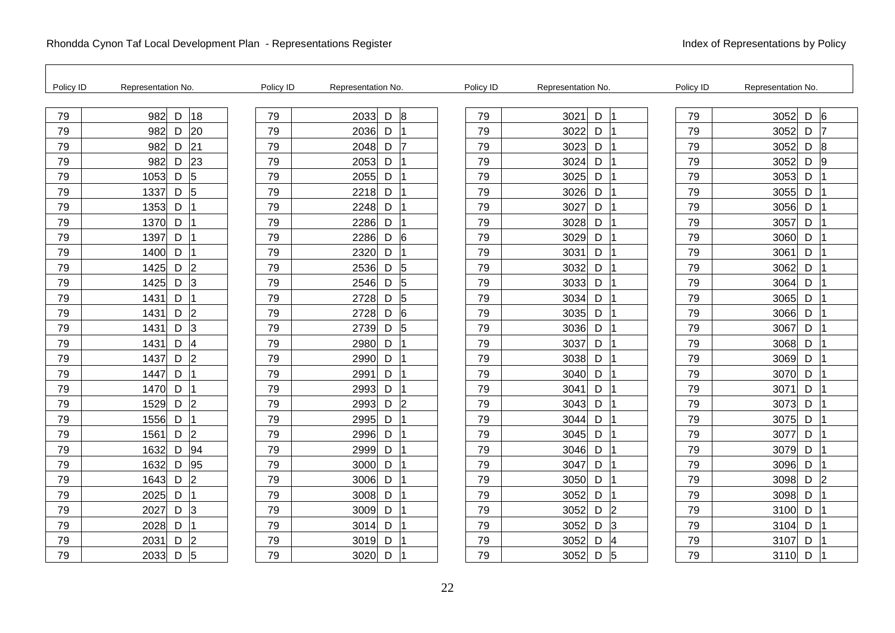| Policy ID | Representation No. | | | Policy ID | Representation No. | | | Policy ID | Representation No. | | | Policy ID | Representation No. | | |
|---|---|---|---|---|---|---|---|---|---|---|---|---|---|---|---|
| 79 | 982 | D | 18 | 79 | 2033 | D | 8 | 79 | 3021 | D | 1 | 79 | 3052 | D | 6 |
| 79 | 982 | D | 20 | 79 | 2036 | D | 1 | 79 | 3022 | D | 1 | 79 | 3052 | D | 7 |
| 79 | 982 | D | 21 | 79 | 2048 | D | 7 | 79 | 3023 | D | 1 | 79 | 3052 | D | 8 |
| 79 | 982 | D | 23 | 79 | 2053 | D | 1 | 79 | 3024 | D | 1 | 79 | 3052 | D | 9 |
| 79 | 1053 | D | 5 | 79 | 2055 | D | 1 | 79 | 3025 | D | 1 | 79 | 3053 | D | 1 |
| 79 | 1337 | D | 5 | 79 | 2218 | D | 1 | 79 | 3026 | D | 1 | 79 | 3055 | D | 1 |
| 79 | 1353 | D | 1 | 79 | 2248 | D | 1 | 79 | 3027 | D | 1 | 79 | 3056 | D | 1 |
| 79 | 1370 | D | 1 | 79 | 2286 | D | 1 | 79 | 3028 | D | 1 | 79 | 3057 | D | 1 |
| 79 | 1397 | D | 1 | 79 | 2286 | D | 6 | 79 | 3029 | D | 1 | 79 | 3060 | D | 1 |
| 79 | 1400 | D | 1 | 79 | 2320 | D | 1 | 79 | 3031 | D | 1 | 79 | 3061 | D | 1 |
| 79 | 1425 | D | 2 | 79 | 2536 | D | 5 | 79 | 3032 | D | 1 | 79 | 3062 | D | 1 |
| 79 | 1425 | D | 3 | 79 | 2546 | D | 5 | 79 | 3033 | D | 1 | 79 | 3064 | D | 1 |
| 79 | 1431 | D | 1 | 79 | 2728 | D | 5 | 79 | 3034 | D | 1 | 79 | 3065 | D | 1 |
| 79 | 1431 | D | 2 | 79 | 2728 | D | 6 | 79 | 3035 | D | 1 | 79 | 3066 | D | 1 |
| 79 | 1431 | D | 3 | 79 | 2739 | D | 5 | 79 | 3036 | D | 1 | 79 | 3067 | D | 1 |
| 79 | 1431 | D | 4 | 79 | 2980 | D | 1 | 79 | 3037 | D | 1 | 79 | 3068 | D | 1 |
| 79 | 1437 | D | 2 | 79 | 2990 | D | 1 | 79 | 3038 | D | 1 | 79 | 3069 | D | 1 |
| 79 | 1447 | D | 1 | 79 | 2991 | D | 1 | 79 | 3040 | D | 1 | 79 | 3070 | D | 1 |
| 79 | 1470 | D | 1 | 79 | 2993 | D | 1 | 79 | 3041 | D | 1 | 79 | 3071 | D | 1 |
| 79 | 1529 | D | 2 | 79 | 2993 | D | 2 | 79 | 3043 | D | 1 | 79 | 3073 | D | 1 |
| 79 | 1556 | D | 1 | 79 | 2995 | D | 1 | 79 | 3044 | D | 1 | 79 | 3075 | D | 1 |
| 79 | 1561 | D | 2 | 79 | 2996 | D | 1 | 79 | 3045 | D | 1 | 79 | 3077 | D | 1 |
| 79 | 1632 | D | 94 | 79 | 2999 | D | 1 | 79 | 3046 | D | 1 | 79 | 3079 | D | 1 |
| 79 | 1632 | D | 95 | 79 | 3000 | D | 1 | 79 | 3047 | D | 1 | 79 | 3096 | D | 1 |
| 79 | 1643 | D | 2 | 79 | 3006 | D | 1 | 79 | 3050 | D | 1 | 79 | 3098 | D | 2 |
| 79 | 2025 | D | 1 | 79 | 3008 | D | 1 | 79 | 3052 | D | 1 | 79 | 3098 | D | 1 |
| 79 | 2027 | D | 3 | 79 | 3009 | D | 1 | 79 | 3052 | D | 2 | 79 | 3100 | D | 1 |
| 79 | 2028 | D | 1 | 79 | 3014 | D | 1 | 79 | 3052 | D | 3 | 79 | 3104 | D | 1 |
| 79 | 2031 | D | 2 | 79 | 3019 | D | 1 | 79 | 3052 | D | 4 | 79 | 3107 | D | 1 |
| 79 | 2033 | D | 5 | 79 | 3020 | D | 1 | 79 | 3052 | D | 5 | 79 | 3110 | D | 1 |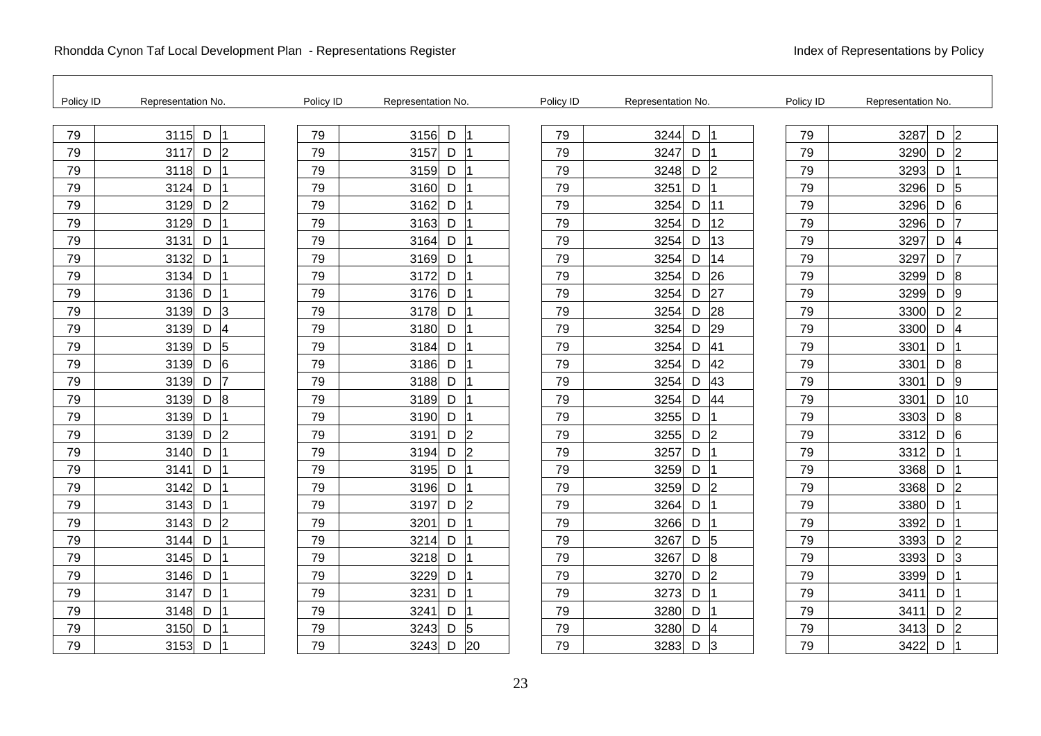Rhondda Cynon Taf Local Development Plan - Representations Register

Index of Representations by Policy

| Policy ID | Representation No. | | | Policy ID | Representation No. | | | Policy ID | Representation No. | | | Policy ID | Representation No. | | |
|---|---|---|---|---|---|---|---|---|---|---|---|---|---|---|---|
| 79 | 3115 | D | 1 | 79 | 3156 | D | 1 | 79 | 3244 | D | 1 | 79 | 3287 | D | 2 |
| 79 | 3117 | D | 2 | 79 | 3157 | D | 1 | 79 | 3247 | D | 1 | 79 | 3290 | D | 2 |
| 79 | 3118 | D | 1 | 79 | 3159 | D | 1 | 79 | 3248 | D | 2 | 79 | 3293 | D | 1 |
| 79 | 3124 | D | 1 | 79 | 3160 | D | 1 | 79 | 3251 | D | 1 | 79 | 3296 | D | 5 |
| 79 | 3129 | D | 2 | 79 | 3162 | D | 1 | 79 | 3254 | D | 11 | 79 | 3296 | D | 6 |
| 79 | 3129 | D | 1 | 79 | 3163 | D | 1 | 79 | 3254 | D | 12 | 79 | 3296 | D | 7 |
| 79 | 3131 | D | 1 | 79 | 3164 | D | 1 | 79 | 3254 | D | 13 | 79 | 3297 | D | 4 |
| 79 | 3132 | D | 1 | 79 | 3169 | D | 1 | 79 | 3254 | D | 14 | 79 | 3297 | D | 7 |
| 79 | 3134 | D | 1 | 79 | 3172 | D | 1 | 79 | 3254 | D | 26 | 79 | 3299 | D | 8 |
| 79 | 3136 | D | 1 | 79 | 3176 | D | 1 | 79 | 3254 | D | 27 | 79 | 3299 | D | 9 |
| 79 | 3139 | D | 3 | 79 | 3178 | D | 1 | 79 | 3254 | D | 28 | 79 | 3300 | D | 2 |
| 79 | 3139 | D | 4 | 79 | 3180 | D | 1 | 79 | 3254 | D | 29 | 79 | 3300 | D | 4 |
| 79 | 3139 | D | 5 | 79 | 3184 | D | 1 | 79 | 3254 | D | 41 | 79 | 3301 | D | 1 |
| 79 | 3139 | D | 6 | 79 | 3186 | D | 1 | 79 | 3254 | D | 42 | 79 | 3301 | D | 8 |
| 79 | 3139 | D | 7 | 79 | 3188 | D | 1 | 79 | 3254 | D | 43 | 79 | 3301 | D | 9 |
| 79 | 3139 | D | 8 | 79 | 3189 | D | 1 | 79 | 3254 | D | 44 | 79 | 3301 | D | 10 |
| 79 | 3139 | D | 1 | 79 | 3190 | D | 1 | 79 | 3255 | D | 1 | 79 | 3303 | D | 8 |
| 79 | 3139 | D | 2 | 79 | 3191 | D | 2 | 79 | 3255 | D | 2 | 79 | 3312 | D | 6 |
| 79 | 3140 | D | 1 | 79 | 3194 | D | 2 | 79 | 3257 | D | 1 | 79 | 3312 | D | 1 |
| 79 | 3141 | D | 1 | 79 | 3195 | D | 1 | 79 | 3259 | D | 1 | 79 | 3368 | D | 1 |
| 79 | 3142 | D | 1 | 79 | 3196 | D | 1 | 79 | 3259 | D | 2 | 79 | 3368 | D | 2 |
| 79 | 3143 | D | 1 | 79 | 3197 | D | 2 | 79 | 3264 | D | 1 | 79 | 3380 | D | 1 |
| 79 | 3143 | D | 2 | 79 | 3201 | D | 1 | 79 | 3266 | D | 1 | 79 | 3392 | D | 1 |
| 79 | 3144 | D | 1 | 79 | 3214 | D | 1 | 79 | 3267 | D | 5 | 79 | 3393 | D | 2 |
| 79 | 3145 | D | 1 | 79 | 3218 | D | 1 | 79 | 3267 | D | 8 | 79 | 3393 | D | 3 |
| 79 | 3146 | D | 1 | 79 | 3229 | D | 1 | 79 | 3270 | D | 2 | 79 | 3399 | D | 1 |
| 79 | 3147 | D | 1 | 79 | 3231 | D | 1 | 79 | 3273 | D | 1 | 79 | 3411 | D | 1 |
| 79 | 3148 | D | 1 | 79 | 3241 | D | 1 | 79 | 3280 | D | 1 | 79 | 3411 | D | 2 |
| 79 | 3150 | D | 1 | 79 | 3243 | D | 5 | 79 | 3280 | D | 4 | 79 | 3413 | D | 2 |
| 79 | 3153 | D | 1 | 79 | 3243 | D | 20 | 79 | 3283 | D | 3 | 79 | 3422 | D | 1 |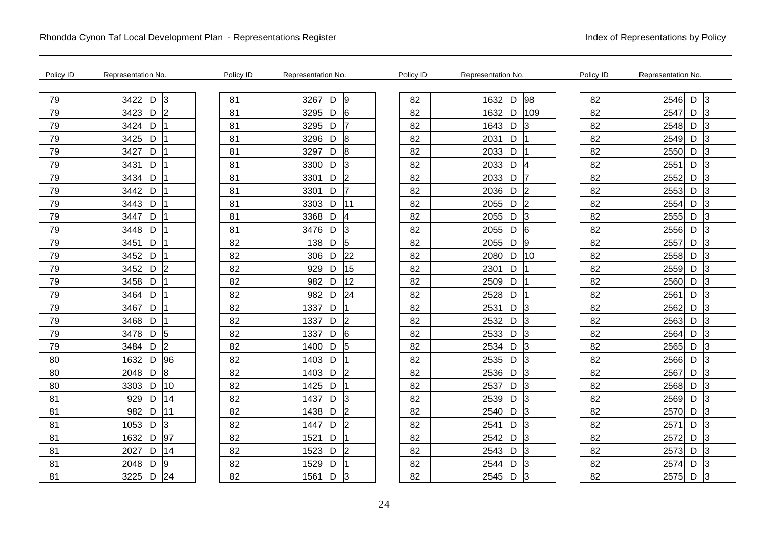| Policy ID | Representation No. | | |
|---|---|---|---|
| 79 | 3422 | D | 3 |
| 79 | 3423 | D | 2 |
| 79 | 3424 | D | 1 |
| 79 | 3425 | D | 1 |
| 79 | 3427 | D | 1 |
| 79 | 3431 | D | 1 |
| 79 | 3434 | D | 1 |
| 79 | 3442 | D | 1 |
| 79 | 3443 | D | 1 |
| 79 | 3447 | D | 1 |
| 79 | 3448 | D | 1 |
| 79 | 3451 | D | 1 |
| 79 | 3452 | D | 1 |
| 79 | 3452 | D | 2 |
| 79 | 3458 | D | 1 |
| 79 | 3464 | D | 1 |
| 79 | 3467 | D | 1 |
| 79 | 3468 | D | 1 |
| 79 | 3478 | D | 5 |
| 79 | 3484 | D | 2 |
| 80 | 1632 | D | 96 |
| 80 | 2048 | D | 8 |
| 80 | 3303 | D | 10 |
| 81 | 929 | D | 14 |
| 81 | 982 | D | 11 |
| 81 | 1053 | D | 3 |
| 81 | 1632 | D | 97 |
| 81 | 2027 | D | 14 |
| 81 | 2048 | D | 9 |
| 81 | 3225 | D | 24 |
| 81 | 3267 | D | 9 |
| 81 | 3295 | D | 6 |
| 81 | 3295 | D | 7 |
| 81 | 3296 | D | 8 |
| 81 | 3297 | D | 8 |
| 81 | 3300 | D | 3 |
| 81 | 3301 | D | 2 |
| 81 | 3301 | D | 7 |
| 81 | 3303 | D | 11 |
| 81 | 3368 | D | 4 |
| 81 | 3476 | D | 3 |
| 82 | 138 | D | 5 |
| 82 | 306 | D | 22 |
| 82 | 929 | D | 15 |
| 82 | 982 | D | 12 |
| 82 | 982 | D | 24 |
| 82 | 1337 | D | 1 |
| 82 | 1337 | D | 2 |
| 82 | 1337 | D | 6 |
| 82 | 1400 | D | 5 |
| 82 | 1403 | D | 1 |
| 82 | 1403 | D | 2 |
| 82 | 1425 | D | 1 |
| 82 | 1437 | D | 3 |
| 82 | 1438 | D | 2 |
| 82 | 1447 | D | 2 |
| 82 | 1521 | D | 1 |
| 82 | 1523 | D | 2 |
| 82 | 1529 | D | 1 |
| 82 | 1561 | D | 3 |
| 82 | 1632 | D | 98 |
| 82 | 1632 | D | 109 |
| 82 | 1643 | D | 3 |
| 82 | 2031 | D | 1 |
| 82 | 2033 | D | 1 |
| 82 | 2033 | D | 4 |
| 82 | 2033 | D | 7 |
| 82 | 2036 | D | 2 |
| 82 | 2055 | D | 2 |
| 82 | 2055 | D | 3 |
| 82 | 2055 | D | 6 |
| 82 | 2055 | D | 9 |
| 82 | 2080 | D | 10 |
| 82 | 2301 | D | 1 |
| 82 | 2509 | D | 1 |
| 82 | 2528 | D | 1 |
| 82 | 2531 | D | 3 |
| 82 | 2532 | D | 3 |
| 82 | 2533 | D | 3 |
| 82 | 2534 | D | 3 |
| 82 | 2535 | D | 3 |
| 82 | 2536 | D | 3 |
| 82 | 2537 | D | 3 |
| 82 | 2539 | D | 3 |
| 82 | 2540 | D | 3 |
| 82 | 2541 | D | 3 |
| 82 | 2542 | D | 3 |
| 82 | 2543 | D | 3 |
| 82 | 2544 | D | 3 |
| 82 | 2545 | D | 3 |
| 82 | 2546 | D | 3 |
| 82 | 2547 | D | 3 |
| 82 | 2548 | D | 3 |
| 82 | 2549 | D | 3 |
| 82 | 2550 | D | 3 |
| 82 | 2551 | D | 3 |
| 82 | 2552 | D | 3 |
| 82 | 2553 | D | 3 |
| 82 | 2554 | D | 3 |
| 82 | 2555 | D | 3 |
| 82 | 2556 | D | 3 |
| 82 | 2557 | D | 3 |
| 82 | 2558 | D | 3 |
| 82 | 2559 | D | 3 |
| 82 | 2560 | D | 3 |
| 82 | 2561 | D | 3 |
| 82 | 2562 | D | 3 |
| 82 | 2563 | D | 3 |
| 82 | 2564 | D | 3 |
| 82 | 2565 | D | 3 |
| 82 | 2566 | D | 3 |
| 82 | 2567 | D | 3 |
| 82 | 2568 | D | 3 |
| 82 | 2569 | D | 3 |
| 82 | 2570 | D | 3 |
| 82 | 2571 | D | 3 |
| 82 | 2572 | D | 3 |
| 82 | 2573 | D | 3 |
| 82 | 2574 | D | 3 |
| 82 | 2575 | D | 3 |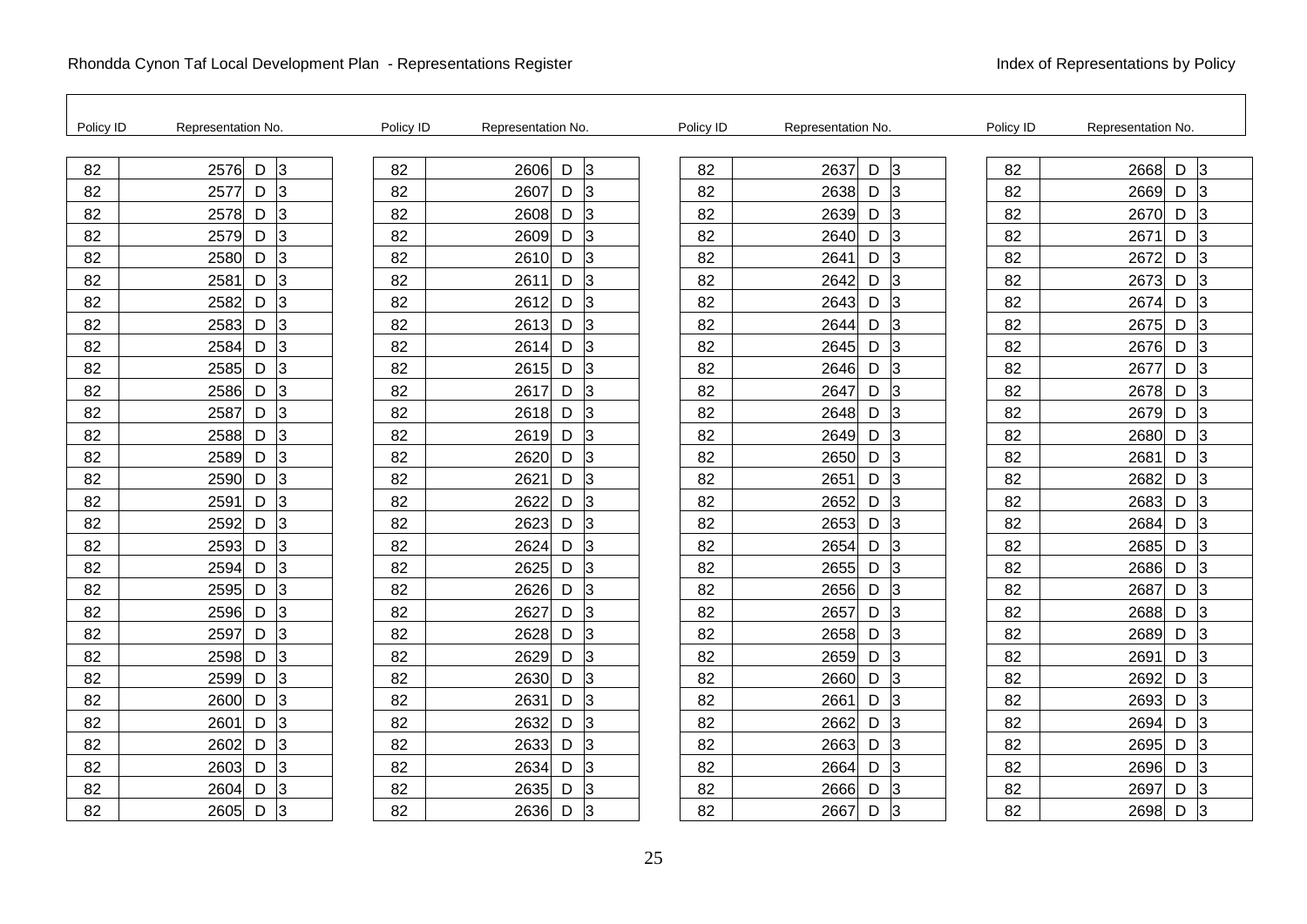Rhondda Cynon Taf Local Development Plan - Representations Register

Index of Representations by Policy

| Policy ID | Representation No. | | |
|---|---|---|---|
| 82 | 2576 | D | 3 |
| 82 | 2577 | D | 3 |
| 82 | 2578 | D | 3 |
| 82 | 2579 | D | 3 |
| 82 | 2580 | D | 3 |
| 82 | 2581 | D | 3 |
| 82 | 2582 | D | 3 |
| 82 | 2583 | D | 3 |
| 82 | 2584 | D | 3 |
| 82 | 2585 | D | 3 |
| 82 | 2586 | D | 3 |
| 82 | 2587 | D | 3 |
| 82 | 2588 | D | 3 |
| 82 | 2589 | D | 3 |
| 82 | 2590 | D | 3 |
| 82 | 2591 | D | 3 |
| 82 | 2592 | D | 3 |
| 82 | 2593 | D | 3 |
| 82 | 2594 | D | 3 |
| 82 | 2595 | D | 3 |
| 82 | 2596 | D | 3 |
| 82 | 2597 | D | 3 |
| 82 | 2598 | D | 3 |
| 82 | 2599 | D | 3 |
| 82 | 2600 | D | 3 |
| 82 | 2601 | D | 3 |
| 82 | 2602 | D | 3 |
| 82 | 2603 | D | 3 |
| 82 | 2604 | D | 3 |
| 82 | 2605 | D | 3 |
| 82 | 2606 | D | 3 |
| 82 | 2607 | D | 3 |
| 82 | 2608 | D | 3 |
| 82 | 2609 | D | 3 |
| 82 | 2610 | D | 3 |
| 82 | 2611 | D | 3 |
| 82 | 2612 | D | 3 |
| 82 | 2613 | D | 3 |
| 82 | 2614 | D | 3 |
| 82 | 2615 | D | 3 |
| 82 | 2617 | D | 3 |
| 82 | 2618 | D | 3 |
| 82 | 2619 | D | 3 |
| 82 | 2620 | D | 3 |
| 82 | 2621 | D | 3 |
| 82 | 2622 | D | 3 |
| 82 | 2623 | D | 3 |
| 82 | 2624 | D | 3 |
| 82 | 2625 | D | 3 |
| 82 | 2626 | D | 3 |
| 82 | 2627 | D | 3 |
| 82 | 2628 | D | 3 |
| 82 | 2629 | D | 3 |
| 82 | 2630 | D | 3 |
| 82 | 2631 | D | 3 |
| 82 | 2632 | D | 3 |
| 82 | 2633 | D | 3 |
| 82 | 2634 | D | 3 |
| 82 | 2635 | D | 3 |
| 82 | 2636 | D | 3 |
| 82 | 2637 | D | 3 |
| 82 | 2638 | D | 3 |
| 82 | 2639 | D | 3 |
| 82 | 2640 | D | 3 |
| 82 | 2641 | D | 3 |
| 82 | 2642 | D | 3 |
| 82 | 2643 | D | 3 |
| 82 | 2644 | D | 3 |
| 82 | 2645 | D | 3 |
| 82 | 2646 | D | 3 |
| 82 | 2647 | D | 3 |
| 82 | 2648 | D | 3 |
| 82 | 2649 | D | 3 |
| 82 | 2650 | D | 3 |
| 82 | 2651 | D | 3 |
| 82 | 2652 | D | 3 |
| 82 | 2653 | D | 3 |
| 82 | 2654 | D | 3 |
| 82 | 2655 | D | 3 |
| 82 | 2656 | D | 3 |
| 82 | 2657 | D | 3 |
| 82 | 2658 | D | 3 |
| 82 | 2659 | D | 3 |
| 82 | 2660 | D | 3 |
| 82 | 2661 | D | 3 |
| 82 | 2662 | D | 3 |
| 82 | 2663 | D | 3 |
| 82 | 2664 | D | 3 |
| 82 | 2666 | D | 3 |
| 82 | 2667 | D | 3 |
| 82 | 2668 | D | 3 |
| 82 | 2669 | D | 3 |
| 82 | 2670 | D | 3 |
| 82 | 2671 | D | 3 |
| 82 | 2672 | D | 3 |
| 82 | 2673 | D | 3 |
| 82 | 2674 | D | 3 |
| 82 | 2675 | D | 3 |
| 82 | 2676 | D | 3 |
| 82 | 2677 | D | 3 |
| 82 | 2678 | D | 3 |
| 82 | 2679 | D | 3 |
| 82 | 2680 | D | 3 |
| 82 | 2681 | D | 3 |
| 82 | 2682 | D | 3 |
| 82 | 2683 | D | 3 |
| 82 | 2684 | D | 3 |
| 82 | 2685 | D | 3 |
| 82 | 2686 | D | 3 |
| 82 | 2687 | D | 3 |
| 82 | 2688 | D | 3 |
| 82 | 2689 | D | 3 |
| 82 | 2691 | D | 3 |
| 82 | 2692 | D | 3 |
| 82 | 2693 | D | 3 |
| 82 | 2694 | D | 3 |
| 82 | 2695 | D | 3 |
| 82 | 2696 | D | 3 |
| 82 | 2697 | D | 3 |
| 82 | 2698 | D | 3 |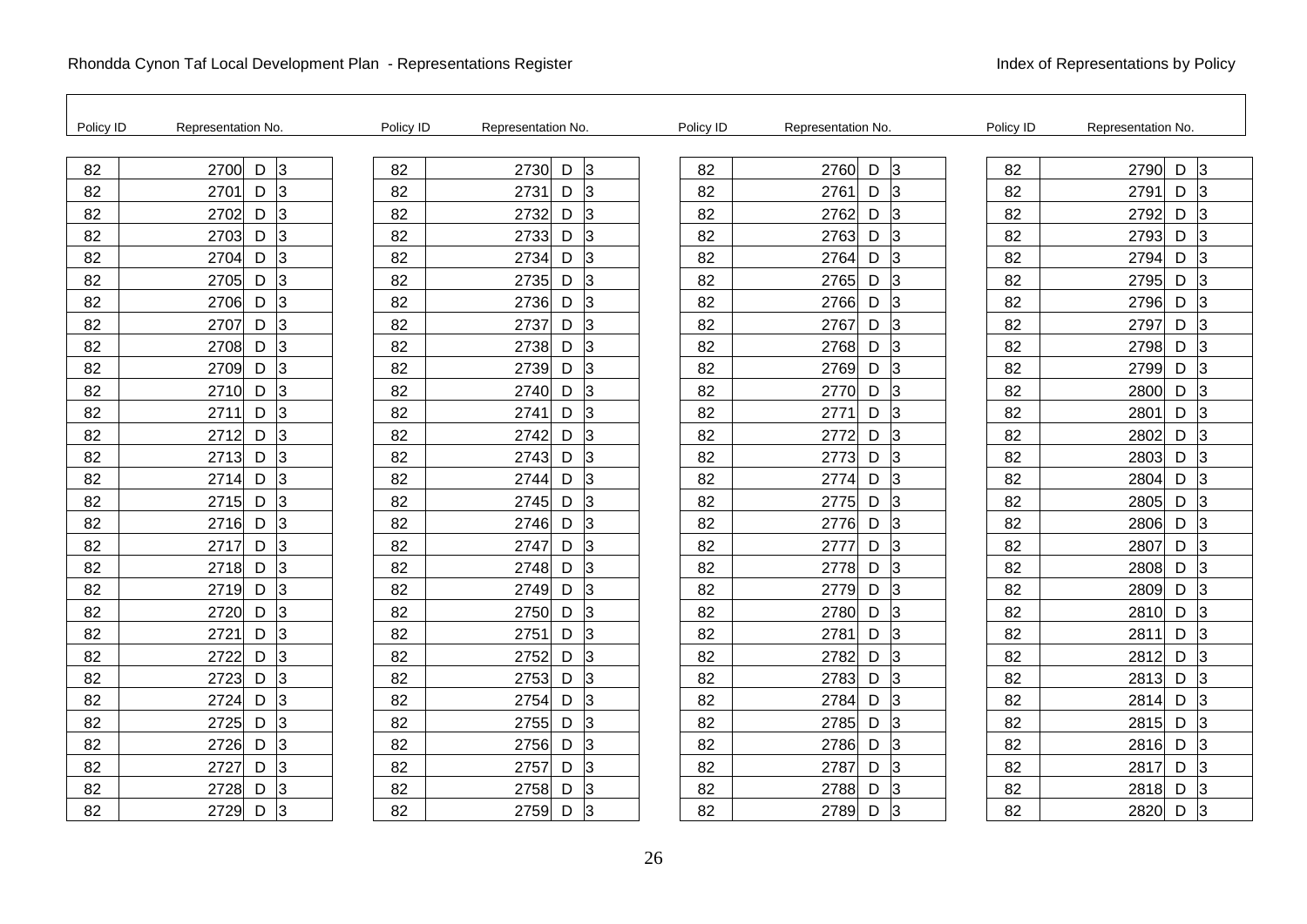| Policy ID | Representation No. | | | Policy ID | Representation No. | | | Policy ID | Representation No. | | | Policy ID | Representation No. | | |
|---|---|---|---|---|---|---|---|---|---|---|---|---|---|---|---|
| 82 | 2700 | D | 3 | 82 | 2730 | D | 3 | 82 | 2760 | D | 3 | 82 | 2790 | D | 3 |
| 82 | 2701 | D | 3 | 82 | 2731 | D | 3 | 82 | 2761 | D | 3 | 82 | 2791 | D | 3 |
| 82 | 2702 | D | 3 | 82 | 2732 | D | 3 | 82 | 2762 | D | 3 | 82 | 2792 | D | 3 |
| 82 | 2703 | D | 3 | 82 | 2733 | D | 3 | 82 | 2763 | D | 3 | 82 | 2793 | D | 3 |
| 82 | 2704 | D | 3 | 82 | 2734 | D | 3 | 82 | 2764 | D | 3 | 82 | 2794 | D | 3 |
| 82 | 2705 | D | 3 | 82 | 2735 | D | 3 | 82 | 2765 | D | 3 | 82 | 2795 | D | 3 |
| 82 | 2706 | D | 3 | 82 | 2736 | D | 3 | 82 | 2766 | D | 3 | 82 | 2796 | D | 3 |
| 82 | 2707 | D | 3 | 82 | 2737 | D | 3 | 82 | 2767 | D | 3 | 82 | 2797 | D | 3 |
| 82 | 2708 | D | 3 | 82 | 2738 | D | 3 | 82 | 2768 | D | 3 | 82 | 2798 | D | 3 |
| 82 | 2709 | D | 3 | 82 | 2739 | D | 3 | 82 | 2769 | D | 3 | 82 | 2799 | D | 3 |
| 82 | 2710 | D | 3 | 82 | 2740 | D | 3 | 82 | 2770 | D | 3 | 82 | 2800 | D | 3 |
| 82 | 2711 | D | 3 | 82 | 2741 | D | 3 | 82 | 2771 | D | 3 | 82 | 2801 | D | 3 |
| 82 | 2712 | D | 3 | 82 | 2742 | D | 3 | 82 | 2772 | D | 3 | 82 | 2802 | D | 3 |
| 82 | 2713 | D | 3 | 82 | 2743 | D | 3 | 82 | 2773 | D | 3 | 82 | 2803 | D | 3 |
| 82 | 2714 | D | 3 | 82 | 2744 | D | 3 | 82 | 2774 | D | 3 | 82 | 2804 | D | 3 |
| 82 | 2715 | D | 3 | 82 | 2745 | D | 3 | 82 | 2775 | D | 3 | 82 | 2805 | D | 3 |
| 82 | 2716 | D | 3 | 82 | 2746 | D | 3 | 82 | 2776 | D | 3 | 82 | 2806 | D | 3 |
| 82 | 2717 | D | 3 | 82 | 2747 | D | 3 | 82 | 2777 | D | 3 | 82 | 2807 | D | 3 |
| 82 | 2718 | D | 3 | 82 | 2748 | D | 3 | 82 | 2778 | D | 3 | 82 | 2808 | D | 3 |
| 82 | 2719 | D | 3 | 82 | 2749 | D | 3 | 82 | 2779 | D | 3 | 82 | 2809 | D | 3 |
| 82 | 2720 | D | 3 | 82 | 2750 | D | 3 | 82 | 2780 | D | 3 | 82 | 2810 | D | 3 |
| 82 | 2721 | D | 3 | 82 | 2751 | D | 3 | 82 | 2781 | D | 3 | 82 | 2811 | D | 3 |
| 82 | 2722 | D | 3 | 82 | 2752 | D | 3 | 82 | 2782 | D | 3 | 82 | 2812 | D | 3 |
| 82 | 2723 | D | 3 | 82 | 2753 | D | 3 | 82 | 2783 | D | 3 | 82 | 2813 | D | 3 |
| 82 | 2724 | D | 3 | 82 | 2754 | D | 3 | 82 | 2784 | D | 3 | 82 | 2814 | D | 3 |
| 82 | 2725 | D | 3 | 82 | 2755 | D | 3 | 82 | 2785 | D | 3 | 82 | 2815 | D | 3 |
| 82 | 2726 | D | 3 | 82 | 2756 | D | 3 | 82 | 2786 | D | 3 | 82 | 2816 | D | 3 |
| 82 | 2727 | D | 3 | 82 | 2757 | D | 3 | 82 | 2787 | D | 3 | 82 | 2817 | D | 3 |
| 82 | 2728 | D | 3 | 82 | 2758 | D | 3 | 82 | 2788 | D | 3 | 82 | 2818 | D | 3 |
| 82 | 2729 | D | 3 | 82 | 2759 | D | 3 | 82 | 2789 | D | 3 | 82 | 2820 | D | 3 |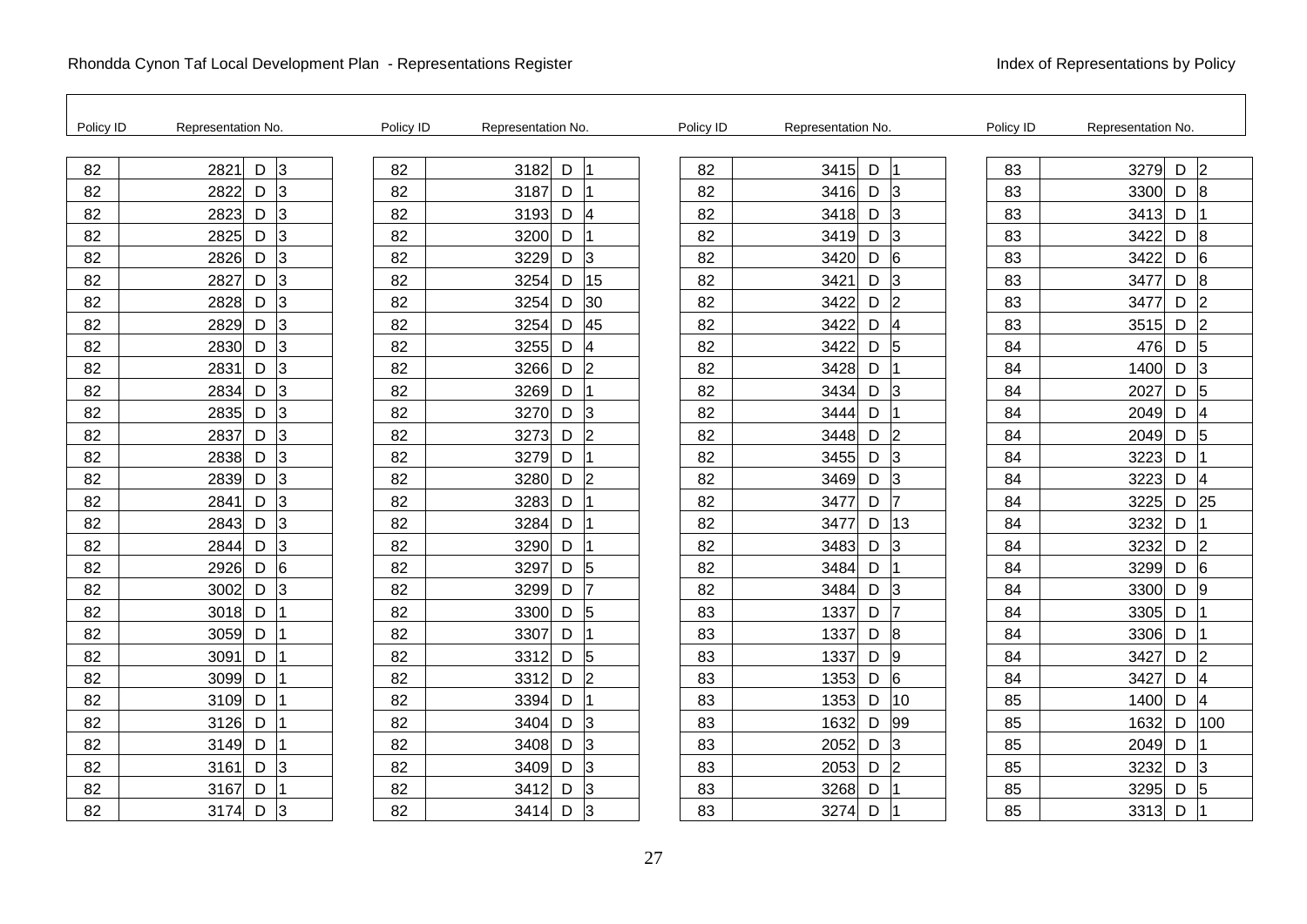Rhondda Cynon Taf Local Development Plan - Representations Register

Index of Representations by Policy

| Policy ID | Representation No. | | |
|---|---|---|---|
| 82 | 2821 | D | 3 |
| 82 | 2822 | D | 3 |
| 82 | 2823 | D | 3 |
| 82 | 2825 | D | 3 |
| 82 | 2826 | D | 3 |
| 82 | 2827 | D | 3 |
| 82 | 2828 | D | 3 |
| 82 | 2829 | D | 3 |
| 82 | 2830 | D | 3 |
| 82 | 2831 | D | 3 |
| 82 | 2834 | D | 3 |
| 82 | 2835 | D | 3 |
| 82 | 2837 | D | 3 |
| 82 | 2838 | D | 3 |
| 82 | 2839 | D | 3 |
| 82 | 2841 | D | 3 |
| 82 | 2843 | D | 3 |
| 82 | 2844 | D | 3 |
| 82 | 2926 | D | 6 |
| 82 | 3002 | D | 3 |
| 82 | 3018 | D | 1 |
| 82 | 3059 | D | 1 |
| 82 | 3091 | D | 1 |
| 82 | 3099 | D | 1 |
| 82 | 3109 | D | 1 |
| 82 | 3126 | D | 1 |
| 82 | 3149 | D | 1 |
| 82 | 3161 | D | 3 |
| 82 | 3167 | D | 1 |
| 82 | 3174 | D | 3 |
| 82 | 3182 | D | 1 |
| 82 | 3187 | D | 1 |
| 82 | 3193 | D | 4 |
| 82 | 3200 | D | 1 |
| 82 | 3229 | D | 3 |
| 82 | 3254 | D | 15 |
| 82 | 3254 | D | 30 |
| 82 | 3254 | D | 45 |
| 82 | 3255 | D | 4 |
| 82 | 3266 | D | 2 |
| 82 | 3269 | D | 1 |
| 82 | 3270 | D | 3 |
| 82 | 3273 | D | 2 |
| 82 | 3279 | D | 1 |
| 82 | 3280 | D | 2 |
| 82 | 3283 | D | 1 |
| 82 | 3284 | D | 1 |
| 82 | 3290 | D | 1 |
| 82 | 3297 | D | 5 |
| 82 | 3299 | D | 7 |
| 82 | 3300 | D | 5 |
| 82 | 3307 | D | 1 |
| 82 | 3312 | D | 5 |
| 82 | 3312 | D | 2 |
| 82 | 3394 | D | 1 |
| 82 | 3404 | D | 3 |
| 82 | 3408 | D | 3 |
| 82 | 3409 | D | 3 |
| 82 | 3412 | D | 3 |
| 82 | 3414 | D | 3 |
| 82 | 3415 | D | 1 |
| 82 | 3416 | D | 3 |
| 82 | 3418 | D | 3 |
| 82 | 3419 | D | 3 |
| 82 | 3420 | D | 6 |
| 82 | 3421 | D | 3 |
| 82 | 3422 | D | 2 |
| 82 | 3422 | D | 4 |
| 82 | 3422 | D | 5 |
| 82 | 3428 | D | 1 |
| 82 | 3434 | D | 3 |
| 82 | 3444 | D | 1 |
| 82 | 3448 | D | 2 |
| 82 | 3455 | D | 3 |
| 82 | 3469 | D | 3 |
| 82 | 3477 | D | 7 |
| 82 | 3477 | D | 13 |
| 82 | 3483 | D | 3 |
| 82 | 3484 | D | 1 |
| 82 | 3484 | D | 3 |
| 83 | 1337 | D | 7 |
| 83 | 1337 | D | 8 |
| 83 | 1337 | D | 9 |
| 83 | 1353 | D | 6 |
| 83 | 1353 | D | 10 |
| 83 | 1632 | D | 99 |
| 83 | 2052 | D | 3 |
| 83 | 2053 | D | 2 |
| 83 | 3268 | D | 1 |
| 83 | 3274 | D | 1 |
| 83 | 3279 | D | 2 |
| 83 | 3300 | D | 8 |
| 83 | 3413 | D | 1 |
| 83 | 3422 | D | 8 |
| 83 | 3422 | D | 6 |
| 83 | 3477 | D | 8 |
| 83 | 3477 | D | 2 |
| 83 | 3515 | D | 2 |
| 84 | 476 | D | 5 |
| 84 | 1400 | D | 3 |
| 84 | 2027 | D | 5 |
| 84 | 2049 | D | 4 |
| 84 | 2049 | D | 5 |
| 84 | 3223 | D | 1 |
| 84 | 3223 | D | 4 |
| 84 | 3225 | D | 25 |
| 84 | 3232 | D | 1 |
| 84 | 3232 | D | 2 |
| 84 | 3299 | D | 6 |
| 84 | 3300 | D | 9 |
| 84 | 3305 | D | 1 |
| 84 | 3306 | D | 1 |
| 84 | 3427 | D | 2 |
| 84 | 3427 | D | 4 |
| 85 | 1400 | D | 4 |
| 85 | 1632 | D | 100 |
| 85 | 2049 | D | 1 |
| 85 | 3232 | D | 3 |
| 85 | 3295 | D | 5 |
| 85 | 3313 | D | 1 |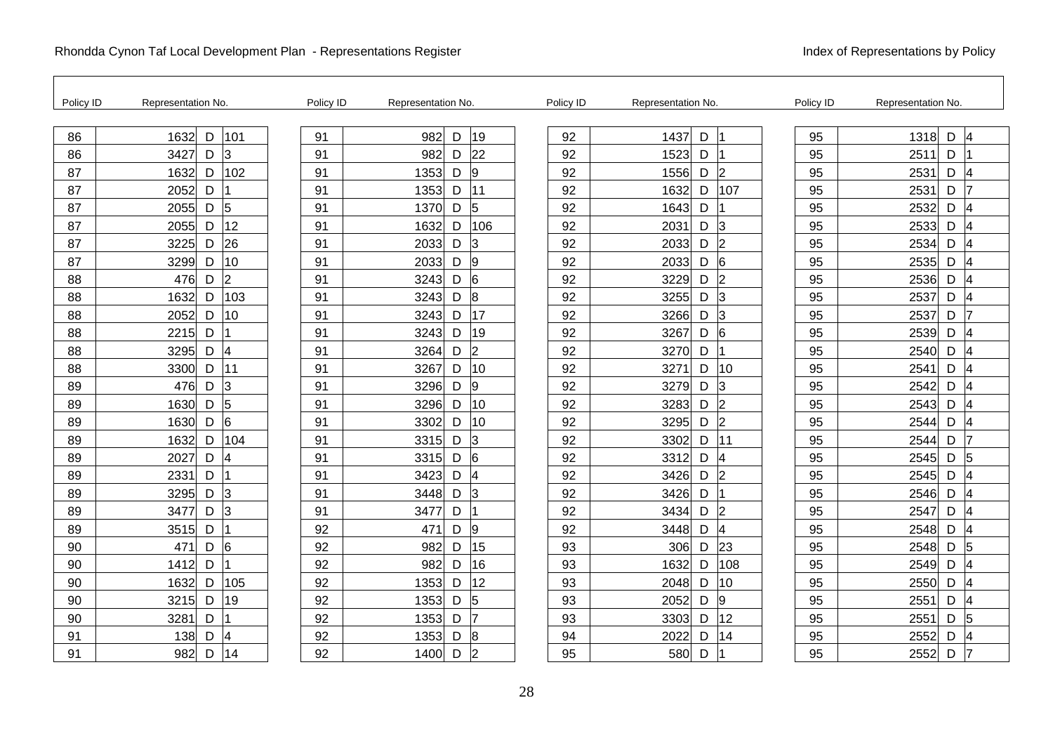Rhondda Cynon Taf Local Development Plan - Representations Register

Index of Representations by Policy

| Policy ID | Representation No. | | |
|---|---|---|---|
| 86 | 1632 | D | 101 |
| 86 | 3427 | D | 3 |
| 87 | 1632 | D | 102 |
| 87 | 2052 | D | 1 |
| 87 | 2055 | D | 5 |
| 87 | 2055 | D | 12 |
| 87 | 3225 | D | 26 |
| 87 | 3299 | D | 10 |
| 88 | 476 | D | 2 |
| 88 | 1632 | D | 103 |
| 88 | 2052 | D | 10 |
| 88 | 2215 | D | 1 |
| 88 | 3295 | D | 4 |
| 88 | 3300 | D | 11 |
| 89 | 476 | D | 3 |
| 89 | 1630 | D | 5 |
| 89 | 1630 | D | 6 |
| 89 | 1632 | D | 104 |
| 89 | 2027 | D | 4 |
| 89 | 2331 | D | 1 |
| 89 | 3295 | D | 3 |
| 89 | 3477 | D | 3 |
| 89 | 3515 | D | 1 |
| 90 | 471 | D | 6 |
| 90 | 1412 | D | 1 |
| 90 | 1632 | D | 105 |
| 90 | 3215 | D | 19 |
| 90 | 3281 | D | 1 |
| 91 | 138 | D | 4 |
| 91 | 982 | D | 14 |
| 91 | 982 | D | 19 |
| 91 | 982 | D | 22 |
| 91 | 1353 | D | 9 |
| 91 | 1353 | D | 11 |
| 91 | 1370 | D | 5 |
| 91 | 1632 | D | 106 |
| 91 | 2033 | D | 3 |
| 91 | 2033 | D | 9 |
| 91 | 3243 | D | 6 |
| 91 | 3243 | D | 8 |
| 91 | 3243 | D | 17 |
| 91 | 3243 | D | 19 |
| 91 | 3264 | D | 2 |
| 91 | 3267 | D | 10 |
| 91 | 3296 | D | 9 |
| 91 | 3296 | D | 10 |
| 91 | 3302 | D | 10 |
| 91 | 3315 | D | 3 |
| 91 | 3315 | D | 6 |
| 91 | 3423 | D | 4 |
| 91 | 3448 | D | 3 |
| 91 | 3477 | D | 1 |
| 92 | 471 | D | 9 |
| 92 | 982 | D | 15 |
| 92 | 982 | D | 16 |
| 92 | 1353 | D | 12 |
| 92 | 1353 | D | 5 |
| 92 | 1353 | D | 7 |
| 92 | 1353 | D | 8 |
| 92 | 1400 | D | 2 |
| 92 | 1437 | D | 1 |
| 92 | 1523 | D | 1 |
| 92 | 1556 | D | 2 |
| 92 | 1632 | D | 107 |
| 92 | 1643 | D | 1 |
| 92 | 2031 | D | 3 |
| 92 | 2033 | D | 2 |
| 92 | 2033 | D | 6 |
| 92 | 3229 | D | 2 |
| 92 | 3255 | D | 3 |
| 92 | 3266 | D | 3 |
| 92 | 3267 | D | 6 |
| 92 | 3270 | D | 1 |
| 92 | 3271 | D | 10 |
| 92 | 3279 | D | 3 |
| 92 | 3283 | D | 2 |
| 92 | 3295 | D | 2 |
| 92 | 3302 | D | 11 |
| 92 | 3312 | D | 4 |
| 92 | 3426 | D | 2 |
| 92 | 3426 | D | 1 |
| 92 | 3434 | D | 2 |
| 92 | 3448 | D | 4 |
| 93 | 306 | D | 23 |
| 93 | 1632 | D | 108 |
| 93 | 2048 | D | 10 |
| 93 | 2052 | D | 9 |
| 93 | 3303 | D | 12 |
| 94 | 2022 | D | 14 |
| 95 | 580 | D | 1 |
| 95 | 1318 | D | 4 |
| 95 | 2511 | D | 1 |
| 95 | 2531 | D | 4 |
| 95 | 2531 | D | 7 |
| 95 | 2532 | D | 4 |
| 95 | 2533 | D | 4 |
| 95 | 2534 | D | 4 |
| 95 | 2535 | D | 4 |
| 95 | 2536 | D | 4 |
| 95 | 2537 | D | 4 |
| 95 | 2537 | D | 7 |
| 95 | 2539 | D | 4 |
| 95 | 2540 | D | 4 |
| 95 | 2541 | D | 4 |
| 95 | 2542 | D | 4 |
| 95 | 2543 | D | 4 |
| 95 | 2544 | D | 4 |
| 95 | 2544 | D | 7 |
| 95 | 2545 | D | 5 |
| 95 | 2545 | D | 4 |
| 95 | 2546 | D | 4 |
| 95 | 2547 | D | 4 |
| 95 | 2548 | D | 4 |
| 95 | 2548 | D | 5 |
| 95 | 2549 | D | 4 |
| 95 | 2550 | D | 4 |
| 95 | 2551 | D | 4 |
| 95 | 2551 | D | 5 |
| 95 | 2552 | D | 4 |
| 95 | 2552 | D | 7 |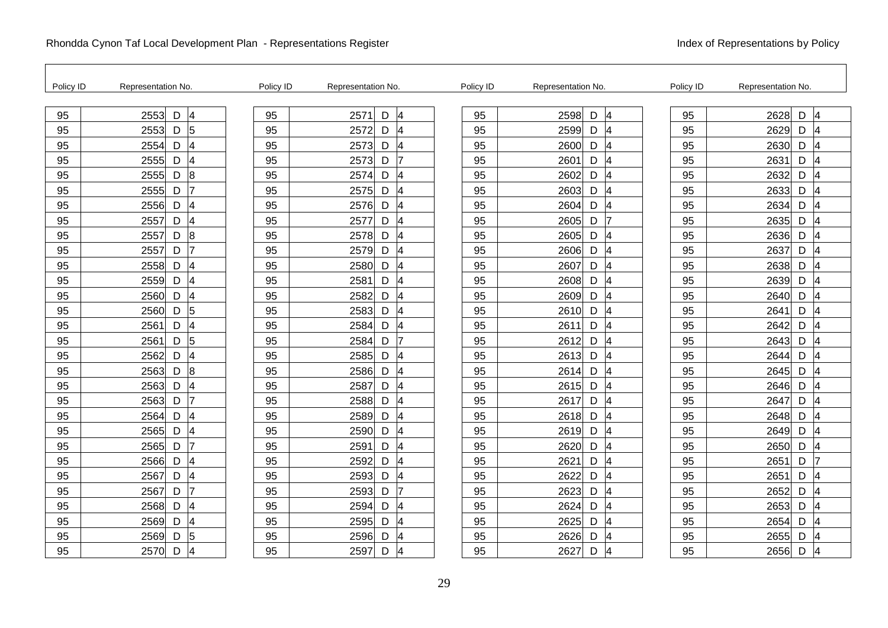| Policy ID | Representation No. | | |
|---|---|---|---|
| 95 | 2553 | D | 4 |
| 95 | 2553 | D | 5 |
| 95 | 2554 | D | 4 |
| 95 | 2555 | D | 4 |
| 95 | 2555 | D | 8 |
| 95 | 2555 | D | 7 |
| 95 | 2556 | D | 4 |
| 95 | 2557 | D | 4 |
| 95 | 2557 | D | 8 |
| 95 | 2557 | D | 7 |
| 95 | 2558 | D | 4 |
| 95 | 2559 | D | 4 |
| 95 | 2560 | D | 4 |
| 95 | 2560 | D | 5 |
| 95 | 2561 | D | 4 |
| 95 | 2561 | D | 5 |
| 95 | 2562 | D | 4 |
| 95 | 2563 | D | 8 |
| 95 | 2563 | D | 4 |
| 95 | 2563 | D | 7 |
| 95 | 2564 | D | 4 |
| 95 | 2565 | D | 4 |
| 95 | 2565 | D | 7 |
| 95 | 2566 | D | 4 |
| 95 | 2567 | D | 4 |
| 95 | 2567 | D | 7 |
| 95 | 2568 | D | 4 |
| 95 | 2569 | D | 4 |
| 95 | 2569 | D | 5 |
| 95 | 2570 | D | 4 |
| 95 | 2571 | D | 4 |
| 95 | 2572 | D | 4 |
| 95 | 2573 | D | 4 |
| 95 | 2573 | D | 7 |
| 95 | 2574 | D | 4 |
| 95 | 2575 | D | 4 |
| 95 | 2576 | D | 4 |
| 95 | 2577 | D | 4 |
| 95 | 2578 | D | 4 |
| 95 | 2579 | D | 4 |
| 95 | 2580 | D | 4 |
| 95 | 2581 | D | 4 |
| 95 | 2582 | D | 4 |
| 95 | 2583 | D | 4 |
| 95 | 2584 | D | 4 |
| 95 | 2584 | D | 7 |
| 95 | 2585 | D | 4 |
| 95 | 2586 | D | 4 |
| 95 | 2587 | D | 4 |
| 95 | 2588 | D | 4 |
| 95 | 2589 | D | 4 |
| 95 | 2590 | D | 4 |
| 95 | 2591 | D | 4 |
| 95 | 2592 | D | 4 |
| 95 | 2593 | D | 4 |
| 95 | 2593 | D | 7 |
| 95 | 2594 | D | 4 |
| 95 | 2595 | D | 4 |
| 95 | 2596 | D | 4 |
| 95 | 2597 | D | 4 |
| 95 | 2598 | D | 4 |
| 95 | 2599 | D | 4 |
| 95 | 2600 | D | 4 |
| 95 | 2601 | D | 4 |
| 95 | 2602 | D | 4 |
| 95 | 2603 | D | 4 |
| 95 | 2604 | D | 4 |
| 95 | 2605 | D | 7 |
| 95 | 2605 | D | 4 |
| 95 | 2606 | D | 4 |
| 95 | 2607 | D | 4 |
| 95 | 2608 | D | 4 |
| 95 | 2609 | D | 4 |
| 95 | 2610 | D | 4 |
| 95 | 2611 | D | 4 |
| 95 | 2612 | D | 4 |
| 95 | 2613 | D | 4 |
| 95 | 2614 | D | 4 |
| 95 | 2615 | D | 4 |
| 95 | 2617 | D | 4 |
| 95 | 2618 | D | 4 |
| 95 | 2619 | D | 4 |
| 95 | 2620 | D | 4 |
| 95 | 2621 | D | 4 |
| 95 | 2622 | D | 4 |
| 95 | 2623 | D | 4 |
| 95 | 2624 | D | 4 |
| 95 | 2625 | D | 4 |
| 95 | 2626 | D | 4 |
| 95 | 2627 | D | 4 |
| 95 | 2628 | D | 4 |
| 95 | 2629 | D | 4 |
| 95 | 2630 | D | 4 |
| 95 | 2631 | D | 4 |
| 95 | 2632 | D | 4 |
| 95 | 2633 | D | 4 |
| 95 | 2634 | D | 4 |
| 95 | 2635 | D | 4 |
| 95 | 2636 | D | 4 |
| 95 | 2637 | D | 4 |
| 95 | 2638 | D | 4 |
| 95 | 2639 | D | 4 |
| 95 | 2640 | D | 4 |
| 95 | 2641 | D | 4 |
| 95 | 2642 | D | 4 |
| 95 | 2643 | D | 4 |
| 95 | 2644 | D | 4 |
| 95 | 2645 | D | 4 |
| 95 | 2646 | D | 4 |
| 95 | 2647 | D | 4 |
| 95 | 2648 | D | 4 |
| 95 | 2649 | D | 4 |
| 95 | 2650 | D | 4 |
| 95 | 2651 | D | 7 |
| 95 | 2651 | D | 4 |
| 95 | 2652 | D | 4 |
| 95 | 2653 | D | 4 |
| 95 | 2654 | D | 4 |
| 95 | 2655 | D | 4 |
| 95 | 2656 | D | 4 |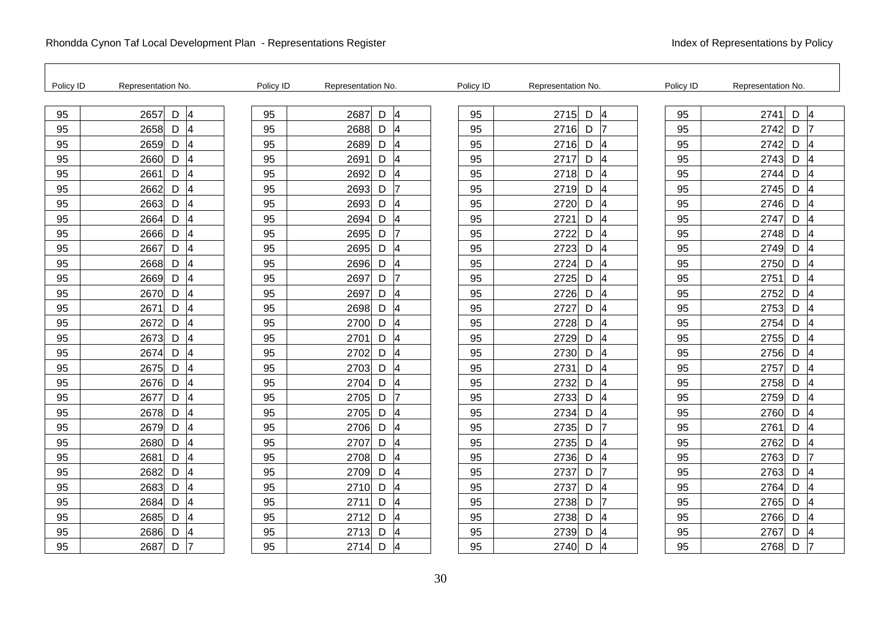| Policy ID | Representation No. | | | Policy ID | Representation No. | | | Policy ID | Representation No. | | | Policy ID | Representation No. | | |
|---|---|---|---|---|---|---|---|---|---|---|---|---|---|---|---|
| 95 | 2657 | D | 4 | 95 | 2687 | D | 4 | 95 | 2715 | D | 4 | 95 | 2741 | D | 4 |
| 95 | 2658 | D | 4 | 95 | 2688 | D | 4 | 95 | 2716 | D | 7 | 95 | 2742 | D | 7 |
| 95 | 2659 | D | 4 | 95 | 2689 | D | 4 | 95 | 2716 | D | 4 | 95 | 2742 | D | 4 |
| 95 | 2660 | D | 4 | 95 | 2691 | D | 4 | 95 | 2717 | D | 4 | 95 | 2743 | D | 4 |
| 95 | 2661 | D | 4 | 95 | 2692 | D | 4 | 95 | 2718 | D | 4 | 95 | 2744 | D | 4 |
| 95 | 2662 | D | 4 | 95 | 2693 | D | 7 | 95 | 2719 | D | 4 | 95 | 2745 | D | 4 |
| 95 | 2663 | D | 4 | 95 | 2693 | D | 4 | 95 | 2720 | D | 4 | 95 | 2746 | D | 4 |
| 95 | 2664 | D | 4 | 95 | 2694 | D | 4 | 95 | 2721 | D | 4 | 95 | 2747 | D | 4 |
| 95 | 2666 | D | 4 | 95 | 2695 | D | 7 | 95 | 2722 | D | 4 | 95 | 2748 | D | 4 |
| 95 | 2667 | D | 4 | 95 | 2695 | D | 4 | 95 | 2723 | D | 4 | 95 | 2749 | D | 4 |
| 95 | 2668 | D | 4 | 95 | 2696 | D | 4 | 95 | 2724 | D | 4 | 95 | 2750 | D | 4 |
| 95 | 2669 | D | 4 | 95 | 2697 | D | 7 | 95 | 2725 | D | 4 | 95 | 2751 | D | 4 |
| 95 | 2670 | D | 4 | 95 | 2697 | D | 4 | 95 | 2726 | D | 4 | 95 | 2752 | D | 4 |
| 95 | 2671 | D | 4 | 95 | 2698 | D | 4 | 95 | 2727 | D | 4 | 95 | 2753 | D | 4 |
| 95 | 2672 | D | 4 | 95 | 2700 | D | 4 | 95 | 2728 | D | 4 | 95 | 2754 | D | 4 |
| 95 | 2673 | D | 4 | 95 | 2701 | D | 4 | 95 | 2729 | D | 4 | 95 | 2755 | D | 4 |
| 95 | 2674 | D | 4 | 95 | 2702 | D | 4 | 95 | 2730 | D | 4 | 95 | 2756 | D | 4 |
| 95 | 2675 | D | 4 | 95 | 2703 | D | 4 | 95 | 2731 | D | 4 | 95 | 2757 | D | 4 |
| 95 | 2676 | D | 4 | 95 | 2704 | D | 4 | 95 | 2732 | D | 4 | 95 | 2758 | D | 4 |
| 95 | 2677 | D | 4 | 95 | 2705 | D | 7 | 95 | 2733 | D | 4 | 95 | 2759 | D | 4 |
| 95 | 2678 | D | 4 | 95 | 2705 | D | 4 | 95 | 2734 | D | 4 | 95 | 2760 | D | 4 |
| 95 | 2679 | D | 4 | 95 | 2706 | D | 4 | 95 | 2735 | D | 7 | 95 | 2761 | D | 4 |
| 95 | 2680 | D | 4 | 95 | 2707 | D | 4 | 95 | 2735 | D | 4 | 95 | 2762 | D | 4 |
| 95 | 2681 | D | 4 | 95 | 2708 | D | 4 | 95 | 2736 | D | 4 | 95 | 2763 | D | 7 |
| 95 | 2682 | D | 4 | 95 | 2709 | D | 4 | 95 | 2737 | D | 7 | 95 | 2763 | D | 4 |
| 95 | 2683 | D | 4 | 95 | 2710 | D | 4 | 95 | 2737 | D | 4 | 95 | 2764 | D | 4 |
| 95 | 2684 | D | 4 | 95 | 2711 | D | 4 | 95 | 2738 | D | 7 | 95 | 2765 | D | 4 |
| 95 | 2685 | D | 4 | 95 | 2712 | D | 4 | 95 | 2738 | D | 4 | 95 | 2766 | D | 4 |
| 95 | 2686 | D | 4 | 95 | 2713 | D | 4 | 95 | 2739 | D | 4 | 95 | 2767 | D | 4 |
| 95 | 2687 | D | 7 | 95 | 2714 | D | 4 | 95 | 2740 | D | 4 | 95 | 2768 | D | 7 |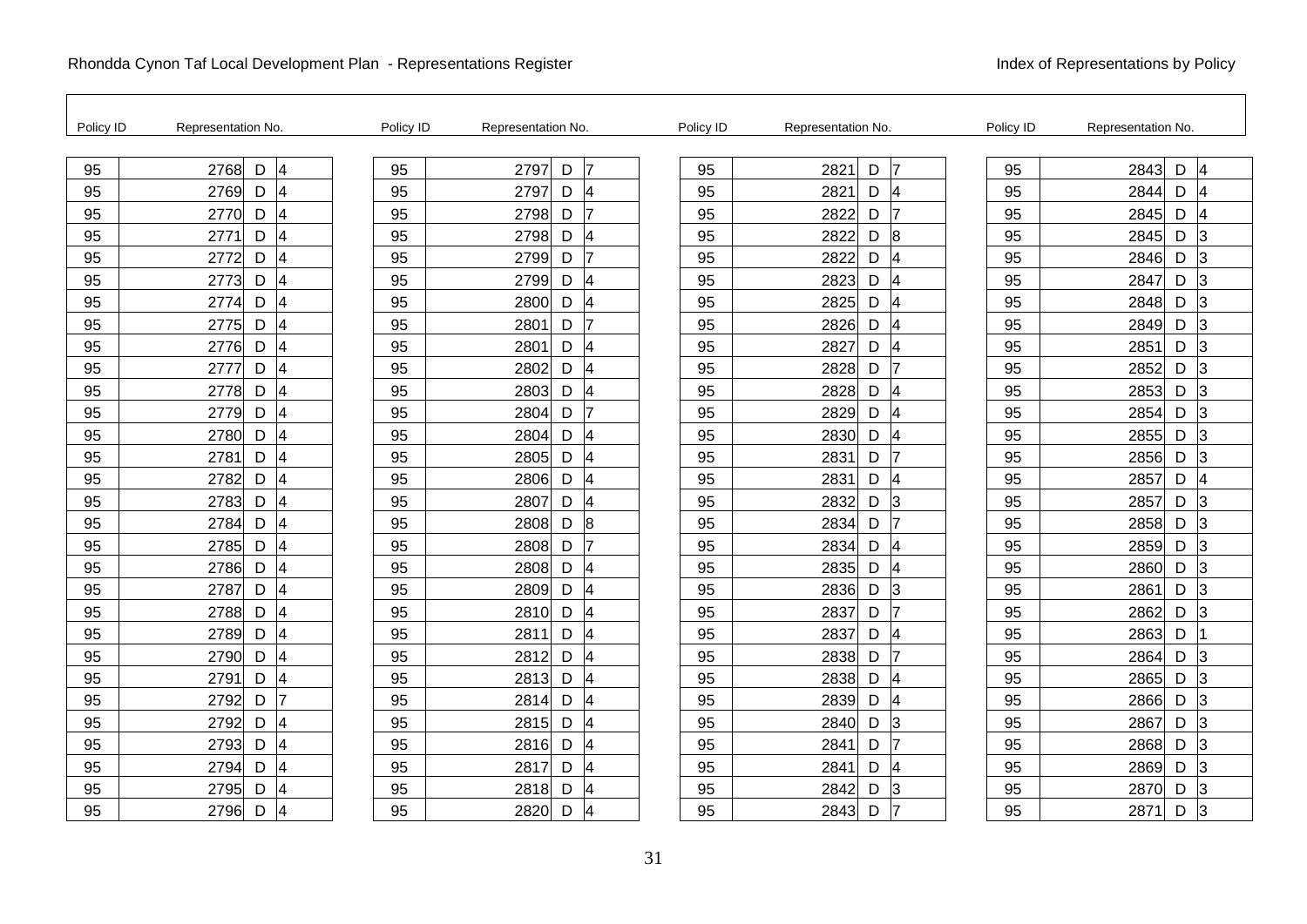Rhondda Cynon Taf Local Development Plan - Representations Register

Index of Representations by Policy

| Policy ID | Representation No. | | | Policy ID | Representation No. | | | Policy ID | Representation No. | | | Policy ID | Representation No. | | |
|---|---|---|---|---|---|---|---|---|---|---|---|---|---|---|---|
| 95 | 2768 | D | 4 | 95 | 2797 | D | 7 | 95 | 2821 | D | 7 | 95 | 2843 | D | 4 |
| 95 | 2769 | D | 4 | 95 | 2797 | D | 4 | 95 | 2821 | D | 4 | 95 | 2844 | D | 4 |
| 95 | 2770 | D | 4 | 95 | 2798 | D | 7 | 95 | 2822 | D | 7 | 95 | 2845 | D | 4 |
| 95 | 2771 | D | 4 | 95 | 2798 | D | 4 | 95 | 2822 | D | 8 | 95 | 2845 | D | 3 |
| 95 | 2772 | D | 4 | 95 | 2799 | D | 7 | 95 | 2822 | D | 4 | 95 | 2846 | D | 3 |
| 95 | 2773 | D | 4 | 95 | 2799 | D | 4 | 95 | 2823 | D | 4 | 95 | 2847 | D | 3 |
| 95 | 2774 | D | 4 | 95 | 2800 | D | 4 | 95 | 2825 | D | 4 | 95 | 2848 | D | 3 |
| 95 | 2775 | D | 4 | 95 | 2801 | D | 7 | 95 | 2826 | D | 4 | 95 | 2849 | D | 3 |
| 95 | 2776 | D | 4 | 95 | 2801 | D | 4 | 95 | 2827 | D | 4 | 95 | 2851 | D | 3 |
| 95 | 2777 | D | 4 | 95 | 2802 | D | 4 | 95 | 2828 | D | 7 | 95 | 2852 | D | 3 |
| 95 | 2778 | D | 4 | 95 | 2803 | D | 4 | 95 | 2828 | D | 4 | 95 | 2853 | D | 3 |
| 95 | 2779 | D | 4 | 95 | 2804 | D | 7 | 95 | 2829 | D | 4 | 95 | 2854 | D | 3 |
| 95 | 2780 | D | 4 | 95 | 2804 | D | 4 | 95 | 2830 | D | 4 | 95 | 2855 | D | 3 |
| 95 | 2781 | D | 4 | 95 | 2805 | D | 4 | 95 | 2831 | D | 7 | 95 | 2856 | D | 3 |
| 95 | 2782 | D | 4 | 95 | 2806 | D | 4 | 95 | 2831 | D | 4 | 95 | 2857 | D | 4 |
| 95 | 2783 | D | 4 | 95 | 2807 | D | 4 | 95 | 2832 | D | 3 | 95 | 2857 | D | 3 |
| 95 | 2784 | D | 4 | 95 | 2808 | D | 8 | 95 | 2834 | D | 7 | 95 | 2858 | D | 3 |
| 95 | 2785 | D | 4 | 95 | 2808 | D | 7 | 95 | 2834 | D | 4 | 95 | 2859 | D | 3 |
| 95 | 2786 | D | 4 | 95 | 2808 | D | 4 | 95 | 2835 | D | 4 | 95 | 2860 | D | 3 |
| 95 | 2787 | D | 4 | 95 | 2809 | D | 4 | 95 | 2836 | D | 3 | 95 | 2861 | D | 3 |
| 95 | 2788 | D | 4 | 95 | 2810 | D | 4 | 95 | 2837 | D | 7 | 95 | 2862 | D | 3 |
| 95 | 2789 | D | 4 | 95 | 2811 | D | 4 | 95 | 2837 | D | 4 | 95 | 2863 | D | 1 |
| 95 | 2790 | D | 4 | 95 | 2812 | D | 4 | 95 | 2838 | D | 7 | 95 | 2864 | D | 3 |
| 95 | 2791 | D | 4 | 95 | 2813 | D | 4 | 95 | 2838 | D | 4 | 95 | 2865 | D | 3 |
| 95 | 2792 | D | 7 | 95 | 2814 | D | 4 | 95 | 2839 | D | 4 | 95 | 2866 | D | 3 |
| 95 | 2792 | D | 4 | 95 | 2815 | D | 4 | 95 | 2840 | D | 3 | 95 | 2867 | D | 3 |
| 95 | 2793 | D | 4 | 95 | 2816 | D | 4 | 95 | 2841 | D | 7 | 95 | 2868 | D | 3 |
| 95 | 2794 | D | 4 | 95 | 2817 | D | 4 | 95 | 2841 | D | 4 | 95 | 2869 | D | 3 |
| 95 | 2795 | D | 4 | 95 | 2818 | D | 4 | 95 | 2842 | D | 3 | 95 | 2870 | D | 3 |
| 95 | 2796 | D | 4 | 95 | 2820 | D | 4 | 95 | 2843 | D | 7 | 95 | 2871 | D | 3 |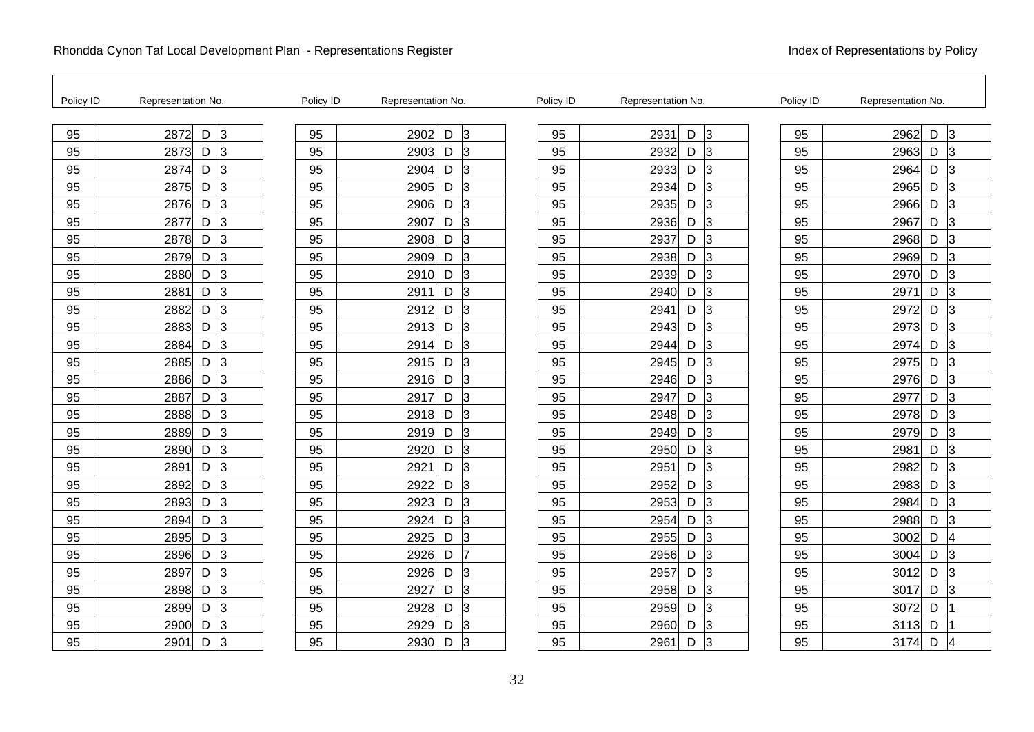Rhondda Cynon Taf Local Development Plan - Representations Register

Index of Representations by Policy

| Policy ID | Representation No. | | | Policy ID | Representation No. | | | Policy ID | Representation No. | | | Policy ID | Representation No. | | |
|---|---|---|---|---|---|---|---|---|---|---|---|---|---|---|---|
| 95 | 2872 | D | 3 | 95 | 2902 | D | 3 | 95 | 2931 | D | 3 | 95 | 2962 | D | 3 |
| 95 | 2873 | D | 3 | 95 | 2903 | D | 3 | 95 | 2932 | D | 3 | 95 | 2963 | D | 3 |
| 95 | 2874 | D | 3 | 95 | 2904 | D | 3 | 95 | 2933 | D | 3 | 95 | 2964 | D | 3 |
| 95 | 2875 | D | 3 | 95 | 2905 | D | 3 | 95 | 2934 | D | 3 | 95 | 2965 | D | 3 |
| 95 | 2876 | D | 3 | 95 | 2906 | D | 3 | 95 | 2935 | D | 3 | 95 | 2966 | D | 3 |
| 95 | 2877 | D | 3 | 95 | 2907 | D | 3 | 95 | 2936 | D | 3 | 95 | 2967 | D | 3 |
| 95 | 2878 | D | 3 | 95 | 2908 | D | 3 | 95 | 2937 | D | 3 | 95 | 2968 | D | 3 |
| 95 | 2879 | D | 3 | 95 | 2909 | D | 3 | 95 | 2938 | D | 3 | 95 | 2969 | D | 3 |
| 95 | 2880 | D | 3 | 95 | 2910 | D | 3 | 95 | 2939 | D | 3 | 95 | 2970 | D | 3 |
| 95 | 2881 | D | 3 | 95 | 2911 | D | 3 | 95 | 2940 | D | 3 | 95 | 2971 | D | 3 |
| 95 | 2882 | D | 3 | 95 | 2912 | D | 3 | 95 | 2941 | D | 3 | 95 | 2972 | D | 3 |
| 95 | 2883 | D | 3 | 95 | 2913 | D | 3 | 95 | 2943 | D | 3 | 95 | 2973 | D | 3 |
| 95 | 2884 | D | 3 | 95 | 2914 | D | 3 | 95 | 2944 | D | 3 | 95 | 2974 | D | 3 |
| 95 | 2885 | D | 3 | 95 | 2915 | D | 3 | 95 | 2945 | D | 3 | 95 | 2975 | D | 3 |
| 95 | 2886 | D | 3 | 95 | 2916 | D | 3 | 95 | 2946 | D | 3 | 95 | 2976 | D | 3 |
| 95 | 2887 | D | 3 | 95 | 2917 | D | 3 | 95 | 2947 | D | 3 | 95 | 2977 | D | 3 |
| 95 | 2888 | D | 3 | 95 | 2918 | D | 3 | 95 | 2948 | D | 3 | 95 | 2978 | D | 3 |
| 95 | 2889 | D | 3 | 95 | 2919 | D | 3 | 95 | 2949 | D | 3 | 95 | 2979 | D | 3 |
| 95 | 2890 | D | 3 | 95 | 2920 | D | 3 | 95 | 2950 | D | 3 | 95 | 2981 | D | 3 |
| 95 | 2891 | D | 3 | 95 | 2921 | D | 3 | 95 | 2951 | D | 3 | 95 | 2982 | D | 3 |
| 95 | 2892 | D | 3 | 95 | 2922 | D | 3 | 95 | 2952 | D | 3 | 95 | 2983 | D | 3 |
| 95 | 2893 | D | 3 | 95 | 2923 | D | 3 | 95 | 2953 | D | 3 | 95 | 2984 | D | 3 |
| 95 | 2894 | D | 3 | 95 | 2924 | D | 3 | 95 | 2954 | D | 3 | 95 | 2988 | D | 3 |
| 95 | 2895 | D | 3 | 95 | 2925 | D | 3 | 95 | 2955 | D | 3 | 95 | 3002 | D | 4 |
| 95 | 2896 | D | 3 | 95 | 2926 | D | 7 | 95 | 2956 | D | 3 | 95 | 3004 | D | 3 |
| 95 | 2897 | D | 3 | 95 | 2926 | D | 3 | 95 | 2957 | D | 3 | 95 | 3012 | D | 3 |
| 95 | 2898 | D | 3 | 95 | 2927 | D | 3 | 95 | 2958 | D | 3 | 95 | 3017 | D | 3 |
| 95 | 2899 | D | 3 | 95 | 2928 | D | 3 | 95 | 2959 | D | 3 | 95 | 3072 | D | 1 |
| 95 | 2900 | D | 3 | 95 | 2929 | D | 3 | 95 | 2960 | D | 3 | 95 | 3113 | D | 1 |
| 95 | 2901 | D | 3 | 95 | 2930 | D | 3 | 95 | 2961 | D | 3 | 95 | 3174 | D | 4 |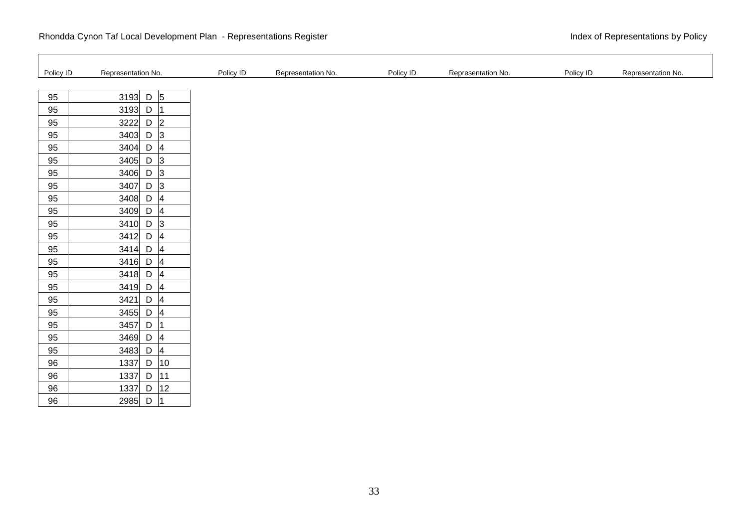| Policy ID | Representation No. | | | Policy ID | Representation No. | Policy ID | Representation No. | Policy ID | Representation No. |
|---|---|---|---|---|---|---|---|---|---|
| 95 | 3193 | D | 5 | | | | | | |
| 95 | 3193 | D | 1 | | | | | | |
| 95 | 3222 | D | 2 | | | | | | |
| 95 | 3403 | D | 3 | | | | | | |
| 95 | 3404 | D | 4 | | | | | | |
| 95 | 3405 | D | 3 | | | | | | |
| 95 | 3406 | D | 3 | | | | | | |
| 95 | 3407 | D | 3 | | | | | | |
| 95 | 3408 | D | 4 | | | | | | |
| 95 | 3409 | D | 4 | | | | | | |
| 95 | 3410 | D | 3 | | | | | | |
| 95 | 3412 | D | 4 | | | | | | |
| 95 | 3414 | D | 4 | | | | | | |
| 95 | 3416 | D | 4 | | | | | | |
| 95 | 3418 | D | 4 | | | | | | |
| 95 | 3419 | D | 4 | | | | | | |
| 95 | 3421 | D | 4 | | | | | | |
| 95 | 3455 | D | 4 | | | | | | |
| 95 | 3457 | D | 1 | | | | | | |
| 95 | 3469 | D | 4 | | | | | | |
| 95 | 3483 | D | 4 | | | | | | |
| 96 | 1337 | D | 10 | | | | | | |
| 96 | 1337 | D | 11 | | | | | | |
| 96 | 1337 | D | 12 | | | | | | |
| 96 | 2985 | D | 1 | | | | | | |